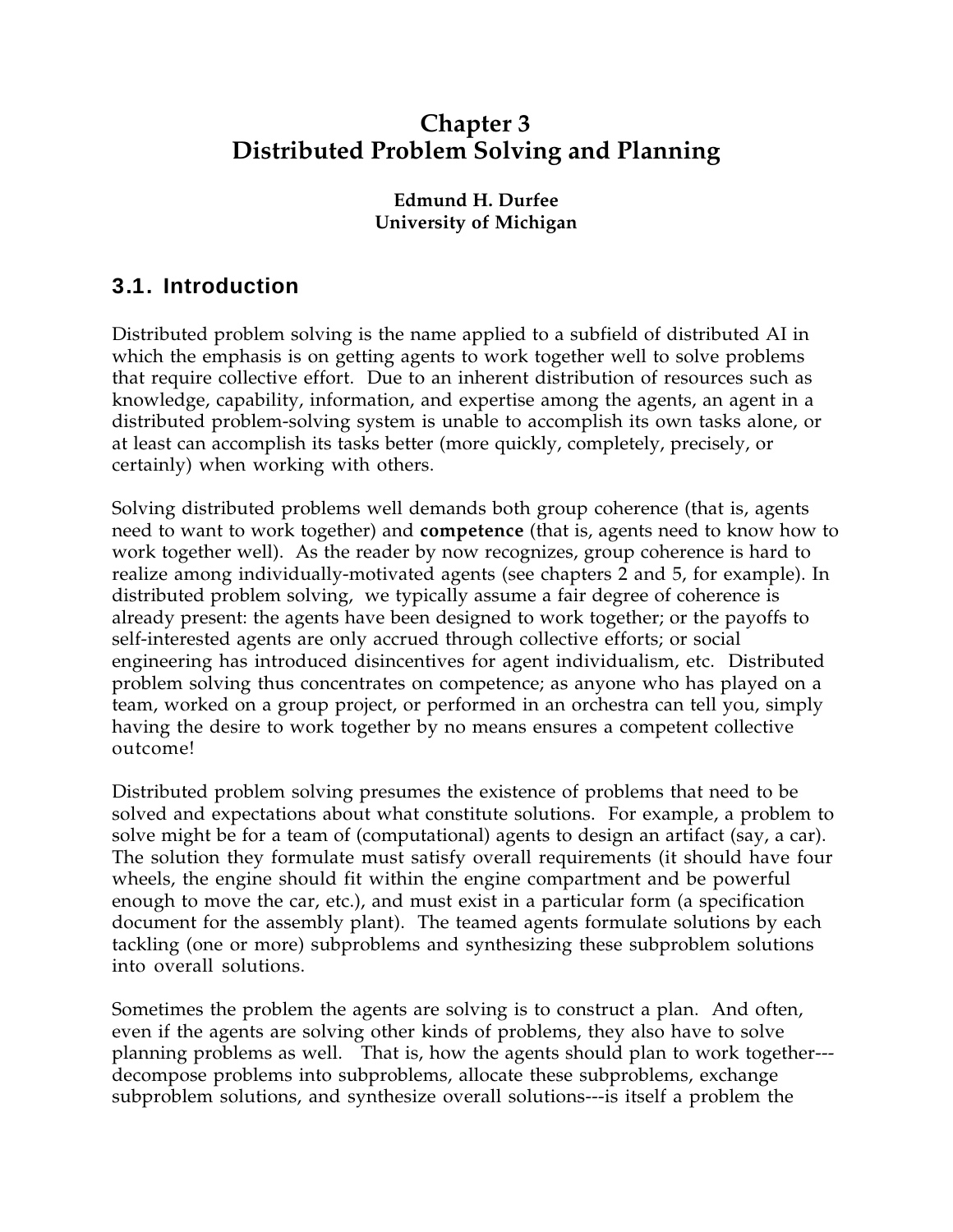# Chapter 3
# Distributed Problem Solving and Planning

**Edmund H. Durfee**
**University of Michigan**

## 3.1. Introduction

Distributed problem solving is the name applied to a subfield of distributed AI in which the emphasis is on getting agents to work together well to solve problems that require collective effort. Due to an inherent distribution of resources such as knowledge, capability, information, and expertise among the agents, an agent in a distributed problem-solving system is unable to accomplish its own tasks alone, or at least can accomplish its tasks better (more quickly, completely, precisely, or certainly) when working with others.

Solving distributed problems well demands both group coherence (that is, agents need to want to work together) and **competence** (that is, agents need to know how to work together well). As the reader by now recognizes, group coherence is hard to realize among individually-motivated agents (see chapters 2 and 5, for example). In distributed problem solving, we typically assume a fair degree of coherence is already present: the agents have been designed to work together; or the payoffs to self-interested agents are only accrued through collective efforts; or social engineering has introduced disincentives for agent individualism, etc. Distributed problem solving thus concentrates on competence; as anyone who has played on a team, worked on a group project, or performed in an orchestra can tell you, simply having the desire to work together by no means ensures a competent collective outcome!

Distributed problem solving presumes the existence of problems that need to be solved and expectations about what constitute solutions. For example, a problem to solve might be for a team of (computational) agents to design an artifact (say, a car). The solution they formulate must satisfy overall requirements (it should have four wheels, the engine should fit within the engine compartment and be powerful enough to move the car, etc.), and must exist in a particular form (a specification document for the assembly plant). The teamed agents formulate solutions by each tackling (one or more) subproblems and synthesizing these subproblem solutions into overall solutions.

Sometimes the problem the agents are solving is to construct a plan. And often, even if the agents are solving other kinds of problems, they also have to solve planning problems as well. That is, how the agents should plan to work together---decompose problems into subproblems, allocate these subproblems, exchange subproblem solutions, and synthesize overall solutions---is itself a problem the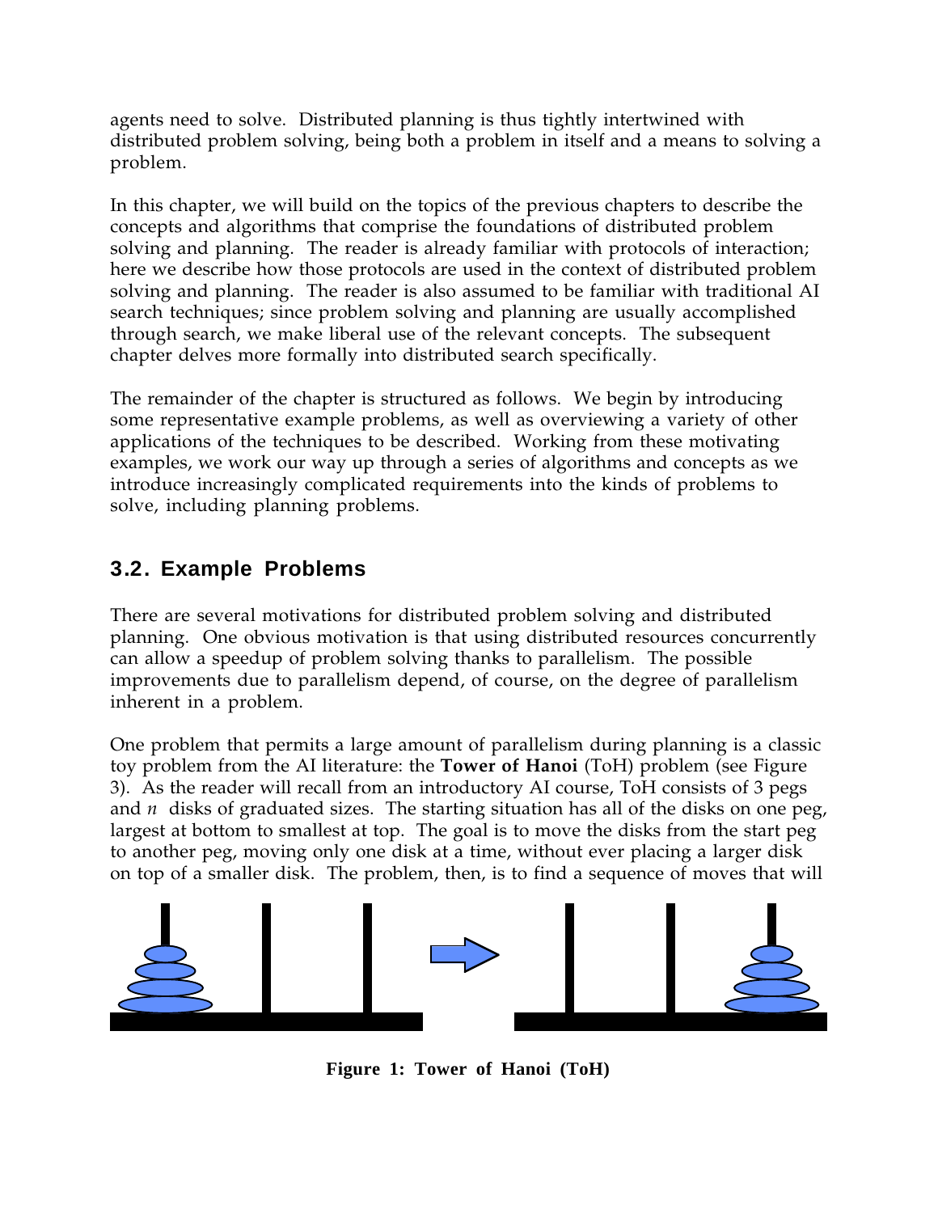agents need to solve. Distributed planning is thus tightly intertwined with distributed problem solving, being both a problem in itself and a means to solving a problem.

In this chapter, we will build on the topics of the previous chapters to describe the concepts and algorithms that comprise the foundations of distributed problem solving and planning. The reader is already familiar with protocols of interaction; here we describe how those protocols are used in the context of distributed problem solving and planning. The reader is also assumed to be familiar with traditional AI search techniques; since problem solving and planning are usually accomplished through search, we make liberal use of the relevant concepts. The subsequent chapter delves more formally into distributed search specifically.

The remainder of the chapter is structured as follows. We begin by introducing some representative example problems, as well as overviewing a variety of other applications of the techniques to be described. Working from these motivating examples, we work our way up through a series of algorithms and concepts as we introduce increasingly complicated requirements into the kinds of problems to solve, including planning problems.

## 3.2. Example Problems

There are several motivations for distributed problem solving and distributed planning. One obvious motivation is that using distributed resources concurrently can allow a speedup of problem solving thanks to parallelism. The possible improvements due to parallelism depend, of course, on the degree of parallelism inherent in a problem.

One problem that permits a large amount of parallelism during planning is a classic toy problem from the AI literature: the **Tower of Hanoi** (ToH) problem (see Figure 3). As the reader will recall from an introductory AI course, ToH consists of 3 pegs and $n$ disks of graduated sizes. The starting situation has all of the disks on one peg, largest at bottom to smallest at top. The goal is to move the disks from the start peg to another peg, moving only one disk at a time, without ever placing a larger disk on top of a smaller disk. The problem, then, is to find a sequence of moves that will

**Figure 1: Tower of Hanoi (ToH)**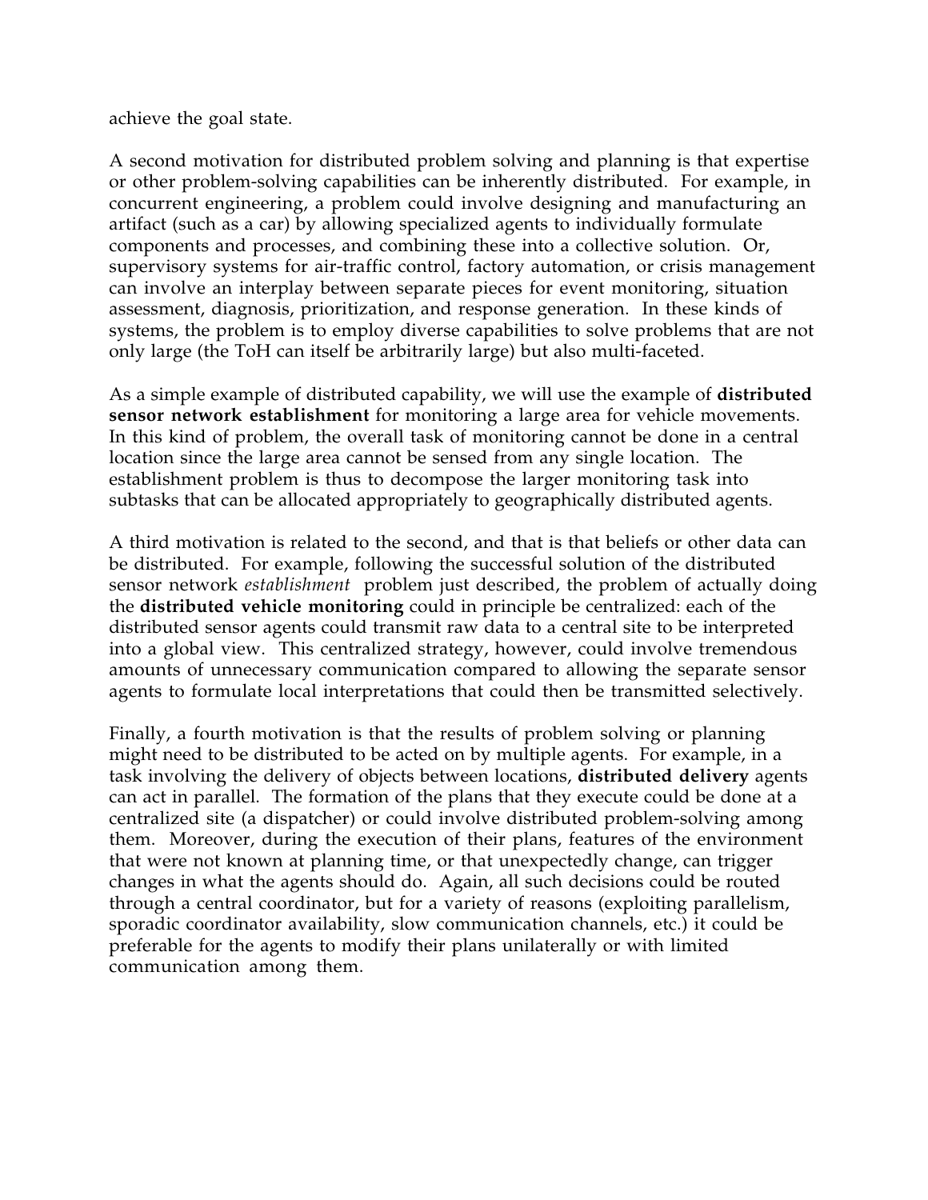achieve the goal state.

A second motivation for distributed problem solving and planning is that expertise or other problem-solving capabilities can be inherently distributed. For example, in concurrent engineering, a problem could involve designing and manufacturing an artifact (such as a car) by allowing specialized agents to individually formulate components and processes, and combining these into a collective solution. Or, supervisory systems for air-traffic control, factory automation, or crisis management can involve an interplay between separate pieces for event monitoring, situation assessment, diagnosis, prioritization, and response generation. In these kinds of systems, the problem is to employ diverse capabilities to solve problems that are not only large (the ToH can itself be arbitrarily large) but also multi-faceted.

As a simple example of distributed capability, we will use the example of **distributed sensor network establishment** for monitoring a large area for vehicle movements. In this kind of problem, the overall task of monitoring cannot be done in a central location since the large area cannot be sensed from any single location. The establishment problem is thus to decompose the larger monitoring task into subtasks that can be allocated appropriately to geographically distributed agents.

A third motivation is related to the second, and that is that beliefs or other data can be distributed. For example, following the successful solution of the distributed sensor network *establishment* problem just described, the problem of actually doing the **distributed vehicle monitoring** could in principle be centralized: each of the distributed sensor agents could transmit raw data to a central site to be interpreted into a global view. This centralized strategy, however, could involve tremendous amounts of unnecessary communication compared to allowing the separate sensor agents to formulate local interpretations that could then be transmitted selectively.

Finally, a fourth motivation is that the results of problem solving or planning might need to be distributed to be acted on by multiple agents. For example, in a task involving the delivery of objects between locations, **distributed delivery** agents can act in parallel. The formation of the plans that they execute could be done at a centralized site (a dispatcher) or could involve distributed problem-solving among them. Moreover, during the execution of their plans, features of the environment that were not known at planning time, or that unexpectedly change, can trigger changes in what the agents should do. Again, all such decisions could be routed through a central coordinator, but for a variety of reasons (exploiting parallelism, sporadic coordinator availability, slow communication channels, etc.) it could be preferable for the agents to modify their plans unilaterally or with limited communication among them.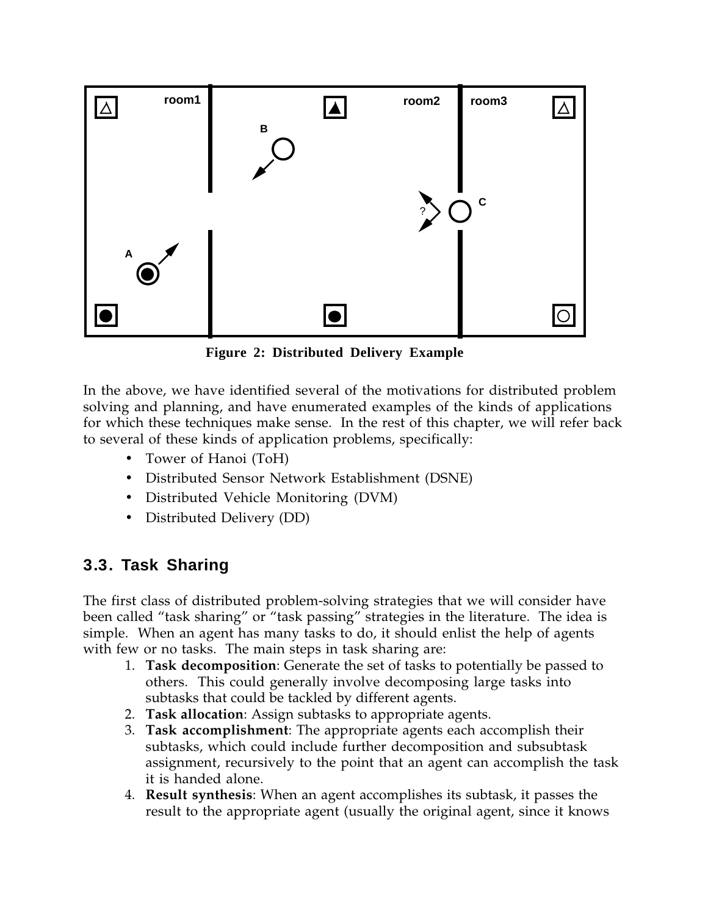Figure 2: Distributed Delivery Example

In the above, we have identified several of the motivations for distributed problem solving and planning, and have enumerated examples of the kinds of applications for which these techniques make sense. In the rest of this chapter, we will refer back to several of these kinds of application problems, specifically:

- Tower of Hanoi (ToH)
- Distributed Sensor Network Establishment (DSNE)
- Distributed Vehicle Monitoring (DVM)
- Distributed Delivery (DD)

## 3.3. Task Sharing

The first class of distributed problem-solving strategies that we will consider have been called "task sharing" or "task passing" strategies in the literature. The idea is simple. When an agent has many tasks to do, it should enlist the help of agents with few or no tasks. The main steps in task sharing are:

1. **Task decomposition**: Generate the set of tasks to potentially be passed to others. This could generally involve decomposing large tasks into subtasks that could be tackled by different agents.
2. **Task allocation**: Assign subtasks to appropriate agents.
3. **Task accomplishment**: The appropriate agents each accomplish their subtasks, which could include further decomposition and subsubtask assignment, recursively to the point that an agent can accomplish the task it is handed alone.
4. **Result synthesis**: When an agent accomplishes its subtask, it passes the result to the appropriate agent (usually the original agent, since it knows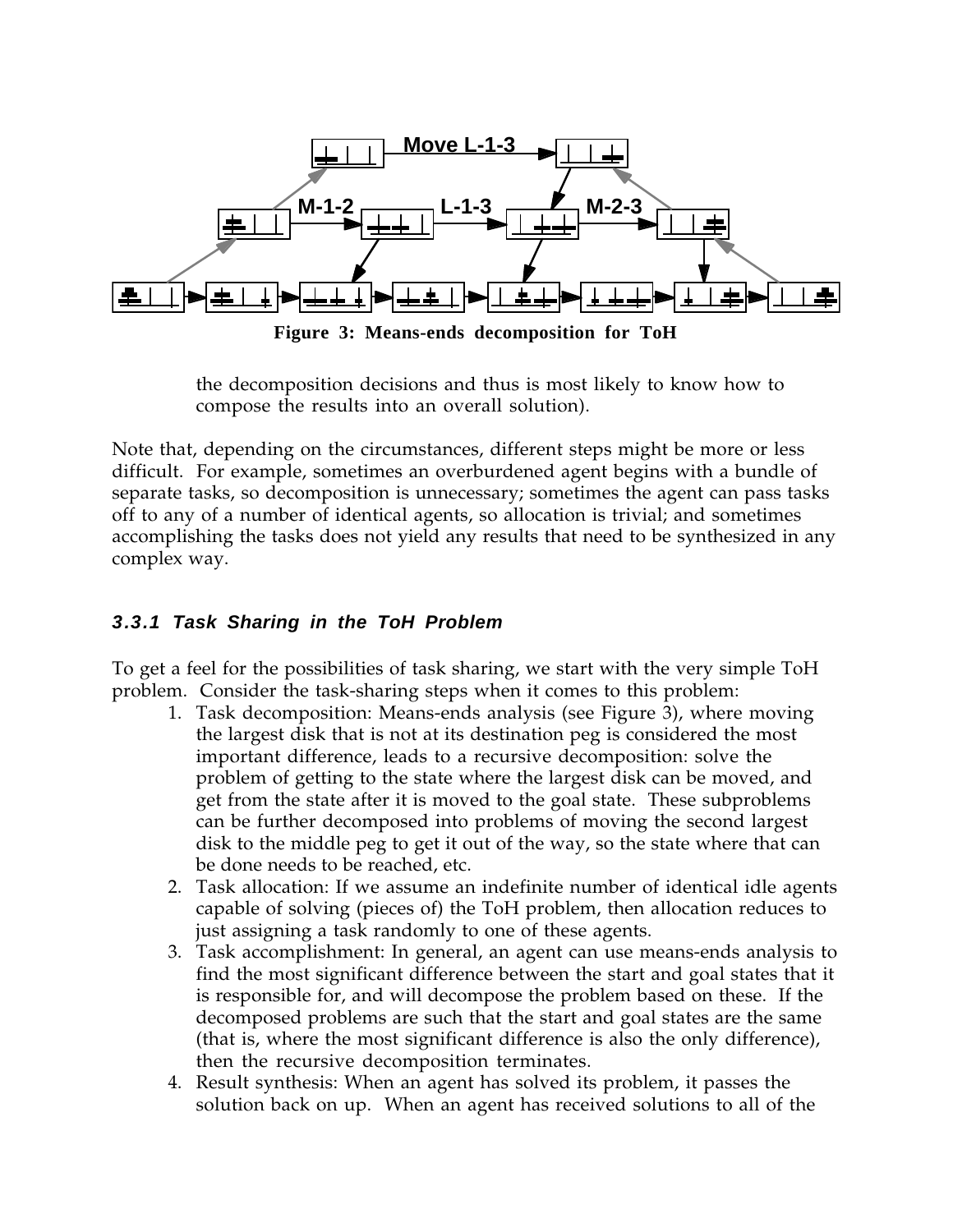Move L-1-3

M-1-2

L-1-3

M-2-3

**Figure 3: Means-ends decomposition for ToH**

the decomposition decisions and thus is most likely to know how to compose the results into an overall solution).

Note that, depending on the circumstances, different steps might be more or less difficult. For example, sometimes an overburdened agent begins with a bundle of separate tasks, so decomposition is unnecessary; sometimes the agent can pass tasks off to any of a number of identical agents, so allocation is trivial; and sometimes accomplishing the tasks does not yield any results that need to be synthesized in any complex way.

### *3.3.1 Task Sharing in the ToH Problem*

To get a feel for the possibilities of task sharing, we start with the very simple ToH problem. Consider the task-sharing steps when it comes to this problem:

1. Task decomposition: Means-ends analysis (see Figure 3), where moving the largest disk that is not at its destination peg is considered the most important difference, leads to a recursive decomposition: solve the problem of getting to the state where the largest disk can be moved, and get from the state after it is moved to the goal state. These subproblems can be further decomposed into problems of moving the second largest disk to the middle peg to get it out of the way, so the state where that can be done needs to be reached, etc.
2. Task allocation: If we assume an indefinite number of identical idle agents capable of solving (pieces of) the ToH problem, then allocation reduces to just assigning a task randomly to one of these agents.
3. Task accomplishment: In general, an agent can use means-ends analysis to find the most significant difference between the start and goal states that it is responsible for, and will decompose the problem based on these. If the decomposed problems are such that the start and goal states are the same (that is, where the most significant difference is also the only difference), then the recursive decomposition terminates.
4. Result synthesis: When an agent has solved its problem, it passes the solution back on up. When an agent has received solutions to all of the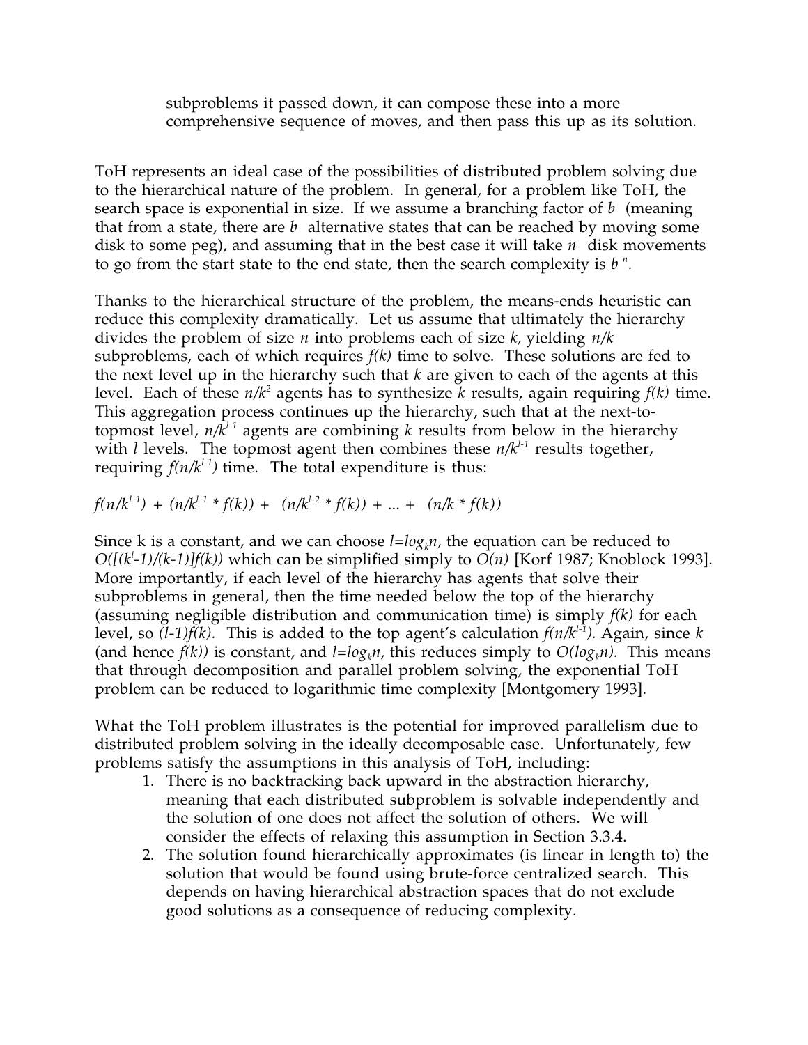subproblems it passed down, it can compose these into a more comprehensive sequence of moves, and then pass this up as its solution.

ToH represents an ideal case of the possibilities of distributed problem solving due to the hierarchical nature of the problem. In general, for a problem like ToH, the search space is exponential in size. If we assume a branching factor of $b$ (meaning that from a state, there are $b$ alternative states that can be reached by moving some disk to some peg), and assuming that in the best case it will take $n$ disk movements to go from the start state to the end state, then the search complexity is $b^n$.

Thanks to the hierarchical structure of the problem, the means-ends heuristic can reduce this complexity dramatically. Let us assume that ultimately the hierarchy divides the problem of size $n$ into problems each of size $k$, yielding $n/k$ subproblems, each of which requires $f(k)$ time to solve. These solutions are fed to the next level up in the hierarchy such that $k$ are given to each of the agents at this level. Each of these $n/k^2$ agents has to synthesize $k$ results, again requiring $f(k)$ time. This aggregation process continues up the hierarchy, such that at the next-to-topmost level, $n/k^{l-1}$ agents are combining $k$ results from below in the hierarchy with $l$ levels. The topmost agent then combines these $n/k^{l-1}$ results together, requiring $f(n/k^{l-1})$ time. The total expenditure is thus:

$$f(n/k^{l-1}) + (n/k^{l-1} * f(k)) + (n/k^{l-2} * f(k)) + ... + (n/k * f(k))$$

Since k is a constant, and we can choose $l = log_k n$, the equation can be reduced to $O([(k^l-1)/(k-1)]f(k))$ which can be simplified simply to $O(n)$ [Korf 1987; Knoblock 1993]. More importantly, if each level of the hierarchy has agents that solve their subproblems in general, then the time needed below the top of the hierarchy (assuming negligible distribution and communication time) is simply $f(k)$ for each level, so $(l-1)f(k)$. This is added to the top agent's calculation $f(n/k^{l-1})$. Again, since $k$ (and hence $f(k)$) is constant, and $l = log_k n$, this reduces simply to $O(log_k n)$. This means that through decomposition and parallel problem solving, the exponential ToH problem can be reduced to logarithmic time complexity [Montgomery 1993].

What the ToH problem illustrates is the potential for improved parallelism due to distributed problem solving in the ideally decomposable case. Unfortunately, few problems satisfy the assumptions in this analysis of ToH, including:

1. There is no backtracking back upward in the abstraction hierarchy, meaning that each distributed subproblem is solvable independently and the solution of one does not affect the solution of others. We will consider the effects of relaxing this assumption in Section 3.3.4.
2. The solution found hierarchically approximates (is linear in length to) the solution that would be found using brute-force centralized search. This depends on having hierarchical abstraction spaces that do not exclude good solutions as a consequence of reducing complexity.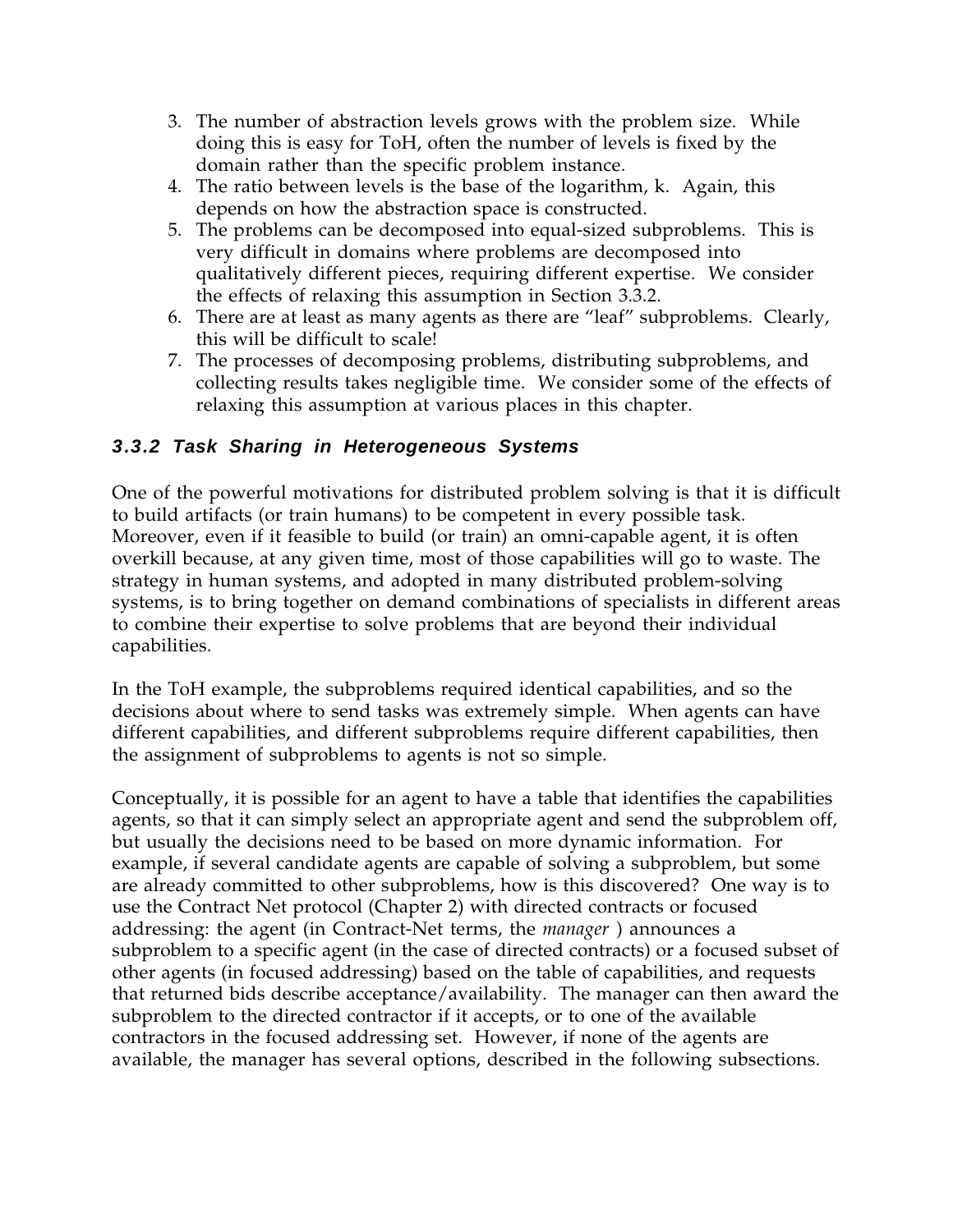3. The number of abstraction levels grows with the problem size. While doing this is easy for ToH, often the number of levels is fixed by the domain rather than the specific problem instance.
4. The ratio between levels is the base of the logarithm, k. Again, this depends on how the abstraction space is constructed.
5. The problems can be decomposed into equal-sized subproblems. This is very difficult in domains where problems are decomposed into qualitatively different pieces, requiring different expertise. We consider the effects of relaxing this assumption in Section 3.3.2.
6. There are at least as many agents as there are "leaf" subproblems. Clearly, this will be difficult to scale!
7. The processes of decomposing problems, distributing subproblems, and collecting results takes negligible time. We consider some of the effects of relaxing this assumption at various places in this chapter.

### *3.3.2 Task Sharing in Heterogeneous Systems*

One of the powerful motivations for distributed problem solving is that it is difficult to build artifacts (or train humans) to be competent in every possible task. Moreover, even if it feasible to build (or train) an omni-capable agent, it is often overkill because, at any given time, most of those capabilities will go to waste. The strategy in human systems, and adopted in many distributed problem-solving systems, is to bring together on demand combinations of specialists in different areas to combine their expertise to solve problems that are beyond their individual capabilities.

In the ToH example, the subproblems required identical capabilities, and so the decisions about where to send tasks was extremely simple. When agents can have different capabilities, and different subproblems require different capabilities, then the assignment of subproblems to agents is not so simple.

Conceptually, it is possible for an agent to have a table that identifies the capabilities agents, so that it can simply select an appropriate agent and send the subproblem off, but usually the decisions need to be based on more dynamic information. For example, if several candidate agents are capable of solving a subproblem, but some are already committed to other subproblems, how is this discovered? One way is to use the Contract Net protocol (Chapter 2) with directed contracts or focused addressing: the agent (in Contract-Net terms, the *manager* ) announces a subproblem to a specific agent (in the case of directed contracts) or a focused subset of other agents (in focused addressing) based on the table of capabilities, and requests that returned bids describe acceptance/availability. The manager can then award the subproblem to the directed contractor if it accepts, or to one of the available contractors in the focused addressing set. However, if none of the agents are available, the manager has several options, described in the following subsections.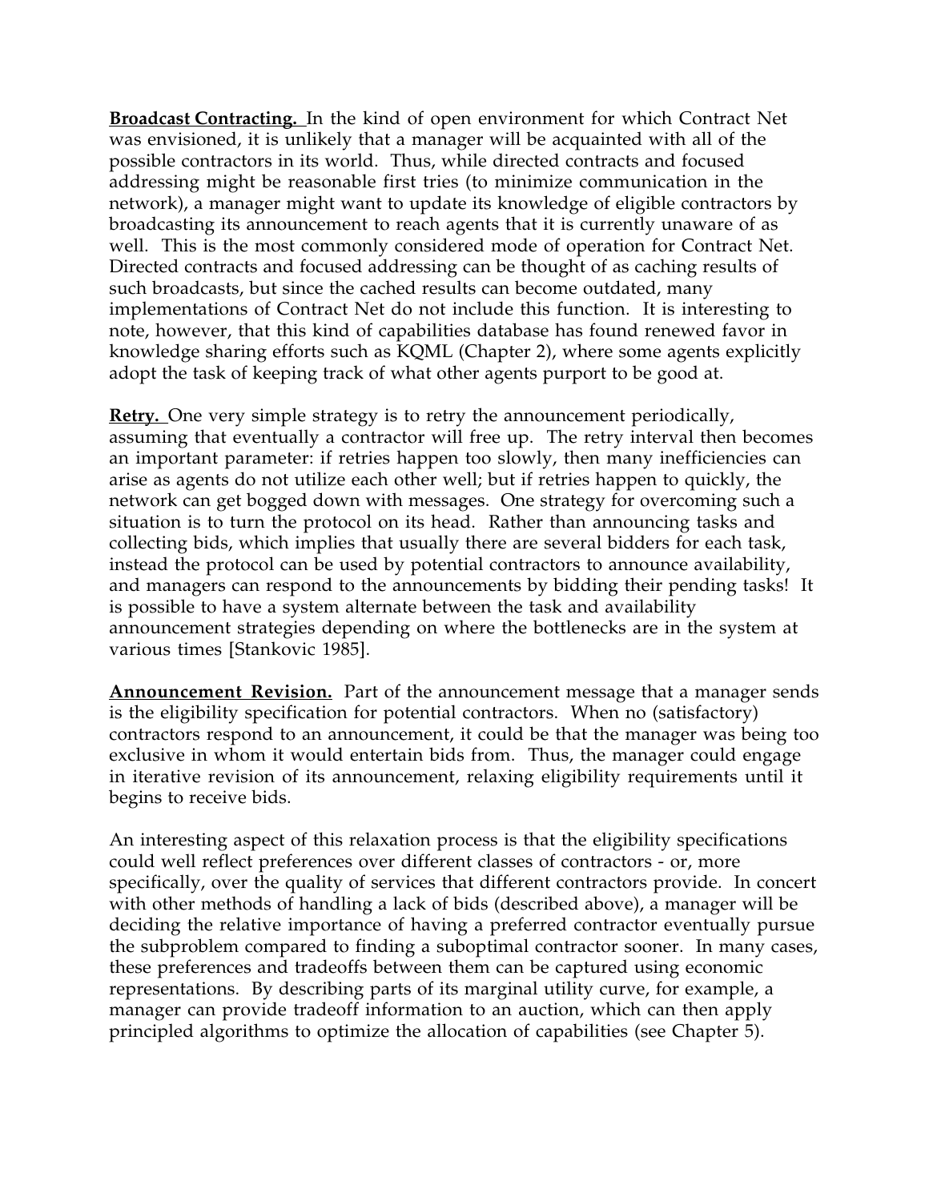**Broadcast Contracting.** In the kind of open environment for which Contract Net was envisioned, it is unlikely that a manager will be acquainted with all of the possible contractors in its world. Thus, while directed contracts and focused addressing might be reasonable first tries (to minimize communication in the network), a manager might want to update its knowledge of eligible contractors by broadcasting its announcement to reach agents that it is currently unaware of as well. This is the most commonly considered mode of operation for Contract Net. Directed contracts and focused addressing can be thought of as caching results of such broadcasts, but since the cached results can become outdated, many implementations of Contract Net do not include this function. It is interesting to note, however, that this kind of capabilities database has found renewed favor in knowledge sharing efforts such as KQML (Chapter 2), where some agents explicitly adopt the task of keeping track of what other agents purport to be good at.

**Retry.** One very simple strategy is to retry the announcement periodically, assuming that eventually a contractor will free up. The retry interval then becomes an important parameter: if retries happen too slowly, then many inefficiencies can arise as agents do not utilize each other well; but if retries happen to quickly, the network can get bogged down with messages. One strategy for overcoming such a situation is to turn the protocol on its head. Rather than announcing tasks and collecting bids, which implies that usually there are several bidders for each task, instead the protocol can be used by potential contractors to announce availability, and managers can respond to the announcements by bidding their pending tasks! It is possible to have a system alternate between the task and availability announcement strategies depending on where the bottlenecks are in the system at various times [Stankovic 1985].

**Announcement Revision.** Part of the announcement message that a manager sends is the eligibility specification for potential contractors. When no (satisfactory) contractors respond to an announcement, it could be that the manager was being too exclusive in whom it would entertain bids from. Thus, the manager could engage in iterative revision of its announcement, relaxing eligibility requirements until it begins to receive bids.

An interesting aspect of this relaxation process is that the eligibility specifications could well reflect preferences over different classes of contractors - or, more specifically, over the quality of services that different contractors provide. In concert with other methods of handling a lack of bids (described above), a manager will be deciding the relative importance of having a preferred contractor eventually pursue the subproblem compared to finding a suboptimal contractor sooner. In many cases, these preferences and tradeoffs between them can be captured using economic representations. By describing parts of its marginal utility curve, for example, a manager can provide tradeoff information to an auction, which can then apply principled algorithms to optimize the allocation of capabilities (see Chapter 5).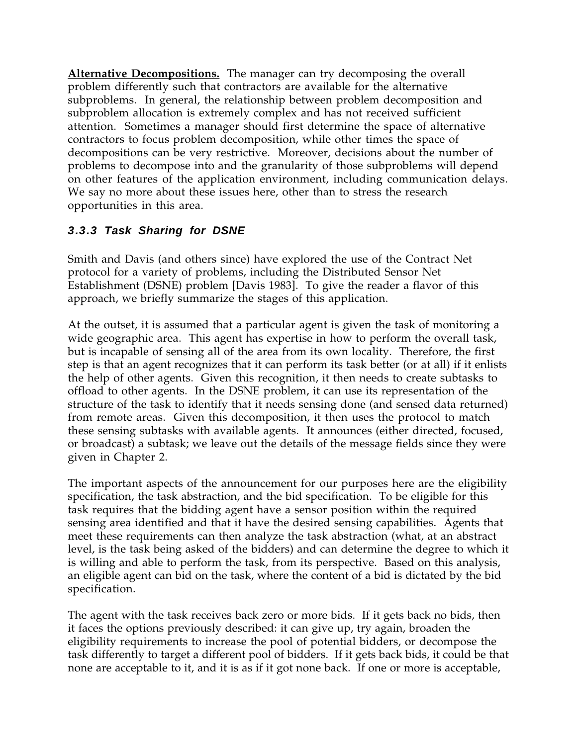**Alternative Decompositions.** The manager can try decomposing the overall problem differently such that contractors are available for the alternative subproblems. In general, the relationship between problem decomposition and subproblem allocation is extremely complex and has not received sufficient attention. Sometimes a manager should first determine the space of alternative contractors to focus problem decomposition, while other times the space of decompositions can be very restrictive. Moreover, decisions about the number of problems to decompose into and the granularity of those subproblems will depend on other features of the application environment, including communication delays. We say no more about these issues here, other than to stress the research opportunities in this area.

### *3.3.3 Task Sharing for DSNE*

Smith and Davis (and others since) have explored the use of the Contract Net protocol for a variety of problems, including the Distributed Sensor Net Establishment (DSNE) problem [Davis 1983]. To give the reader a flavor of this approach, we briefly summarize the stages of this application.

At the outset, it is assumed that a particular agent is given the task of monitoring a wide geographic area. This agent has expertise in how to perform the overall task, but is incapable of sensing all of the area from its own locality. Therefore, the first step is that an agent recognizes that it can perform its task better (or at all) if it enlists the help of other agents. Given this recognition, it then needs to create subtasks to offload to other agents. In the DSNE problem, it can use its representation of the structure of the task to identify that it needs sensing done (and sensed data returned) from remote areas. Given this decomposition, it then uses the protocol to match these sensing subtasks with available agents. It announces (either directed, focused, or broadcast) a subtask; we leave out the details of the message fields since they were given in Chapter 2.

The important aspects of the announcement for our purposes here are the eligibility specification, the task abstraction, and the bid specification. To be eligible for this task requires that the bidding agent have a sensor position within the required sensing area identified and that it have the desired sensing capabilities. Agents that meet these requirements can then analyze the task abstraction (what, at an abstract level, is the task being asked of the bidders) and can determine the degree to which it is willing and able to perform the task, from its perspective. Based on this analysis, an eligible agent can bid on the task, where the content of a bid is dictated by the bid specification.

The agent with the task receives back zero or more bids. If it gets back no bids, then it faces the options previously described: it can give up, try again, broaden the eligibility requirements to increase the pool of potential bidders, or decompose the task differently to target a different pool of bidders. If it gets back bids, it could be that none are acceptable to it, and it is as if it got none back. If one or more is acceptable,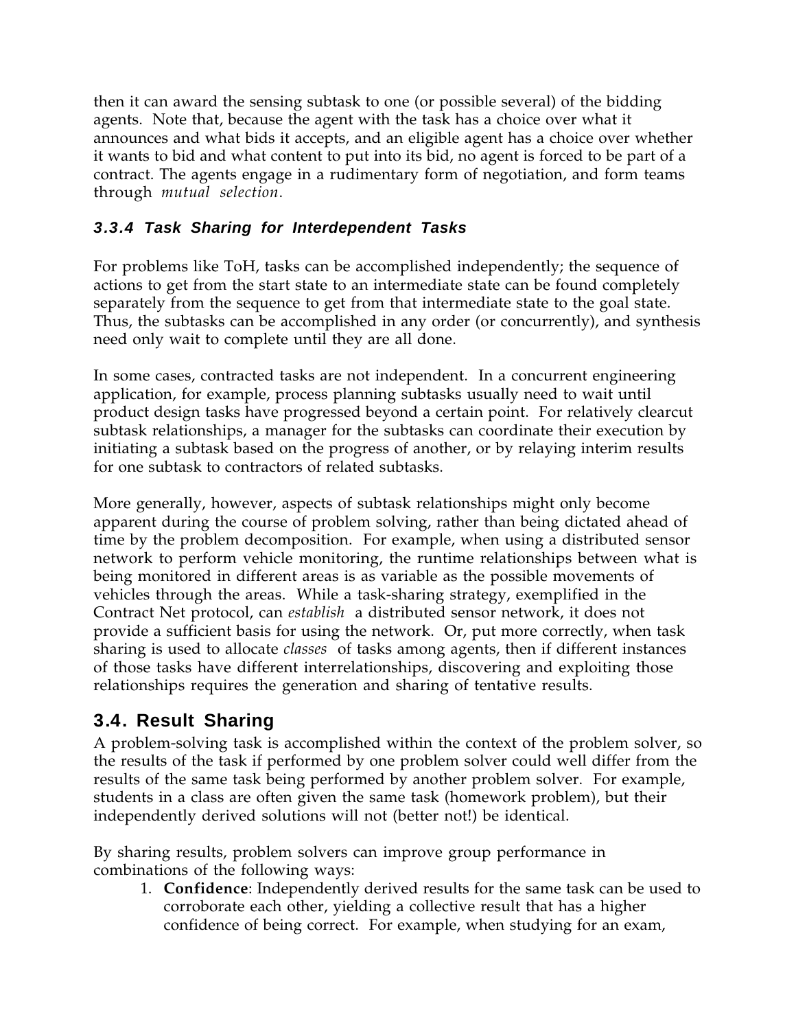then it can award the sensing subtask to one (or possible several) of the bidding agents. Note that, because the agent with the task has a choice over what it announces and what bids it accepts, and an eligible agent has a choice over whether it wants to bid and what content to put into its bid, no agent is forced to be part of a contract. The agents engage in a rudimentary form of negotiation, and form teams through *mutual selection*.

### 3.3.4 Task Sharing for Interdependent Tasks

For problems like ToH, tasks can be accomplished independently; the sequence of actions to get from the start state to an intermediate state can be found completely separately from the sequence to get from that intermediate state to the goal state. Thus, the subtasks can be accomplished in any order (or concurrently), and synthesis need only wait to complete until they are all done.

In some cases, contracted tasks are not independent. In a concurrent engineering application, for example, process planning subtasks usually need to wait until product design tasks have progressed beyond a certain point. For relatively clearcut subtask relationships, a manager for the subtasks can coordinate their execution by initiating a subtask based on the progress of another, or by relaying interim results for one subtask to contractors of related subtasks.

More generally, however, aspects of subtask relationships might only become apparent during the course of problem solving, rather than being dictated ahead of time by the problem decomposition. For example, when using a distributed sensor network to perform vehicle monitoring, the runtime relationships between what is being monitored in different areas is as variable as the possible movements of vehicles through the areas. While a task-sharing strategy, exemplified in the Contract Net protocol, can *establish* a distributed sensor network, it does not provide a sufficient basis for using the network. Or, put more correctly, when task sharing is used to allocate *classes* of tasks among agents, then if different instances of those tasks have different interrelationships, discovering and exploiting those relationships requires the generation and sharing of tentative results.

## 3.4. Result Sharing

A problem-solving task is accomplished within the context of the problem solver, so the results of the task if performed by one problem solver could well differ from the results of the same task being performed by another problem solver. For example, students in a class are often given the same task (homework problem), but their independently derived solutions will not (better not!) be identical.

By sharing results, problem solvers can improve group performance in combinations of the following ways:

1. **Confidence**: Independently derived results for the same task can be used to corroborate each other, yielding a collective result that has a higher confidence of being correct. For example, when studying for an exam,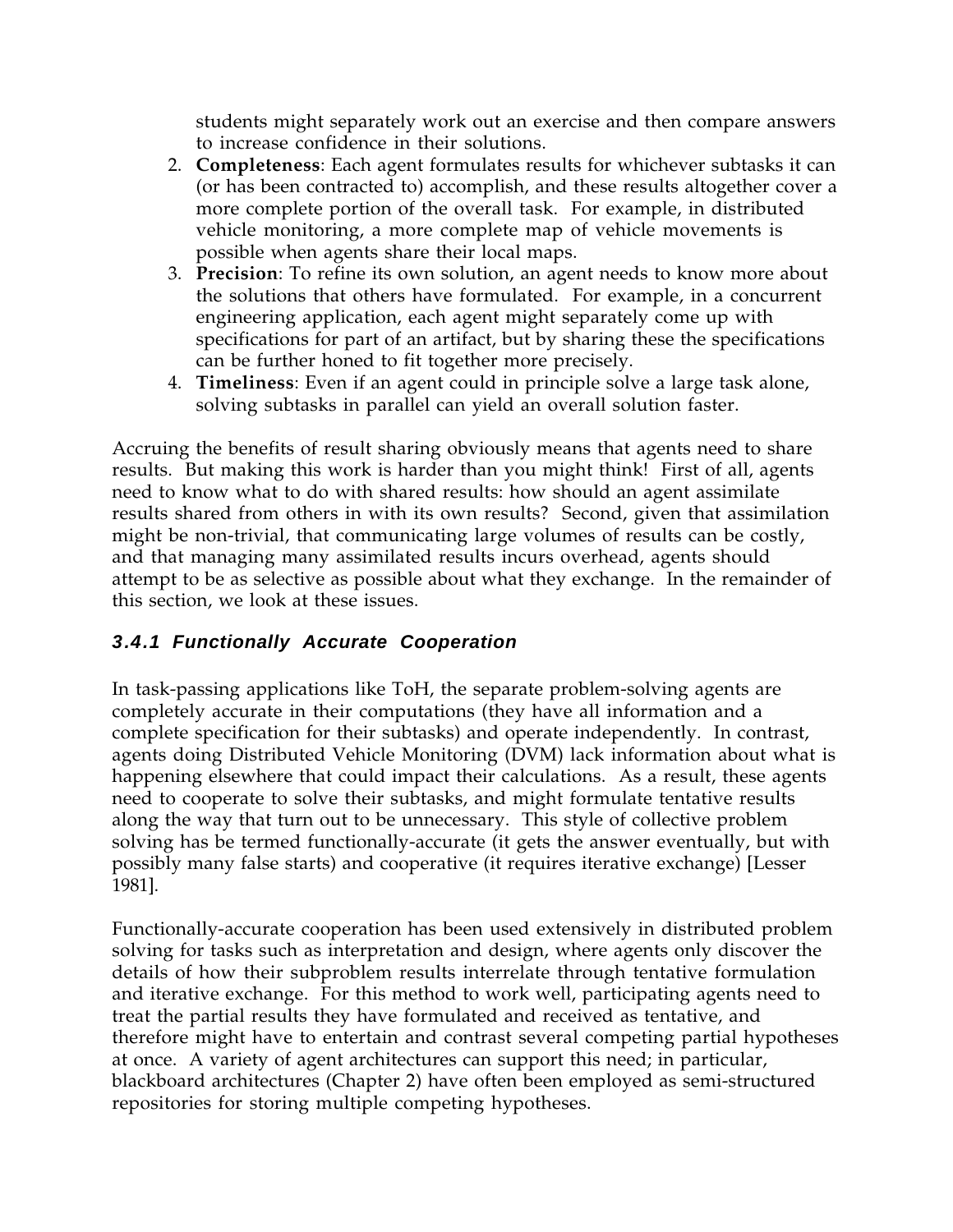students might separately work out an exercise and then compare answers to increase confidence in their solutions.

2. **Completeness**: Each agent formulates results for whichever subtasks it can (or has been contracted to) accomplish, and these results altogether cover a more complete portion of the overall task. For example, in distributed vehicle monitoring, a more complete map of vehicle movements is possible when agents share their local maps.
3. **Precision**: To refine its own solution, an agent needs to know more about the solutions that others have formulated. For example, in a concurrent engineering application, each agent might separately come up with specifications for part of an artifact, but by sharing these the specifications can be further honed to fit together more precisely.
4. **Timeliness**: Even if an agent could in principle solve a large task alone, solving subtasks in parallel can yield an overall solution faster.

Accruing the benefits of result sharing obviously means that agents need to share results. But making this work is harder than you might think! First of all, agents need to know what to do with shared results: how should an agent assimilate results shared from others in with its own results? Second, given that assimilation might be non-trivial, that communicating large volumes of results can be costly, and that managing many assimilated results incurs overhead, agents should attempt to be as selective as possible about what they exchange. In the remainder of this section, we look at these issues.

### *3.4.1 Functionally Accurate Cooperation*

In task-passing applications like ToH, the separate problem-solving agents are completely accurate in their computations (they have all information and a complete specification for their subtasks) and operate independently. In contrast, agents doing Distributed Vehicle Monitoring (DVM) lack information about what is happening elsewhere that could impact their calculations. As a result, these agents need to cooperate to solve their subtasks, and might formulate tentative results along the way that turn out to be unnecessary. This style of collective problem solving has be termed functionally-accurate (it gets the answer eventually, but with possibly many false starts) and cooperative (it requires iterative exchange) [Lesser 1981].

Functionally-accurate cooperation has been used extensively in distributed problem solving for tasks such as interpretation and design, where agents only discover the details of how their subproblem results interrelate through tentative formulation and iterative exchange. For this method to work well, participating agents need to treat the partial results they have formulated and received as tentative, and therefore might have to entertain and contrast several competing partial hypotheses at once. A variety of agent architectures can support this need; in particular, blackboard architectures (Chapter 2) have often been employed as semi-structured repositories for storing multiple competing hypotheses.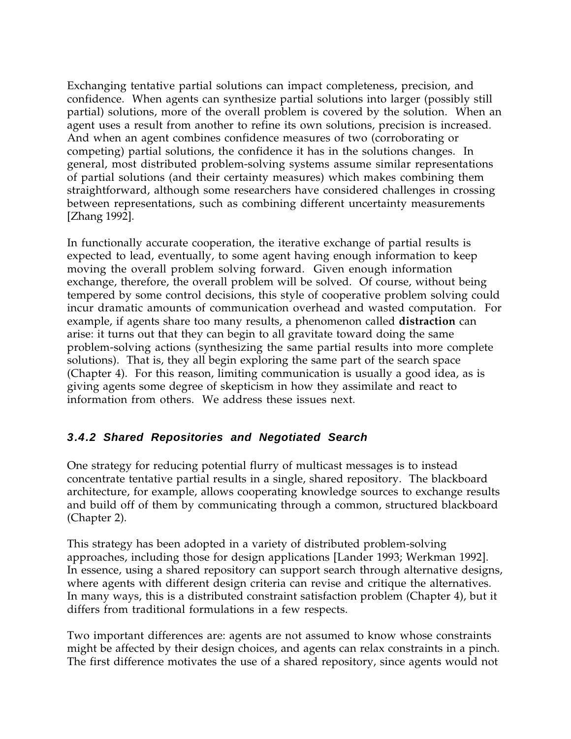Exchanging tentative partial solutions can impact completeness, precision, and confidence. When agents can synthesize partial solutions into larger (possibly still partial) solutions, more of the overall problem is covered by the solution. When an agent uses a result from another to refine its own solutions, precision is increased. And when an agent combines confidence measures of two (corroborating or competing) partial solutions, the confidence it has in the solutions changes. In general, most distributed problem-solving systems assume similar representations of partial solutions (and their certainty measures) which makes combining them straightforward, although some researchers have considered challenges in crossing between representations, such as combining different uncertainty measurements [Zhang 1992].

In functionally accurate cooperation, the iterative exchange of partial results is expected to lead, eventually, to some agent having enough information to keep moving the overall problem solving forward. Given enough information exchange, therefore, the overall problem will be solved. Of course, without being tempered by some control decisions, this style of cooperative problem solving could incur dramatic amounts of communication overhead and wasted computation. For example, if agents share too many results, a phenomenon called **distraction** can arise: it turns out that they can begin to all gravitate toward doing the same problem-solving actions (synthesizing the same partial results into more complete solutions). That is, they all begin exploring the same part of the search space (Chapter 4). For this reason, limiting communication is usually a good idea, as is giving agents some degree of skepticism in how they assimilate and react to information from others. We address these issues next.

### *3.4.2 Shared Repositories and Negotiated Search*

One strategy for reducing potential flurry of multicast messages is to instead concentrate tentative partial results in a single, shared repository. The blackboard architecture, for example, allows cooperating knowledge sources to exchange results and build off of them by communicating through a common, structured blackboard (Chapter 2).

This strategy has been adopted in a variety of distributed problem-solving approaches, including those for design applications [Lander 1993; Werkman 1992]. In essence, using a shared repository can support search through alternative designs, where agents with different design criteria can revise and critique the alternatives. In many ways, this is a distributed constraint satisfaction problem (Chapter 4), but it differs from traditional formulations in a few respects.

Two important differences are: agents are not assumed to know whose constraints might be affected by their design choices, and agents can relax constraints in a pinch. The first difference motivates the use of a shared repository, since agents would not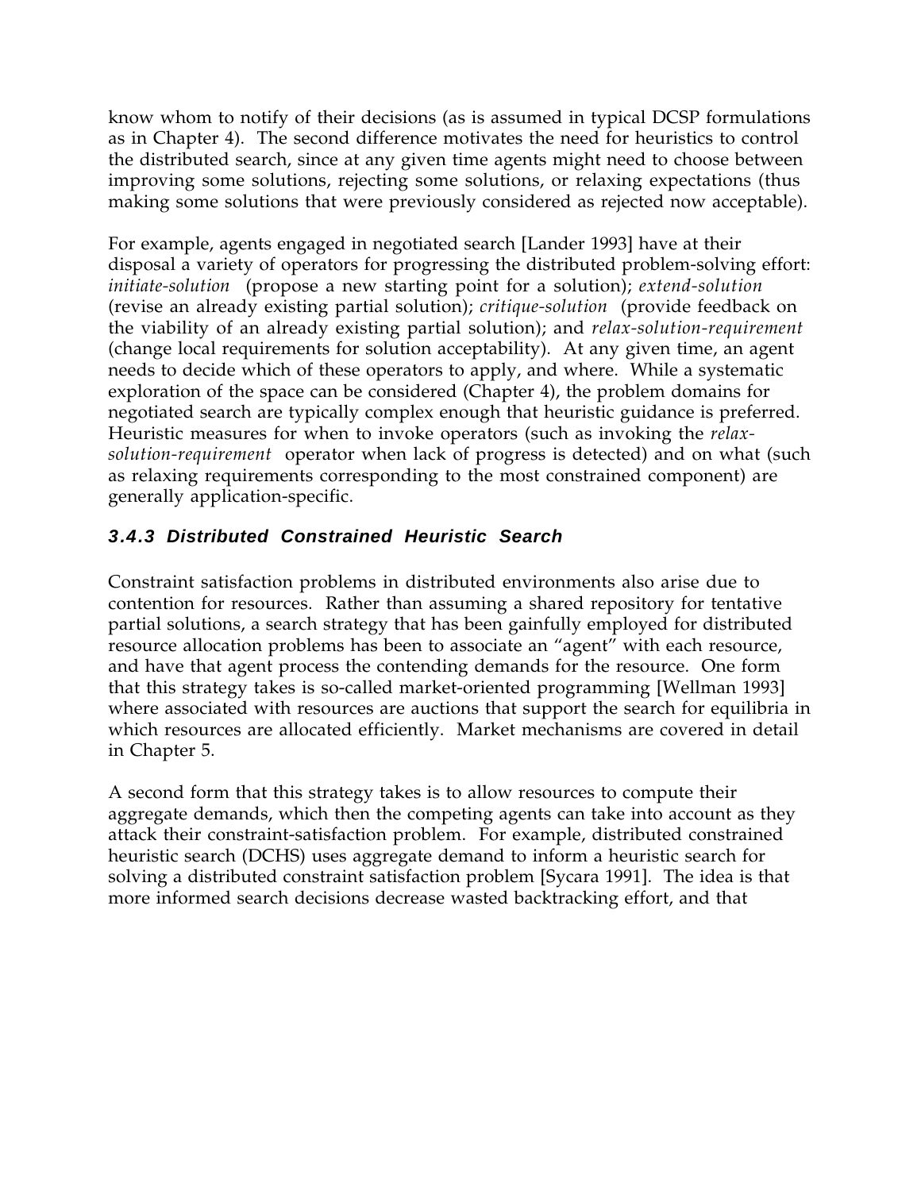know whom to notify of their decisions (as is assumed in typical DCSP formulations as in Chapter 4). The second difference motivates the need for heuristics to control the distributed search, since at any given time agents might need to choose between improving some solutions, rejecting some solutions, or relaxing expectations (thus making some solutions that were previously considered as rejected now acceptable).

For example, agents engaged in negotiated search [Lander 1993] have at their disposal a variety of operators for progressing the distributed problem-solving effort: *initiate-solution* (propose a new starting point for a solution); *extend-solution* (revise an already existing partial solution); *critique-solution* (provide feedback on the viability of an already existing partial solution); and *relax-solution-requirement* (change local requirements for solution acceptability). At any given time, an agent needs to decide which of these operators to apply, and where. While a systematic exploration of the space can be considered (Chapter 4), the problem domains for negotiated search are typically complex enough that heuristic guidance is preferred. Heuristic measures for when to invoke operators (such as invoking the *relax-solution-requirement* operator when lack of progress is detected) and on what (such as relaxing requirements corresponding to the most constrained component) are generally application-specific.

### 3.4.3 Distributed Constrained Heuristic Search

Constraint satisfaction problems in distributed environments also arise due to contention for resources. Rather than assuming a shared repository for tentative partial solutions, a search strategy that has been gainfully employed for distributed resource allocation problems has been to associate an “agent” with each resource, and have that agent process the contending demands for the resource. One form that this strategy takes is so-called market-oriented programming [Wellman 1993] where associated with resources are auctions that support the search for equilibria in which resources are allocated efficiently. Market mechanisms are covered in detail in Chapter 5.

A second form that this strategy takes is to allow resources to compute their aggregate demands, which then the competing agents can take into account as they attack their constraint-satisfaction problem. For example, distributed constrained heuristic search (DCHS) uses aggregate demand to inform a heuristic search for solving a distributed constraint satisfaction problem [Sycara 1991]. The idea is that more informed search decisions decrease wasted backtracking effort, and that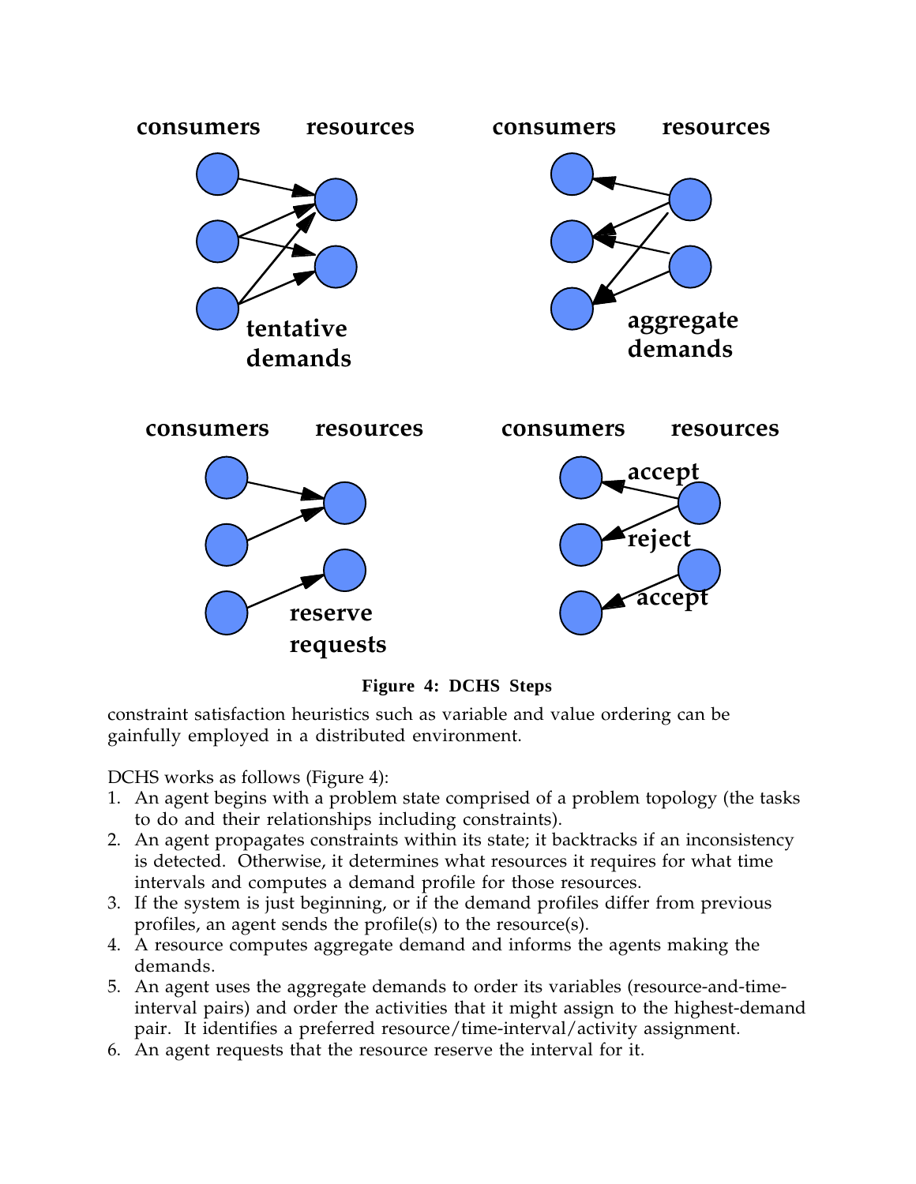**Figure 4: DCHS Steps**

constraint satisfaction heuristics such as variable and value ordering can be gainfully employed in a distributed environment.

DCHS works as follows (Figure 4):

1. An agent begins with a problem state comprised of a problem topology (the tasks to do and their relationships including constraints).
2. An agent propagates constraints within its state; it backtracks if an inconsistency is detected. Otherwise, it determines what resources it requires for what time intervals and computes a demand profile for those resources.
3. If the system is just beginning, or if the demand profiles differ from previous profiles, an agent sends the profile(s) to the resource(s).
4. A resource computes aggregate demand and informs the agents making the demands.
5. An agent uses the aggregate demands to order its variables (resource-and-time-interval pairs) and order the activities that it might assign to the highest-demand pair. It identifies a preferred resource/time-interval/activity assignment.
6. An agent requests that the resource reserve the interval for it.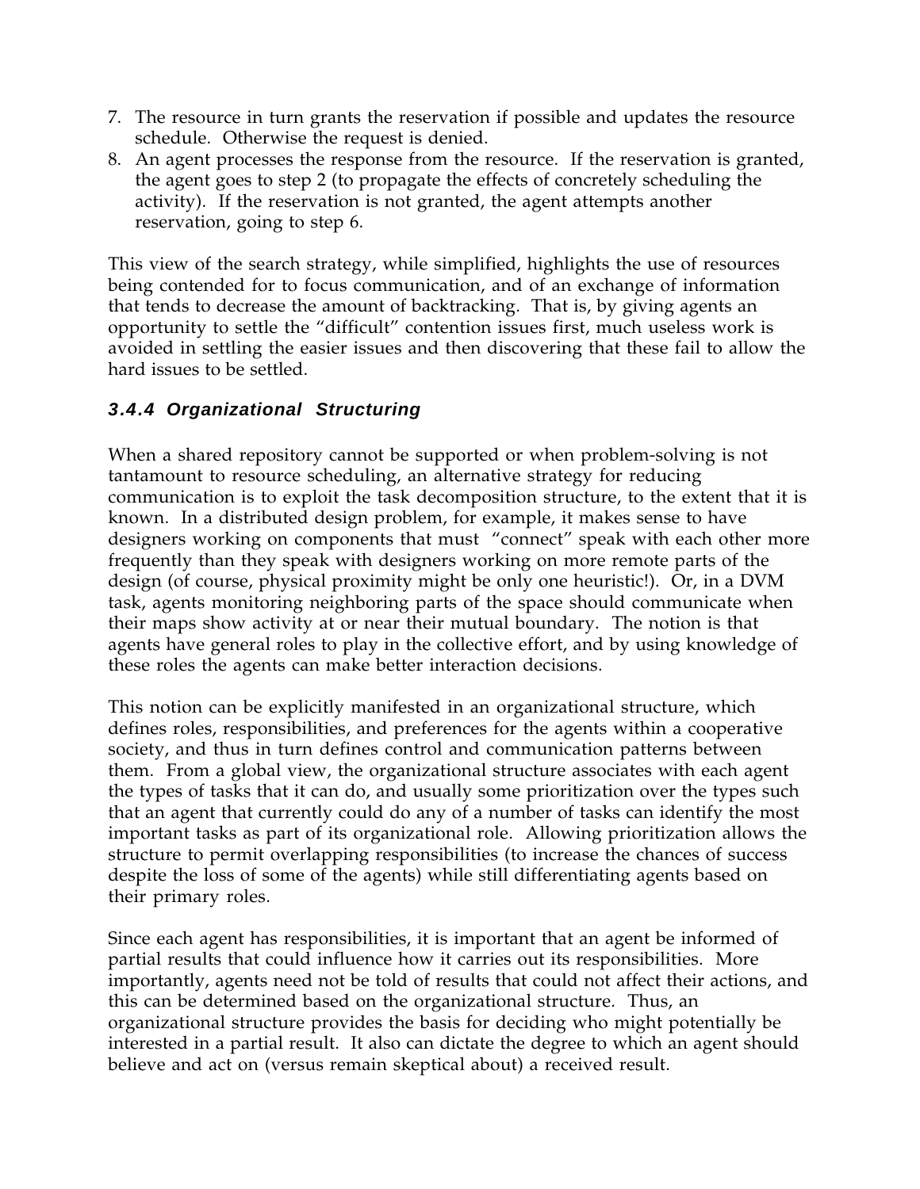7. The resource in turn grants the reservation if possible and updates the resource schedule. Otherwise the request is denied.
8. An agent processes the response from the resource. If the reservation is granted, the agent goes to step 2 (to propagate the effects of concretely scheduling the activity). If the reservation is not granted, the agent attempts another reservation, going to step 6.

This view of the search strategy, while simplified, highlights the use of resources being contended for to focus communication, and of an exchange of information that tends to decrease the amount of backtracking. That is, by giving agents an opportunity to settle the "difficult" contention issues first, much useless work is avoided in settling the easier issues and then discovering that these fail to allow the hard issues to be settled.

### 3.4.4 Organizational Structuring

When a shared repository cannot be supported or when problem-solving is not tantamount to resource scheduling, an alternative strategy for reducing communication is to exploit the task decomposition structure, to the extent that it is known. In a distributed design problem, for example, it makes sense to have designers working on components that must "connect" speak with each other more frequently than they speak with designers working on more remote parts of the design (of course, physical proximity might be only one heuristic!). Or, in a DVM task, agents monitoring neighboring parts of the space should communicate when their maps show activity at or near their mutual boundary. The notion is that agents have general roles to play in the collective effort, and by using knowledge of these roles the agents can make better interaction decisions.

This notion can be explicitly manifested in an organizational structure, which defines roles, responsibilities, and preferences for the agents within a cooperative society, and thus in turn defines control and communication patterns between them. From a global view, the organizational structure associates with each agent the types of tasks that it can do, and usually some prioritization over the types such that an agent that currently could do any of a number of tasks can identify the most important tasks as part of its organizational role. Allowing prioritization allows the structure to permit overlapping responsibilities (to increase the chances of success despite the loss of some of the agents) while still differentiating agents based on their primary roles.

Since each agent has responsibilities, it is important that an agent be informed of partial results that could influence how it carries out its responsibilities. More importantly, agents need not be told of results that could not affect their actions, and this can be determined based on the organizational structure. Thus, an organizational structure provides the basis for deciding who might potentially be interested in a partial result. It also can dictate the degree to which an agent should believe and act on (versus remain skeptical about) a received result.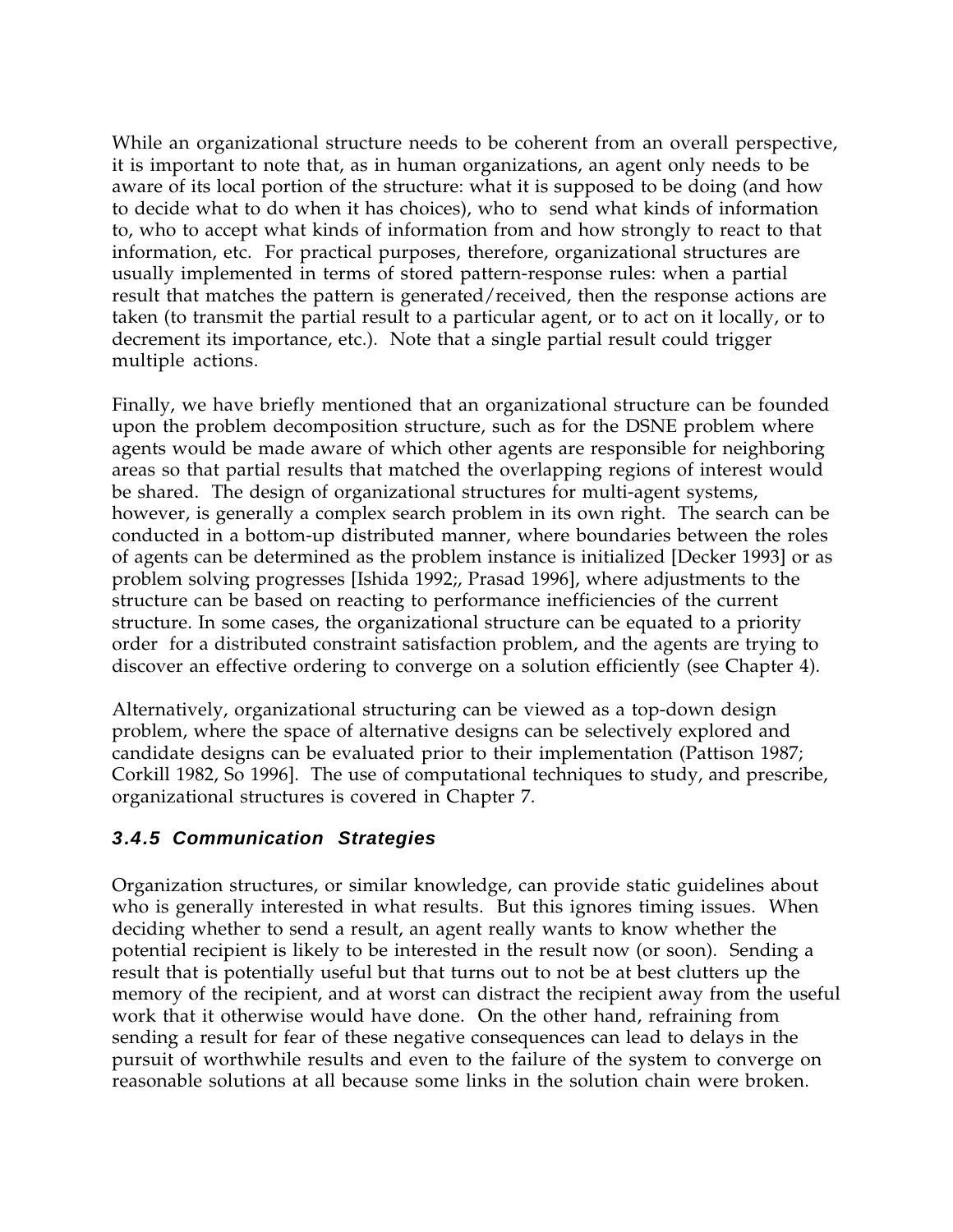While an organizational structure needs to be coherent from an overall perspective, it is important to note that, as in human organizations, an agent only needs to be aware of its local portion of the structure: what it is supposed to be doing (and how to decide what to do when it has choices), who to send what kinds of information to, who to accept what kinds of information from and how strongly to react to that information, etc. For practical purposes, therefore, organizational structures are usually implemented in terms of stored pattern-response rules: when a partial result that matches the pattern is generated/received, then the response actions are taken (to transmit the partial result to a particular agent, or to act on it locally, or to decrement its importance, etc.). Note that a single partial result could trigger multiple actions.

Finally, we have briefly mentioned that an organizational structure can be founded upon the problem decomposition structure, such as for the DSNE problem where agents would be made aware of which other agents are responsible for neighboring areas so that partial results that matched the overlapping regions of interest would be shared. The design of organizational structures for multi-agent systems, however, is generally a complex search problem in its own right. The search can be conducted in a bottom-up distributed manner, where boundaries between the roles of agents can be determined as the problem instance is initialized [Decker 1993] or as problem solving progresses [Ishida 1992;, Prasad 1996], where adjustments to the structure can be based on reacting to performance inefficiencies of the current structure. In some cases, the organizational structure can be equated to a priority order for a distributed constraint satisfaction problem, and the agents are trying to discover an effective ordering to converge on a solution efficiently (see Chapter 4).

Alternatively, organizational structuring can be viewed as a top-down design problem, where the space of alternative designs can be selectively explored and candidate designs can be evaluated prior to their implementation (Pattison 1987; Corkill 1982, So 1996]. The use of computational techniques to study, and prescribe, organizational structures is covered in Chapter 7.

### *3.4.5 Communication Strategies*

Organization structures, or similar knowledge, can provide static guidelines about who is generally interested in what results. But this ignores timing issues. When deciding whether to send a result, an agent really wants to know whether the potential recipient is likely to be interested in the result now (or soon). Sending a result that is potentially useful but that turns out to not be at best clutters up the memory of the recipient, and at worst can distract the recipient away from the useful work that it otherwise would have done. On the other hand, refraining from sending a result for fear of these negative consequences can lead to delays in the pursuit of worthwhile results and even to the failure of the system to converge on reasonable solutions at all because some links in the solution chain were broken.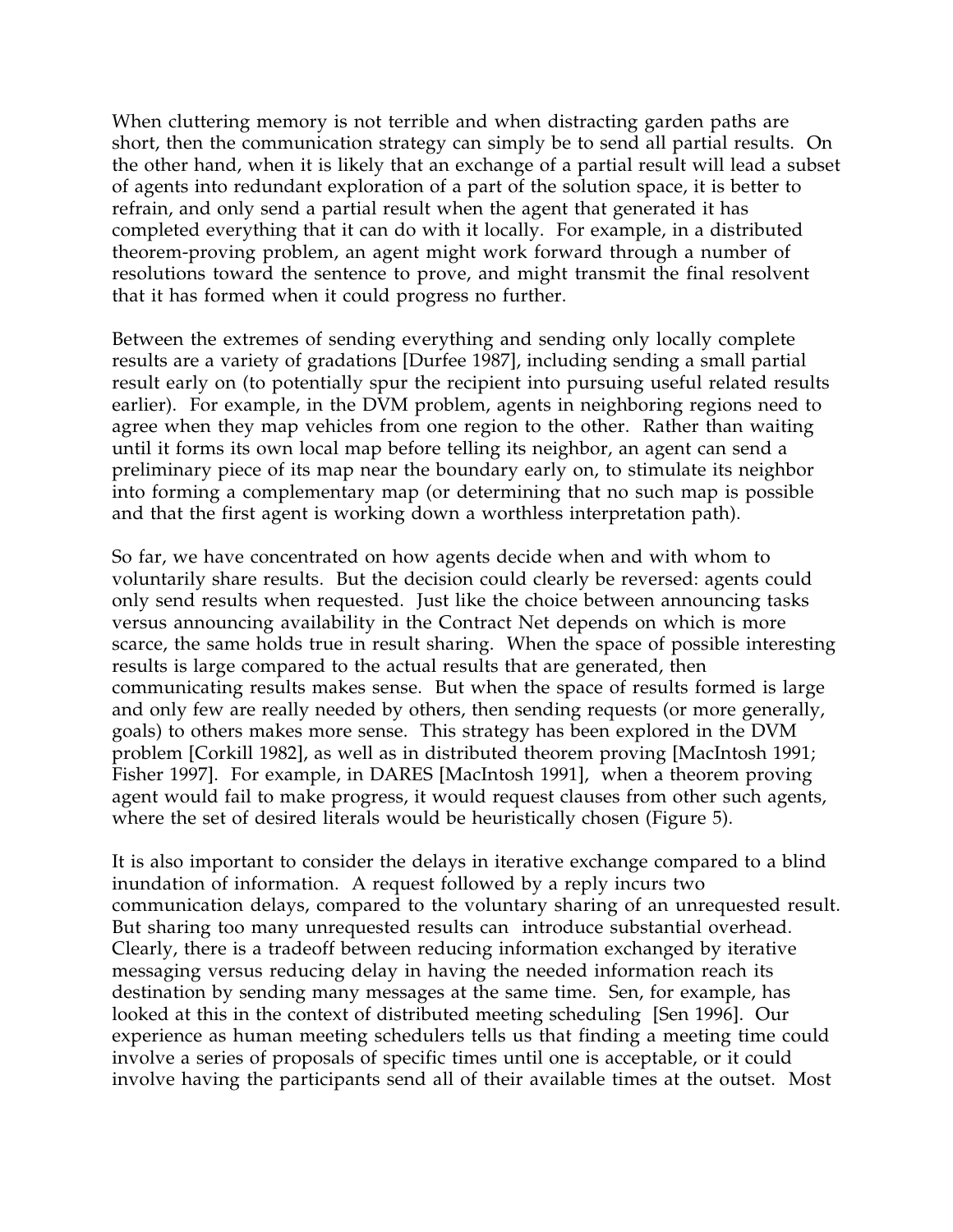When cluttering memory is not terrible and when distracting garden paths are short, then the communication strategy can simply be to send all partial results. On the other hand, when it is likely that an exchange of a partial result will lead a subset of agents into redundant exploration of a part of the solution space, it is better to refrain, and only send a partial result when the agent that generated it has completed everything that it can do with it locally. For example, in a distributed theorem-proving problem, an agent might work forward through a number of resolutions toward the sentence to prove, and might transmit the final resolvent that it has formed when it could progress no further.

Between the extremes of sending everything and sending only locally complete results are a variety of gradations [Durfee 1987], including sending a small partial result early on (to potentially spur the recipient into pursuing useful related results earlier). For example, in the DVM problem, agents in neighboring regions need to agree when they map vehicles from one region to the other. Rather than waiting until it forms its own local map before telling its neighbor, an agent can send a preliminary piece of its map near the boundary early on, to stimulate its neighbor into forming a complementary map (or determining that no such map is possible and that the first agent is working down a worthless interpretation path).

So far, we have concentrated on how agents decide when and with whom to voluntarily share results. But the decision could clearly be reversed: agents could only send results when requested. Just like the choice between announcing tasks versus announcing availability in the Contract Net depends on which is more scarce, the same holds true in result sharing. When the space of possible interesting results is large compared to the actual results that are generated, then communicating results makes sense. But when the space of results formed is large and only few are really needed by others, then sending requests (or more generally, goals) to others makes more sense. This strategy has been explored in the DVM problem [Corkill 1982], as well as in distributed theorem proving [MacIntosh 1991; Fisher 1997]. For example, in DARES [MacIntosh 1991], when a theorem proving agent would fail to make progress, it would request clauses from other such agents, where the set of desired literals would be heuristically chosen (Figure 5).

It is also important to consider the delays in iterative exchange compared to a blind inundation of information. A request followed by a reply incurs two communication delays, compared to the voluntary sharing of an unrequested result. But sharing too many unrequested results can introduce substantial overhead. Clearly, there is a tradeoff between reducing information exchanged by iterative messaging versus reducing delay in having the needed information reach its destination by sending many messages at the same time. Sen, for example, has looked at this in the context of distributed meeting scheduling [Sen 1996]. Our experience as human meeting schedulers tells us that finding a meeting time could involve a series of proposals of specific times until one is acceptable, or it could involve having the participants send all of their available times at the outset. Most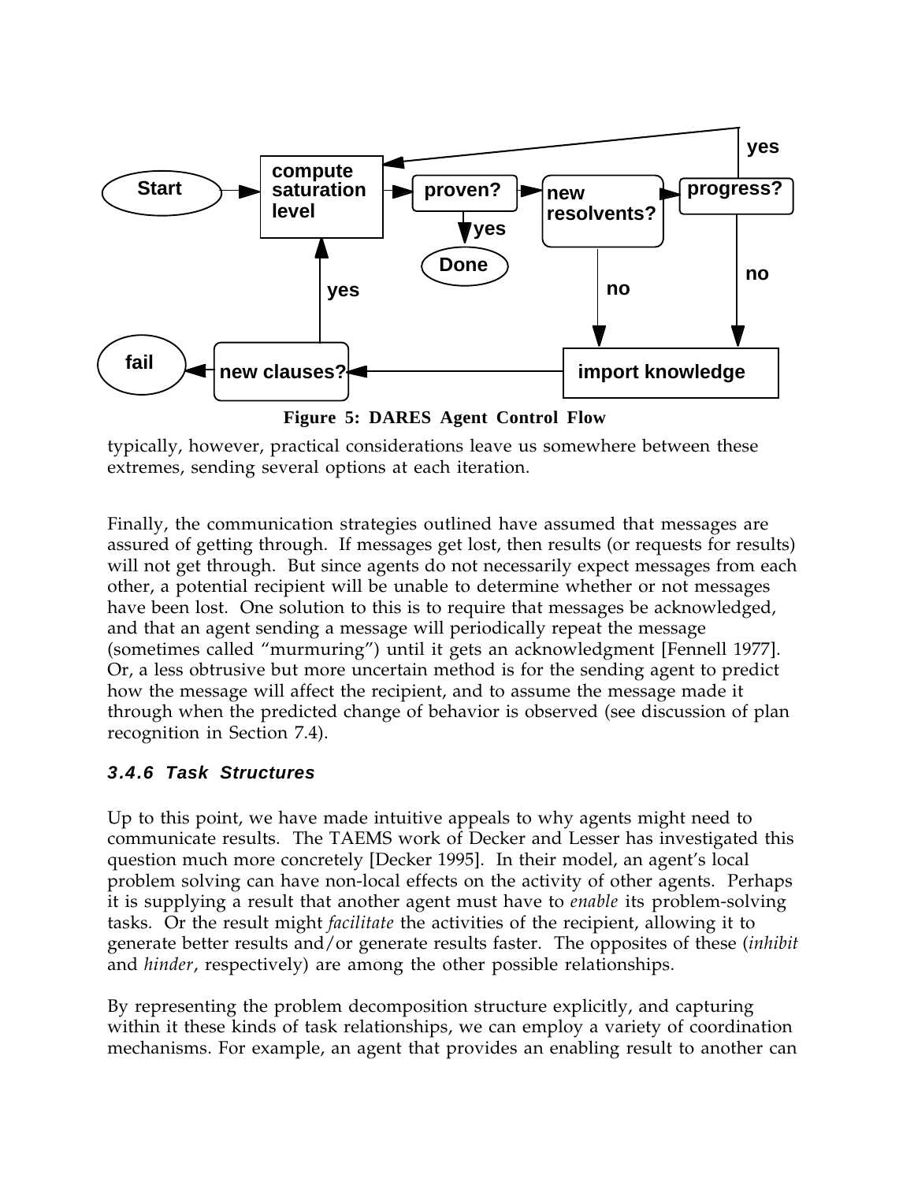Start

compute saturation level

proven?

yes

Done

new resolvents?

progress?

yes

no

no

yes

fail

new clauses?

import knowledge

**Figure 5: DARES Agent Control Flow**

typically, however, practical considerations leave us somewhere between these extremes, sending several options at each iteration.

Finally, the communication strategies outlined have assumed that messages are assured of getting through. If messages get lost, then results (or requests for results) will not get through. But since agents do not necessarily expect messages from each other, a potential recipient will be unable to determine whether or not messages have been lost. One solution to this is to require that messages be acknowledged, and that an agent sending a message will periodically repeat the message (sometimes called "murmuring") until it gets an acknowledgment [Fennell 1977]. Or, a less obtrusive but more uncertain method is for the sending agent to predict how the message will affect the recipient, and to assume the message made it through when the predicted change of behavior is observed (see discussion of plan recognition in Section 7.4).

### *3.4.6 Task Structures*

Up to this point, we have made intuitive appeals to why agents might need to communicate results. The TAEMS work of Decker and Lesser has investigated this question much more concretely [Decker 1995]. In their model, an agent's local problem solving can have non-local effects on the activity of other agents. Perhaps it is supplying a result that another agent must have to *enable* its problem-solving tasks. Or the result might *facilitate* the activities of the recipient, allowing it to generate better results and/or generate results faster. The opposites of these (*inhibit* and *hinder*, respectively) are among the other possible relationships.

By representing the problem decomposition structure explicitly, and capturing within it these kinds of task relationships, we can employ a variety of coordination mechanisms. For example, an agent that provides an enabling result to another can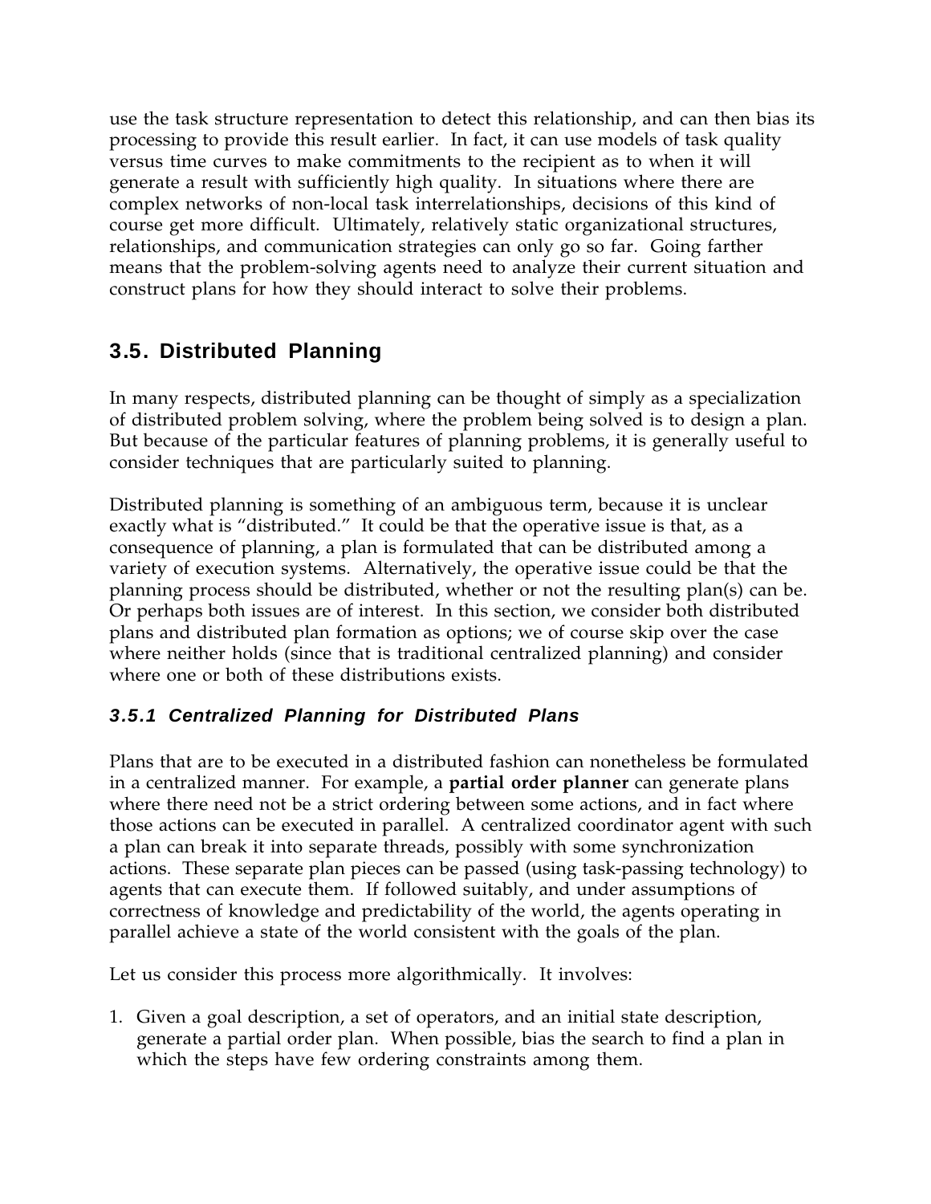use the task structure representation to detect this relationship, and can then bias its processing to provide this result earlier. In fact, it can use models of task quality versus time curves to make commitments to the recipient as to when it will generate a result with sufficiently high quality. In situations where there are complex networks of non-local task interrelationships, decisions of this kind of course get more difficult. Ultimately, relatively static organizational structures, relationships, and communication strategies can only go so far. Going farther means that the problem-solving agents need to analyze their current situation and construct plans for how they should interact to solve their problems.

## 3.5. Distributed Planning

In many respects, distributed planning can be thought of simply as a specialization of distributed problem solving, where the problem being solved is to design a plan. But because of the particular features of planning problems, it is generally useful to consider techniques that are particularly suited to planning.

Distributed planning is something of an ambiguous term, because it is unclear exactly what is "distributed." It could be that the operative issue is that, as a consequence of planning, a plan is formulated that can be distributed among a variety of execution systems. Alternatively, the operative issue could be that the planning process should be distributed, whether or not the resulting plan(s) can be. Or perhaps both issues are of interest. In this section, we consider both distributed plans and distributed plan formation as options; we of course skip over the case where neither holds (since that is traditional centralized planning) and consider where one or both of these distributions exists.

### *3.5.1 Centralized Planning for Distributed Plans*

Plans that are to be executed in a distributed fashion can nonetheless be formulated in a centralized manner. For example, a **partial order planner** can generate plans where there need not be a strict ordering between some actions, and in fact where those actions can be executed in parallel. A centralized coordinator agent with such a plan can break it into separate threads, possibly with some synchronization actions. These separate plan pieces can be passed (using task-passing technology) to agents that can execute them. If followed suitably, and under assumptions of correctness of knowledge and predictability of the world, the agents operating in parallel achieve a state of the world consistent with the goals of the plan.

Let us consider this process more algorithmically. It involves:

1. Given a goal description, a set of operators, and an initial state description, generate a partial order plan. When possible, bias the search to find a plan in which the steps have few ordering constraints among them.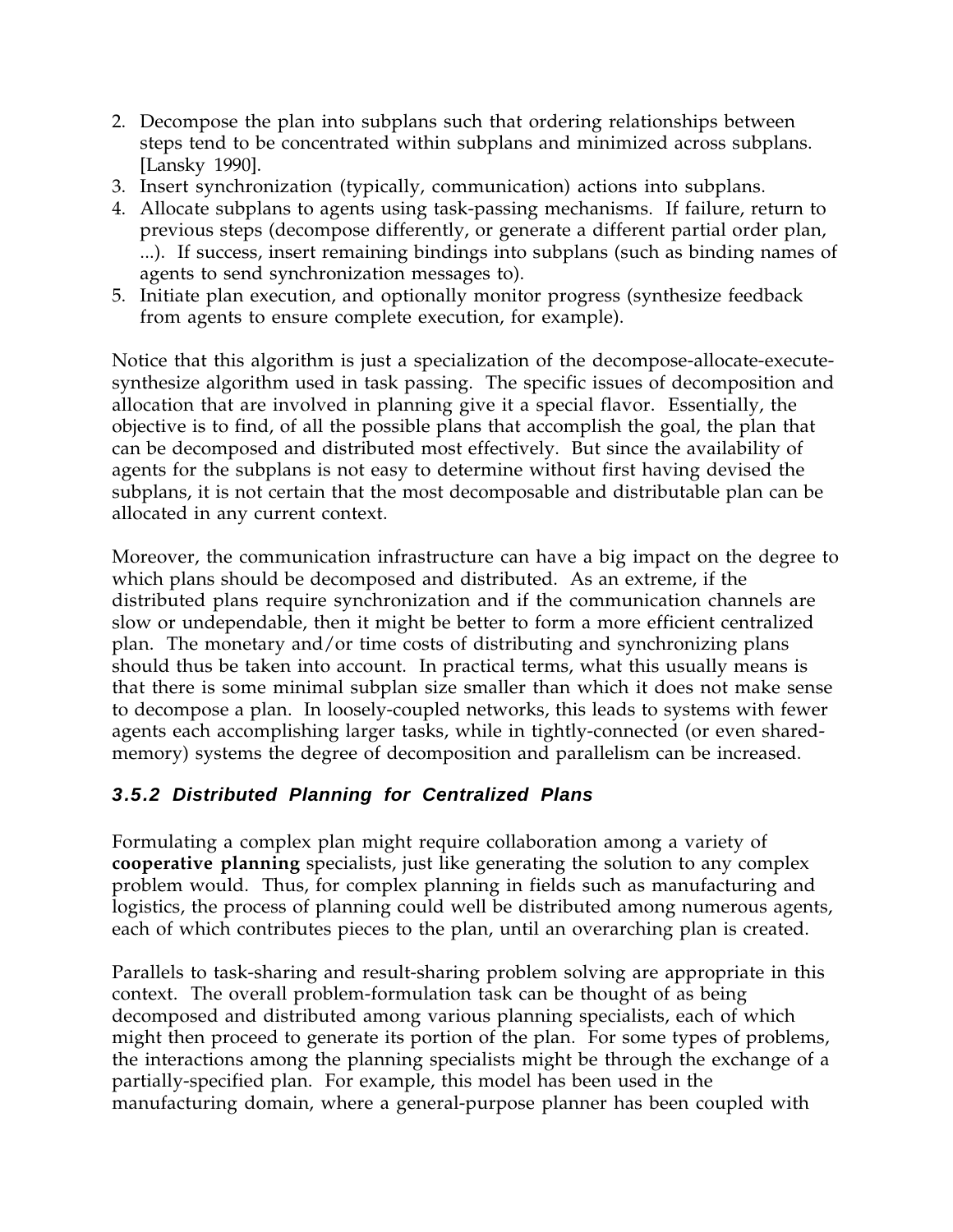2. Decompose the plan into subplans such that ordering relationships between steps tend to be concentrated within subplans and minimized across subplans. [Lansky 1990].
3. Insert synchronization (typically, communication) actions into subplans.
4. Allocate subplans to agents using task-passing mechanisms. If failure, return to previous steps (decompose differently, or generate a different partial order plan, ...). If success, insert remaining bindings into subplans (such as binding names of agents to send synchronization messages to).
5. Initiate plan execution, and optionally monitor progress (synthesize feedback from agents to ensure complete execution, for example).

Notice that this algorithm is just a specialization of the decompose-allocate-execute-synthesize algorithm used in task passing. The specific issues of decomposition and allocation that are involved in planning give it a special flavor. Essentially, the objective is to find, of all the possible plans that accomplish the goal, the plan that can be decomposed and distributed most effectively. But since the availability of agents for the subplans is not easy to determine without first having devised the subplans, it is not certain that the most decomposable and distributable plan can be allocated in any current context.

Moreover, the communication infrastructure can have a big impact on the degree to which plans should be decomposed and distributed. As an extreme, if the distributed plans require synchronization and if the communication channels are slow or undependable, then it might be better to form a more efficient centralized plan. The monetary and/or time costs of distributing and synchronizing plans should thus be taken into account. In practical terms, what this usually means is that there is some minimal subplan size smaller than which it does not make sense to decompose a plan. In loosely-coupled networks, this leads to systems with fewer agents each accomplishing larger tasks, while in tightly-connected (or even shared-memory) systems the degree of decomposition and parallelism can be increased.

### *3.5.2 Distributed Planning for Centralized Plans*

Formulating a complex plan might require collaboration among a variety of **cooperative planning** specialists, just like generating the solution to any complex problem would. Thus, for complex planning in fields such as manufacturing and logistics, the process of planning could well be distributed among numerous agents, each of which contributes pieces to the plan, until an overarching plan is created.

Parallels to task-sharing and result-sharing problem solving are appropriate in this context. The overall problem-formulation task can be thought of as being decomposed and distributed among various planning specialists, each of which might then proceed to generate its portion of the plan. For some types of problems, the interactions among the planning specialists might be through the exchange of a partially-specified plan. For example, this model has been used in the manufacturing domain, where a general-purpose planner has been coupled with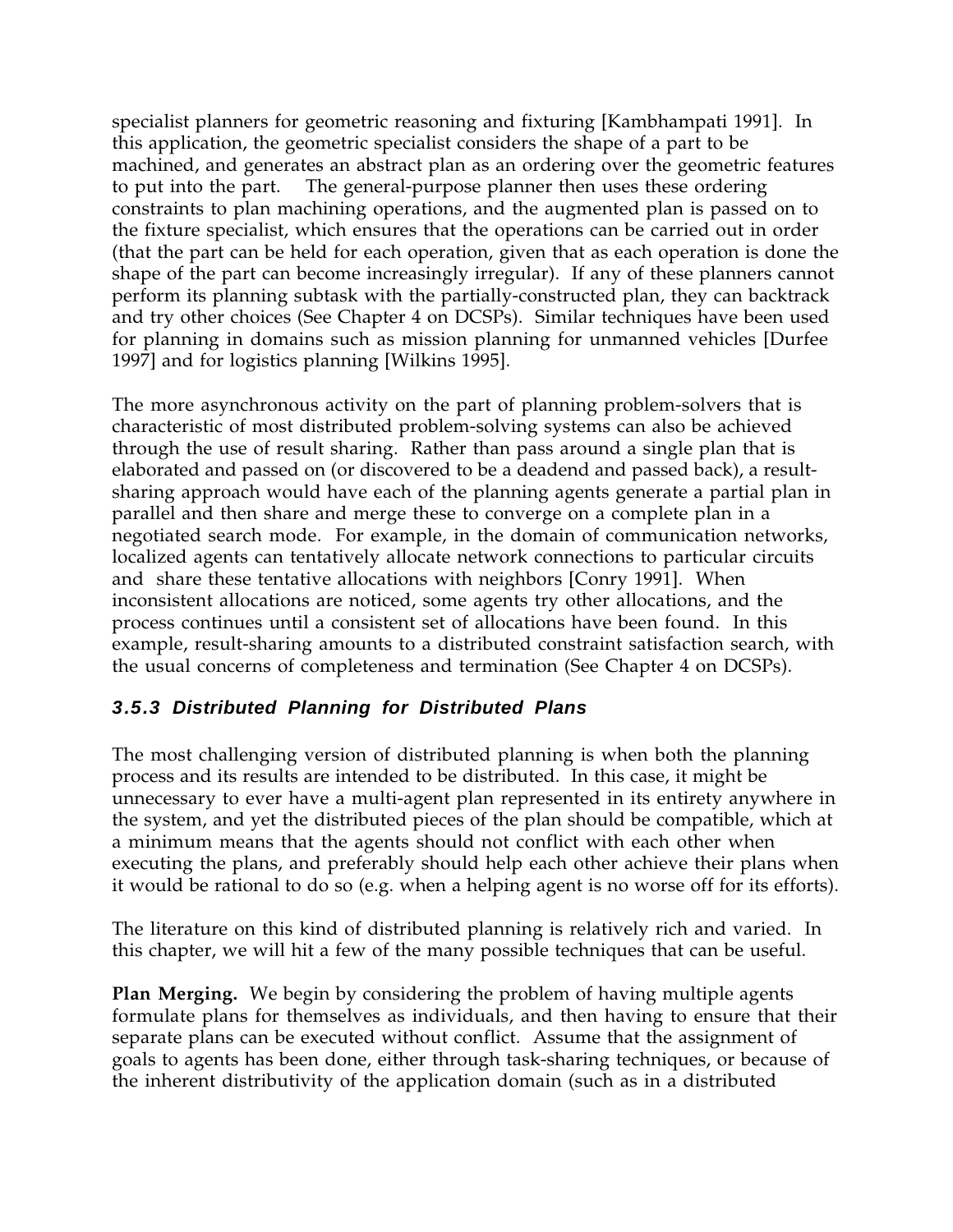specialist planners for geometric reasoning and fixturing [Kambhampati 1991]. In this application, the geometric specialist considers the shape of a part to be machined, and generates an abstract plan as an ordering over the geometric features to put into the part. The general-purpose planner then uses these ordering constraints to plan machining operations, and the augmented plan is passed on to the fixture specialist, which ensures that the operations can be carried out in order (that the part can be held for each operation, given that as each operation is done the shape of the part can become increasingly irregular). If any of these planners cannot perform its planning subtask with the partially-constructed plan, they can backtrack and try other choices (See Chapter 4 on DCSPs). Similar techniques have been used for planning in domains such as mission planning for unmanned vehicles [Durfee 1997] and for logistics planning [Wilkins 1995].

The more asynchronous activity on the part of planning problem-solvers that is characteristic of most distributed problem-solving systems can also be achieved through the use of result sharing. Rather than pass around a single plan that is elaborated and passed on (or discovered to be a deadend and passed back), a result-sharing approach would have each of the planning agents generate a partial plan in parallel and then share and merge these to converge on a complete plan in a negotiated search mode. For example, in the domain of communication networks, localized agents can tentatively allocate network connections to particular circuits and share these tentative allocations with neighbors [Conry 1991]. When inconsistent allocations are noticed, some agents try other allocations, and the process continues until a consistent set of allocations have been found. In this example, result-sharing amounts to a distributed constraint satisfaction search, with the usual concerns of completeness and termination (See Chapter 4 on DCSPs).

### 3.5.3 Distributed Planning for Distributed Plans

The most challenging version of distributed planning is when both the planning process and its results are intended to be distributed. In this case, it might be unnecessary to ever have a multi-agent plan represented in its entirety anywhere in the system, and yet the distributed pieces of the plan should be compatible, which at a minimum means that the agents should not conflict with each other when executing the plans, and preferably should help each other achieve their plans when it would be rational to do so (e.g. when a helping agent is no worse off for its efforts).

The literature on this kind of distributed planning is relatively rich and varied. In this chapter, we will hit a few of the many possible techniques that can be useful.

**Plan Merging.** We begin by considering the problem of having multiple agents formulate plans for themselves as individuals, and then having to ensure that their separate plans can be executed without conflict. Assume that the assignment of goals to agents has been done, either through task-sharing techniques, or because of the inherent distributivity of the application domain (such as in a distributed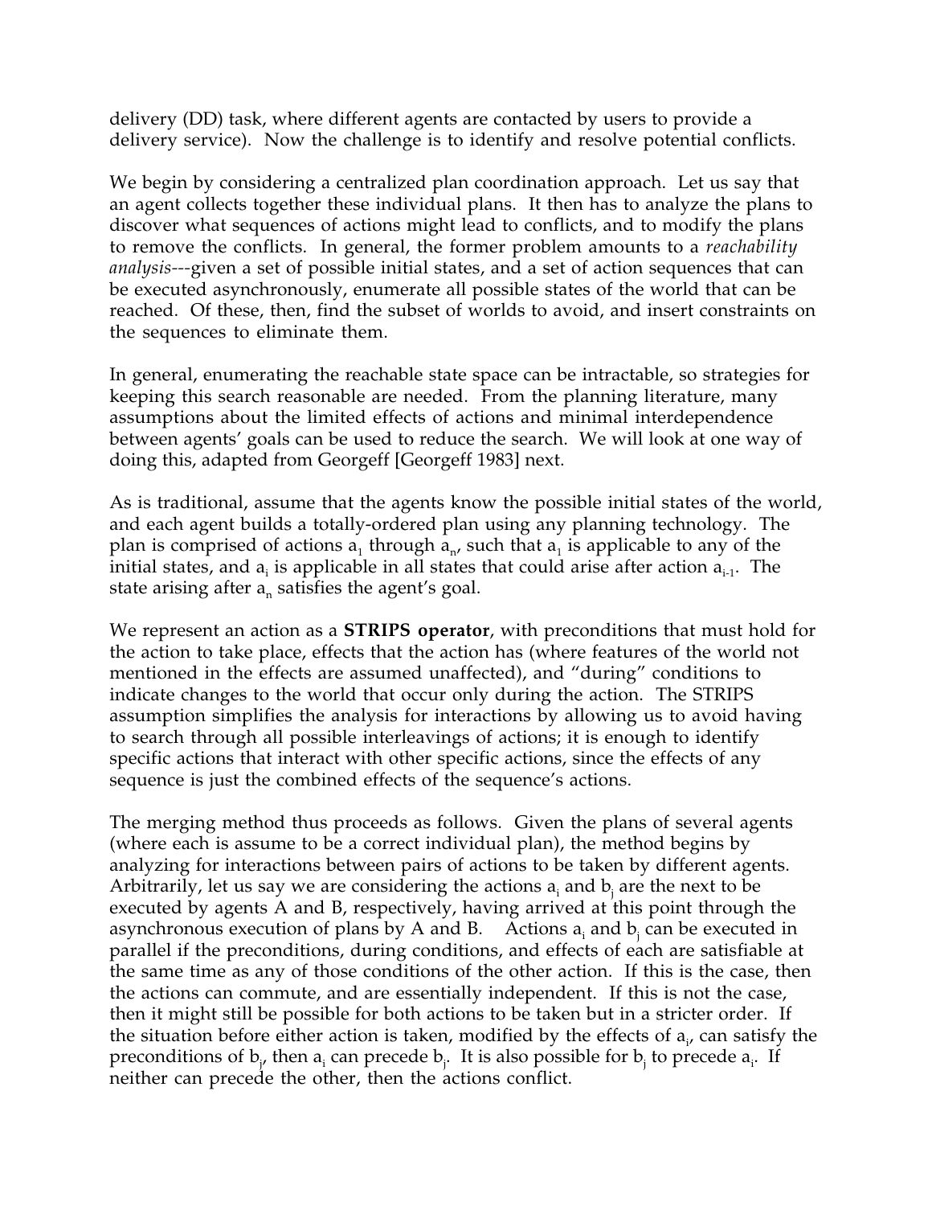delivery (DD) task, where different agents are contacted by users to provide a delivery service). Now the challenge is to identify and resolve potential conflicts.

We begin by considering a centralized plan coordination approach. Let us say that an agent collects together these individual plans. It then has to analyze the plans to discover what sequences of actions might lead to conflicts, and to modify the plans to remove the conflicts. In general, the former problem amounts to a *reachability analysis*---given a set of possible initial states, and a set of action sequences that can be executed asynchronously, enumerate all possible states of the world that can be reached. Of these, then, find the subset of worlds to avoid, and insert constraints on the sequences to eliminate them.

In general, enumerating the reachable state space can be intractable, so strategies for keeping this search reasonable are needed. From the planning literature, many assumptions about the limited effects of actions and minimal interdependence between agents' goals can be used to reduce the search. We will look at one way of doing this, adapted from Georgeff [Georgeff 1983] next.

As is traditional, assume that the agents know the possible initial states of the world, and each agent builds a totally-ordered plan using any planning technology. The plan is comprised of actions $a_1$ through $a_n$, such that $a_1$ is applicable to any of the initial states, and $a_i$ is applicable in all states that could arise after action $a_{i-1}$. The state arising after $a_n$ satisfies the agent's goal.

We represent an action as a **STRIPS operator**, with preconditions that must hold for the action to take place, effects that the action has (where features of the world not mentioned in the effects are assumed unaffected), and "during" conditions to indicate changes to the world that occur only during the action. The STRIPS assumption simplifies the analysis for interactions by allowing us to avoid having to search through all possible interleavings of actions; it is enough to identify specific actions that interact with other specific actions, since the effects of any sequence is just the combined effects of the sequence's actions.

The merging method thus proceeds as follows. Given the plans of several agents (where each is assume to be a correct individual plan), the method begins by analyzing for interactions between pairs of actions to be taken by different agents. Arbitrarily, let us say we are considering the actions $a_i$ and $b_j$ are the next to be executed by agents A and B, respectively, having arrived at this point through the asynchronous execution of plans by A and B. Actions $a_i$ and $b_j$ can be executed in parallel if the preconditions, during conditions, and effects of each are satisfiable at the same time as any of those conditions of the other action. If this is the case, then the actions can commute, and are essentially independent. If this is not the case, then it might still be possible for both actions to be taken but in a stricter order. If the situation before either action is taken, modified by the effects of $a_i$, can satisfy the preconditions of $b_j$, then $a_i$ can precede $b_j$. It is also possible for $b_j$ to precede $a_i$. If neither can precede the other, then the actions conflict.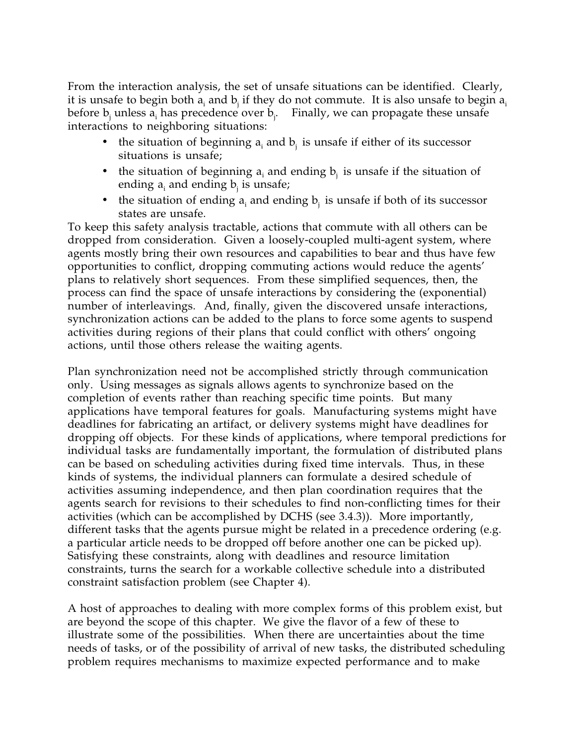From the interaction analysis, the set of unsafe situations can be identified. Clearly, it is unsafe to begin both $a_i$ and $b_j$ if they do not commute. It is also unsafe to begin $a_i$ before $b_j$ unless $a_i$ has precedence over $b_j$. Finally, we can propagate these unsafe interactions to neighboring situations:

- the situation of beginning $a_i$ and $b_j$ is unsafe if either of its successor situations is unsafe;
- the situation of beginning $a_i$ and ending $b_j$ is unsafe if the situation of ending $a_i$ and ending $b_j$ is unsafe;
- the situation of ending $a_i$ and ending $b_j$ is unsafe if both of its successor states are unsafe.

To keep this safety analysis tractable, actions that commute with all others can be dropped from consideration. Given a loosely-coupled multi-agent system, where agents mostly bring their own resources and capabilities to bear and thus have few opportunities to conflict, dropping commuting actions would reduce the agents' plans to relatively short sequences. From these simplified sequences, then, the process can find the space of unsafe interactions by considering the (exponential) number of interleavings. And, finally, given the discovered unsafe interactions, synchronization actions can be added to the plans to force some agents to suspend activities during regions of their plans that could conflict with others' ongoing actions, until those others release the waiting agents.

Plan synchronization need not be accomplished strictly through communication only. Using messages as signals allows agents to synchronize based on the completion of events rather than reaching specific time points. But many applications have temporal features for goals. Manufacturing systems might have deadlines for fabricating an artifact, or delivery systems might have deadlines for dropping off objects. For these kinds of applications, where temporal predictions for individual tasks are fundamentally important, the formulation of distributed plans can be based on scheduling activities during fixed time intervals. Thus, in these kinds of systems, the individual planners can formulate a desired schedule of activities assuming independence, and then plan coordination requires that the agents search for revisions to their schedules to find non-conflicting times for their activities (which can be accomplished by DCHS (see 3.4.3)). More importantly, different tasks that the agents pursue might be related in a precedence ordering (e.g. a particular article needs to be dropped off before another one can be picked up). Satisfying these constraints, along with deadlines and resource limitation constraints, turns the search for a workable collective schedule into a distributed constraint satisfaction problem (see Chapter 4).

A host of approaches to dealing with more complex forms of this problem exist, but are beyond the scope of this chapter. We give the flavor of a few of these to illustrate some of the possibilities. When there are uncertainties about the time needs of tasks, or of the possibility of arrival of new tasks, the distributed scheduling problem requires mechanisms to maximize expected performance and to make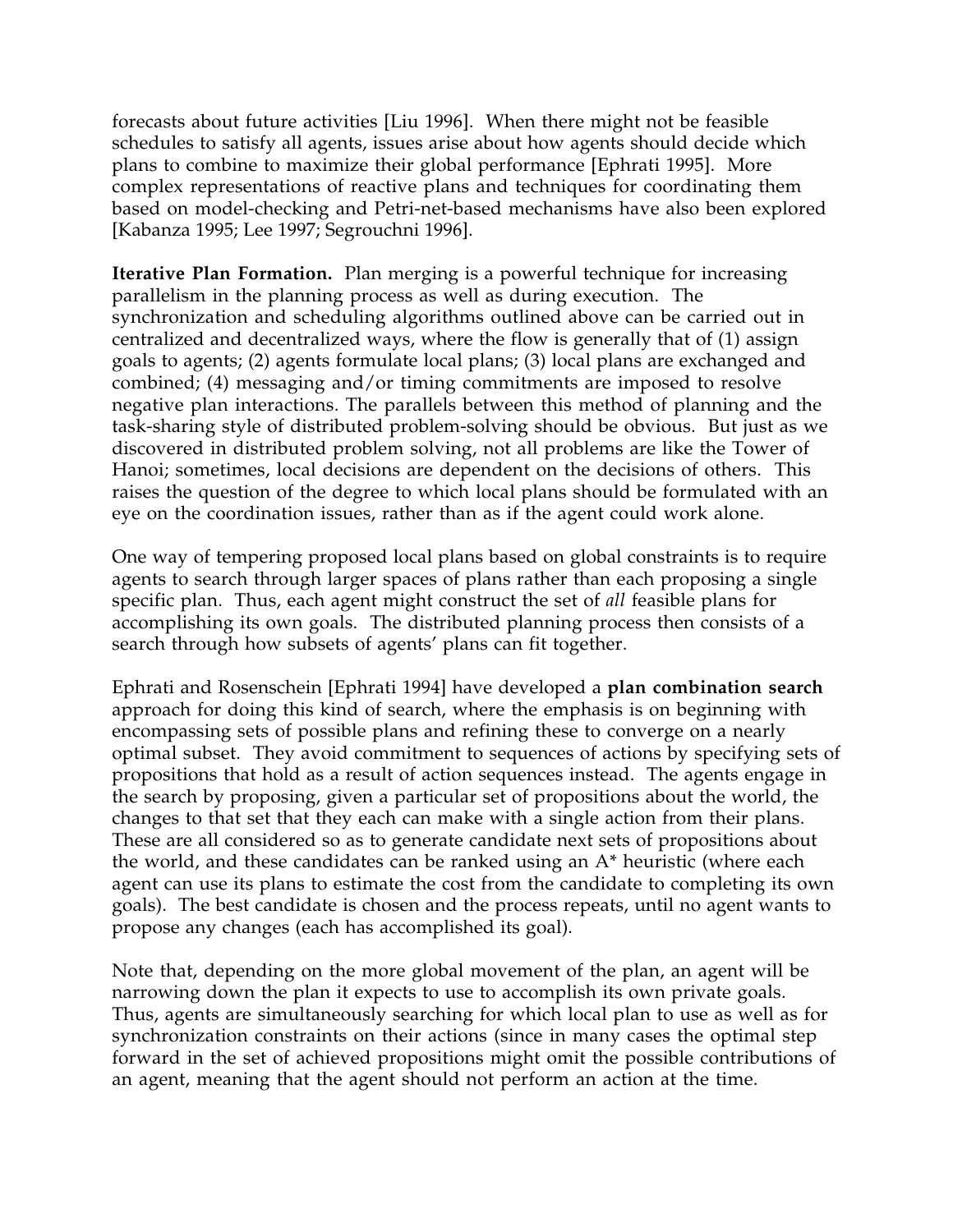forecasts about future activities [Liu 1996]. When there might not be feasible schedules to satisfy all agents, issues arise about how agents should decide which plans to combine to maximize their global performance [Ephrati 1995]. More complex representations of reactive plans and techniques for coordinating them based on model-checking and Petri-net-based mechanisms have also been explored [Kabanza 1995; Lee 1997; Segrouchni 1996].

**Iterative Plan Formation.** Plan merging is a powerful technique for increasing parallelism in the planning process as well as during execution. The synchronization and scheduling algorithms outlined above can be carried out in centralized and decentralized ways, where the flow is generally that of (1) assign goals to agents; (2) agents formulate local plans; (3) local plans are exchanged and combined; (4) messaging and/or timing commitments are imposed to resolve negative plan interactions. The parallels between this method of planning and the task-sharing style of distributed problem-solving should be obvious. But just as we discovered in distributed problem solving, not all problems are like the Tower of Hanoi; sometimes, local decisions are dependent on the decisions of others. This raises the question of the degree to which local plans should be formulated with an eye on the coordination issues, rather than as if the agent could work alone.

One way of tempering proposed local plans based on global constraints is to require agents to search through larger spaces of plans rather than each proposing a single specific plan. Thus, each agent might construct the set of *all* feasible plans for accomplishing its own goals. The distributed planning process then consists of a search through how subsets of agents' plans can fit together.

Ephrati and Rosenschein [Ephrati 1994] have developed a **plan combination search** approach for doing this kind of search, where the emphasis is on beginning with encompassing sets of possible plans and refining these to converge on a nearly optimal subset. They avoid commitment to sequences of actions by specifying sets of propositions that hold as a result of action sequences instead. The agents engage in the search by proposing, given a particular set of propositions about the world, the changes to that set that they each can make with a single action from their plans. These are all considered so as to generate candidate next sets of propositions about the world, and these candidates can be ranked using an A* heuristic (where each agent can use its plans to estimate the cost from the candidate to completing its own goals). The best candidate is chosen and the process repeats, until no agent wants to propose any changes (each has accomplished its goal).

Note that, depending on the more global movement of the plan, an agent will be narrowing down the plan it expects to use to accomplish its own private goals. Thus, agents are simultaneously searching for which local plan to use as well as for synchronization constraints on their actions (since in many cases the optimal step forward in the set of achieved propositions might omit the possible contributions of an agent, meaning that the agent should not perform an action at the time.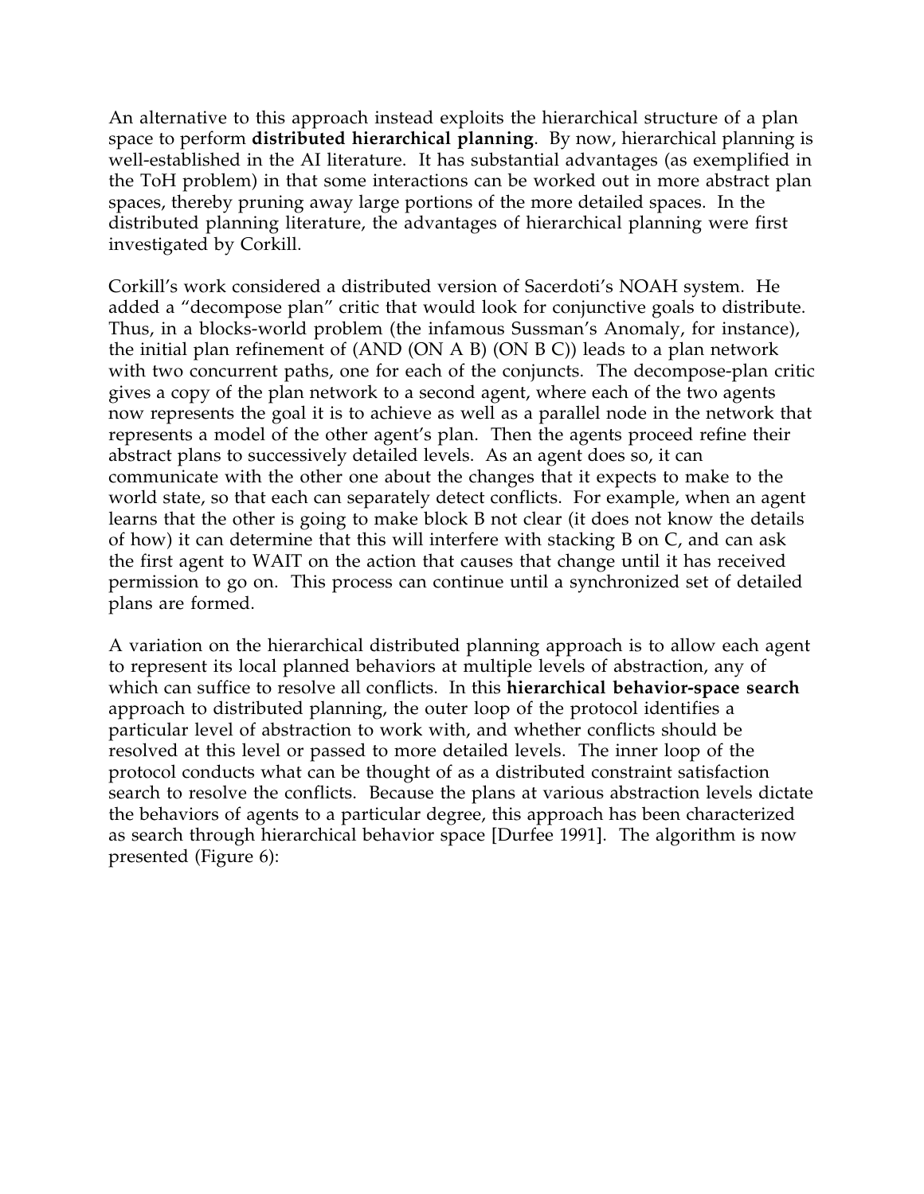An alternative to this approach instead exploits the hierarchical structure of a plan space to perform **distributed hierarchical planning**. By now, hierarchical planning is well-established in the AI literature. It has substantial advantages (as exemplified in the ToH problem) in that some interactions can be worked out in more abstract plan spaces, thereby pruning away large portions of the more detailed spaces. In the distributed planning literature, the advantages of hierarchical planning were first investigated by Corkill.

Corkill's work considered a distributed version of Sacerdoti's NOAH system. He added a "decompose plan" critic that would look for conjunctive goals to distribute. Thus, in a blocks-world problem (the infamous Sussman's Anomaly, for instance), the initial plan refinement of (AND (ON A B) (ON B C)) leads to a plan network with two concurrent paths, one for each of the conjuncts. The decompose-plan critic gives a copy of the plan network to a second agent, where each of the two agents now represents the goal it is to achieve as well as a parallel node in the network that represents a model of the other agent's plan. Then the agents proceed refine their abstract plans to successively detailed levels. As an agent does so, it can communicate with the other one about the changes that it expects to make to the world state, so that each can separately detect conflicts. For example, when an agent learns that the other is going to make block B not clear (it does not know the details of how) it can determine that this will interfere with stacking B on C, and can ask the first agent to WAIT on the action that causes that change until it has received permission to go on. This process can continue until a synchronized set of detailed plans are formed.

A variation on the hierarchical distributed planning approach is to allow each agent to represent its local planned behaviors at multiple levels of abstraction, any of which can suffice to resolve all conflicts. In this **hierarchical behavior-space search** approach to distributed planning, the outer loop of the protocol identifies a particular level of abstraction to work with, and whether conflicts should be resolved at this level or passed to more detailed levels. The inner loop of the protocol conducts what can be thought of as a distributed constraint satisfaction search to resolve the conflicts. Because the plans at various abstraction levels dictate the behaviors of agents to a particular degree, this approach has been characterized as search through hierarchical behavior space [Durfee 1991]. The algorithm is now presented (Figure 6):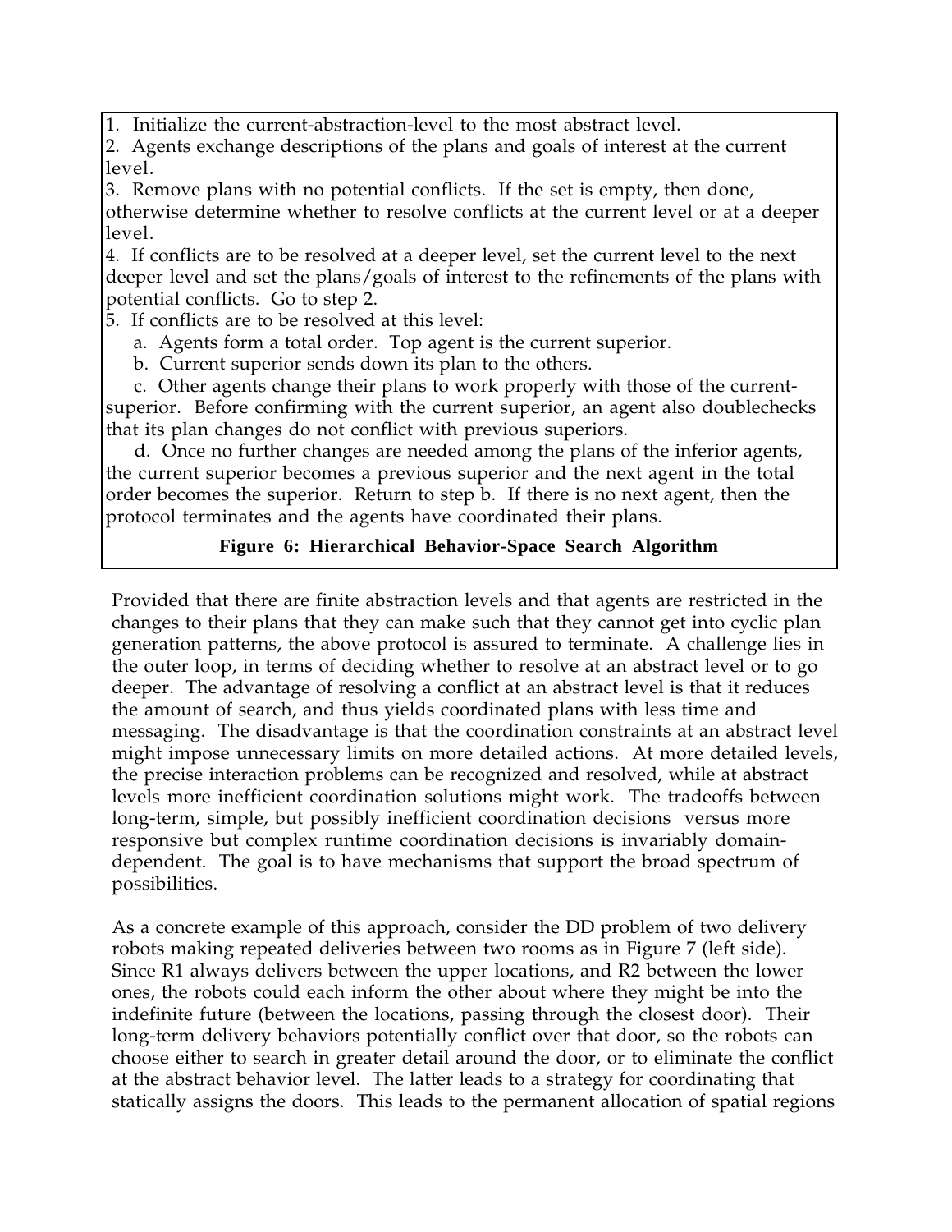1. Initialize the current-abstraction-level to the most abstract level.
2. Agents exchange descriptions of the plans and goals of interest at the current level.
3. Remove plans with no potential conflicts. If the set is empty, then done, otherwise determine whether to resolve conflicts at the current level or at a deeper level.
4. If conflicts are to be resolved at a deeper level, set the current level to the next deeper level and set the plans/goals of interest to the refinements of the plans with potential conflicts. Go to step 2.
5. If conflicts are to be resolved at this level:
   a. Agents form a total order. Top agent is the current superior.
   b. Current superior sends down its plan to the others.
   c. Other agents change their plans to work properly with those of the current-superior. Before confirming with the current superior, an agent also doublechecks that its plan changes do not conflict with previous superiors.
   d. Once no further changes are needed among the plans of the inferior agents, the current superior becomes a previous superior and the next agent in the total order becomes the superior. Return to step b. If there is no next agent, then the protocol terminates and the agents have coordinated their plans.

**Figure 6: Hierarchical Behavior-Space Search Algorithm**

Provided that there are finite abstraction levels and that agents are restricted in the changes to their plans that they can make such that they cannot get into cyclic plan generation patterns, the above protocol is assured to terminate. A challenge lies in the outer loop, in terms of deciding whether to resolve at an abstract level or to go deeper. The advantage of resolving a conflict at an abstract level is that it reduces the amount of search, and thus yields coordinated plans with less time and messaging. The disadvantage is that the coordination constraints at an abstract level might impose unnecessary limits on more detailed actions. At more detailed levels, the precise interaction problems can be recognized and resolved, while at abstract levels more inefficient coordination solutions might work. The tradeoffs between long-term, simple, but possibly inefficient coordination decisions versus more responsive but complex runtime coordination decisions is invariably domain-dependent. The goal is to have mechanisms that support the broad spectrum of possibilities.

As a concrete example of this approach, consider the DD problem of two delivery robots making repeated deliveries between two rooms as in Figure 7 (left side). Since R1 always delivers between the upper locations, and R2 between the lower ones, the robots could each inform the other about where they might be into the indefinite future (between the locations, passing through the closest door). Their long-term delivery behaviors potentially conflict over that door, so the robots can choose either to search in greater detail around the door, or to eliminate the conflict at the abstract behavior level. The latter leads to a strategy for coordinating that statically assigns the doors. This leads to the permanent allocation of spatial regions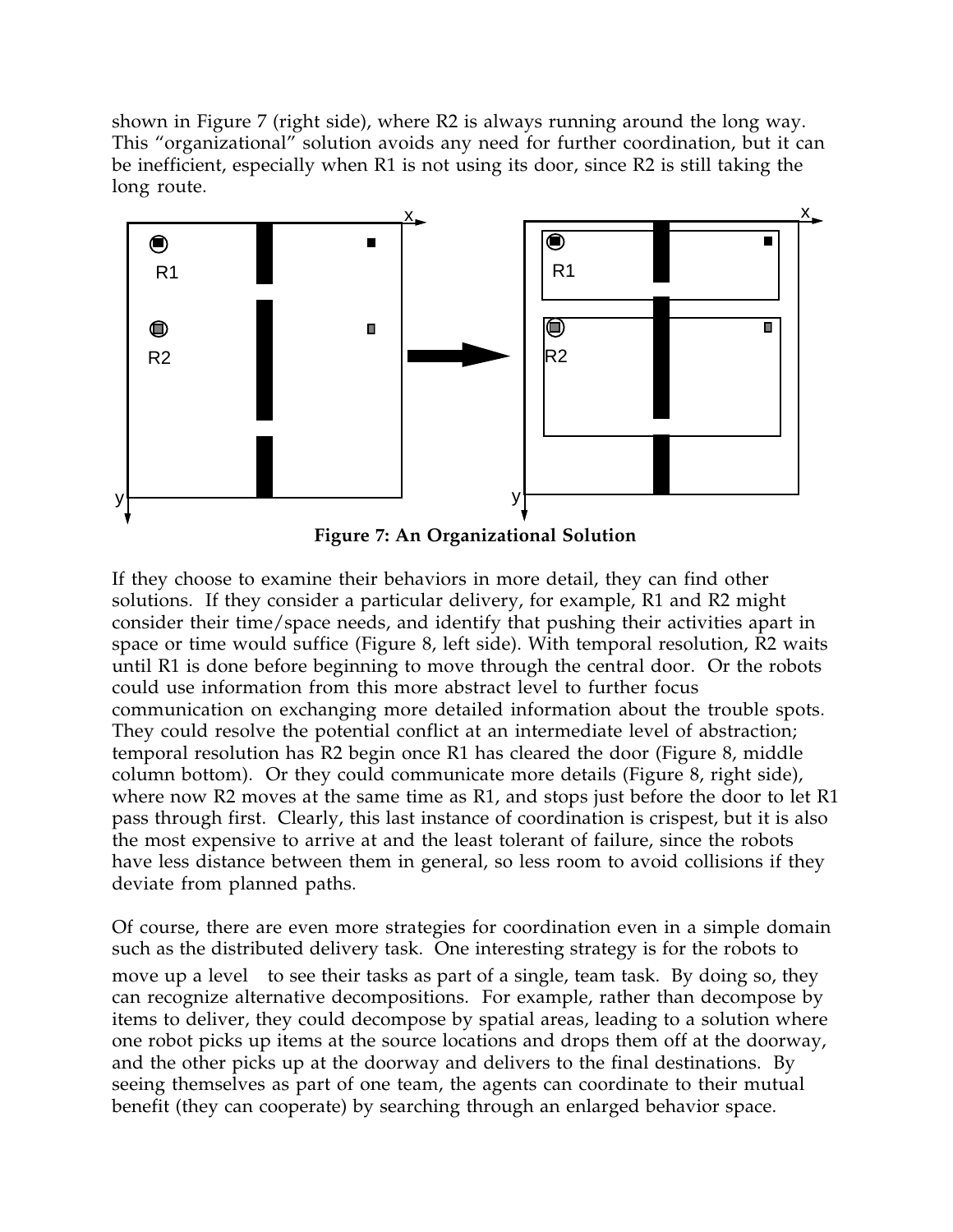shown in Figure 7 (right side), where R2 is always running around the long way. This "organizational" solution avoids any need for further coordination, but it can be inefficient, especially when R1 is not using its door, since R2 is still taking the long route.

**Figure 7: An Organizational Solution**

If they choose to examine their behaviors in more detail, they can find other solutions. If they consider a particular delivery, for example, R1 and R2 might consider their time/space needs, and identify that pushing their activities apart in space or time would suffice (Figure 8, left side). With temporal resolution, R2 waits until R1 is done before beginning to move through the central door. Or the robots could use information from this more abstract level to further focus communication on exchanging more detailed information about the trouble spots. They could resolve the potential conflict at an intermediate level of abstraction; temporal resolution has R2 begin once R1 has cleared the door (Figure 8, middle column bottom). Or they could communicate more details (Figure 8, right side), where now R2 moves at the same time as R1, and stops just before the door to let R1 pass through first. Clearly, this last instance of coordination is crispest, but it is also the most expensive to arrive at and the least tolerant of failure, since the robots have less distance between them in general, so less room to avoid collisions if they deviate from planned paths.

Of course, there are even more strategies for coordination even in a simple domain such as the distributed delivery task. One interesting strategy is for the robots to move up a level to see their tasks as part of a single, team task. By doing so, they can recognize alternative decompositions. For example, rather than decompose by items to deliver, they could decompose by spatial areas, leading to a solution where one robot picks up items at the source locations and drops them off at the doorway, and the other picks up at the doorway and delivers to the final destinations. By seeing themselves as part of one team, the agents can coordinate to their mutual benefit (they can cooperate) by searching through an enlarged behavior space.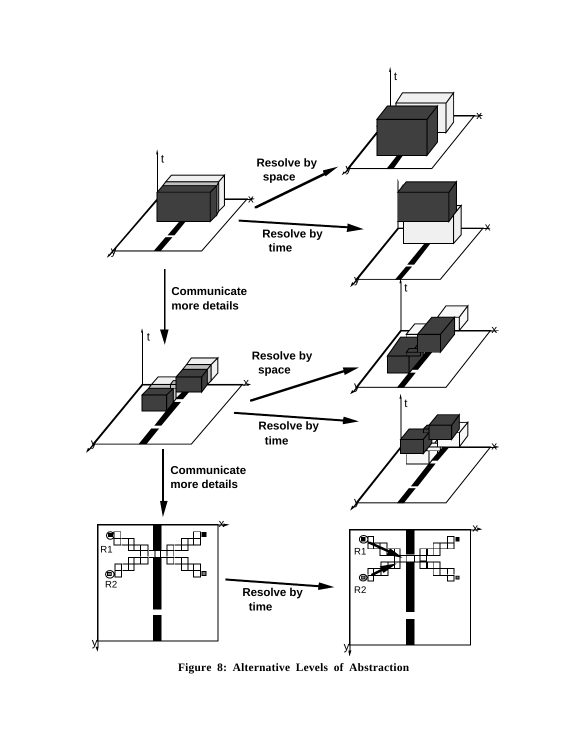Figure 8: Alternative Levels of Abstraction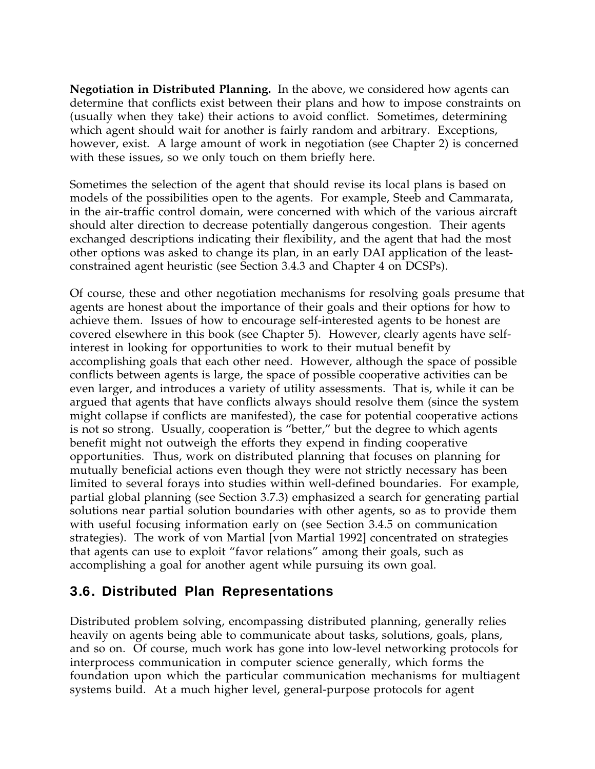**Negotiation in Distributed Planning.** In the above, we considered how agents can determine that conflicts exist between their plans and how to impose constraints on (usually when they take) their actions to avoid conflict. Sometimes, determining which agent should wait for another is fairly random and arbitrary. Exceptions, however, exist. A large amount of work in negotiation (see Chapter 2) is concerned with these issues, so we only touch on them briefly here.

Sometimes the selection of the agent that should revise its local plans is based on models of the possibilities open to the agents. For example, Steeb and Cammarata, in the air-traffic control domain, were concerned with which of the various aircraft should alter direction to decrease potentially dangerous congestion. Their agents exchanged descriptions indicating their flexibility, and the agent that had the most other options was asked to change its plan, in an early DAI application of the least-constrained agent heuristic (see Section 3.4.3 and Chapter 4 on DCSPs).

Of course, these and other negotiation mechanisms for resolving goals presume that agents are honest about the importance of their goals and their options for how to achieve them. Issues of how to encourage self-interested agents to be honest are covered elsewhere in this book (see Chapter 5). However, clearly agents have self-interest in looking for opportunities to work to their mutual benefit by accomplishing goals that each other need. However, although the space of possible conflicts between agents is large, the space of possible cooperative activities can be even larger, and introduces a variety of utility assessments. That is, while it can be argued that agents that have conflicts always should resolve them (since the system might collapse if conflicts are manifested), the case for potential cooperative actions is not so strong. Usually, cooperation is "better," but the degree to which agents benefit might not outweigh the efforts they expend in finding cooperative opportunities. Thus, work on distributed planning that focuses on planning for mutually beneficial actions even though they were not strictly necessary has been limited to several forays into studies within well-defined boundaries. For example, partial global planning (see Section 3.7.3) emphasized a search for generating partial solutions near partial solution boundaries with other agents, so as to provide them with useful focusing information early on (see Section 3.4.5 on communication strategies). The work of von Martial [von Martial 1992] concentrated on strategies that agents can use to exploit "favor relations" among their goals, such as accomplishing a goal for another agent while pursuing its own goal.

## 3.6. Distributed Plan Representations

Distributed problem solving, encompassing distributed planning, generally relies heavily on agents being able to communicate about tasks, solutions, goals, plans, and so on. Of course, much work has gone into low-level networking protocols for interprocess communication in computer science generally, which forms the foundation upon which the particular communication mechanisms for multiagent systems build. At a much higher level, general-purpose protocols for agent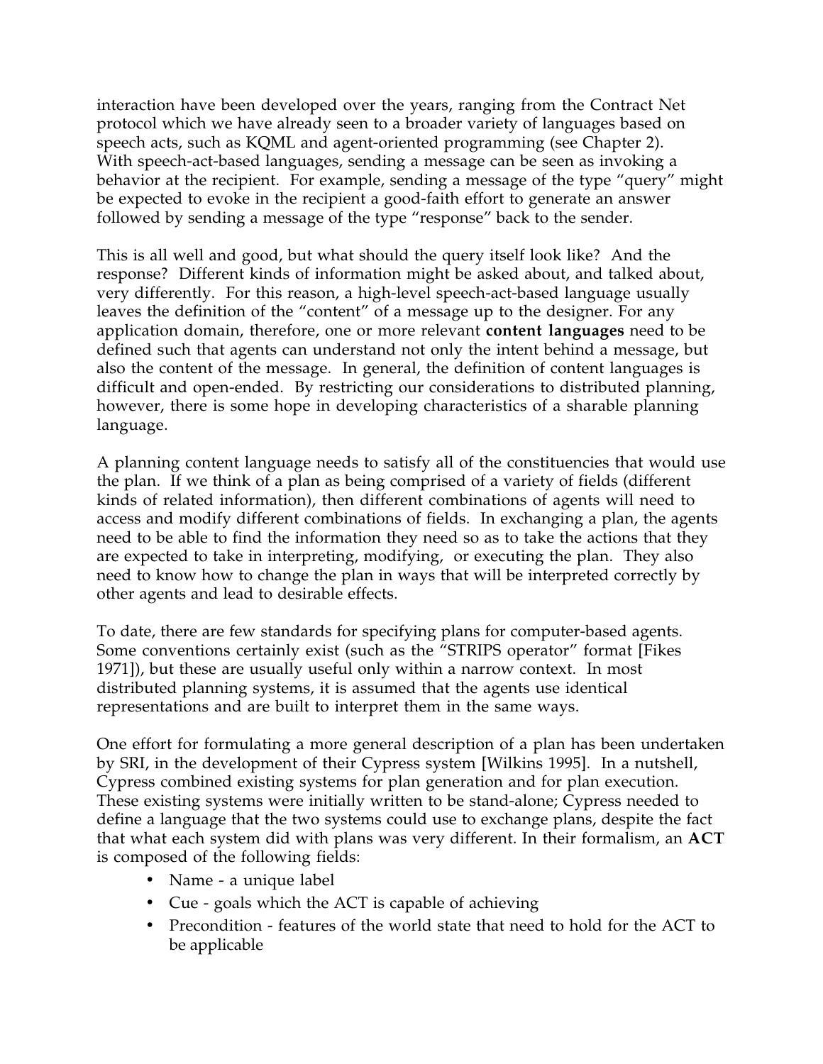interaction have been developed over the years, ranging from the Contract Net protocol which we have already seen to a broader variety of languages based on speech acts, such as KQML and agent-oriented programming (see Chapter 2). With speech-act-based languages, sending a message can be seen as invoking a behavior at the recipient. For example, sending a message of the type "query" might be expected to evoke in the recipient a good-faith effort to generate an answer followed by sending a message of the type "response" back to the sender.

This is all well and good, but what should the query itself look like? And the response? Different kinds of information might be asked about, and talked about, very differently. For this reason, a high-level speech-act-based language usually leaves the definition of the "content" of a message up to the designer. For any application domain, therefore, one or more relevant **content languages** need to be defined such that agents can understand not only the intent behind a message, but also the content of the message. In general, the definition of content languages is difficult and open-ended. By restricting our considerations to distributed planning, however, there is some hope in developing characteristics of a sharable planning language.

A planning content language needs to satisfy all of the constituencies that would use the plan. If we think of a plan as being comprised of a variety of fields (different kinds of related information), then different combinations of agents will need to access and modify different combinations of fields. In exchanging a plan, the agents need to be able to find the information they need so as to take the actions that they are expected to take in interpreting, modifying, or executing the plan. They also need to know how to change the plan in ways that will be interpreted correctly by other agents and lead to desirable effects.

To date, there are few standards for specifying plans for computer-based agents. Some conventions certainly exist (such as the "STRIPS operator" format [Fikes 1971]), but these are usually useful only within a narrow context. In most distributed planning systems, it is assumed that the agents use identical representations and are built to interpret them in the same ways.

One effort for formulating a more general description of a plan has been undertaken by SRI, in the development of their Cypress system [Wilkins 1995]. In a nutshell, Cypress combined existing systems for plan generation and for plan execution. These existing systems were initially written to be stand-alone; Cypress needed to define a language that the two systems could use to exchange plans, despite the fact that what each system did with plans was very different. In their formalism, an **ACT** is composed of the following fields:

- Name - a unique label
- Cue - goals which the ACT is capable of achieving
- Precondition - features of the world state that need to hold for the ACT to be applicable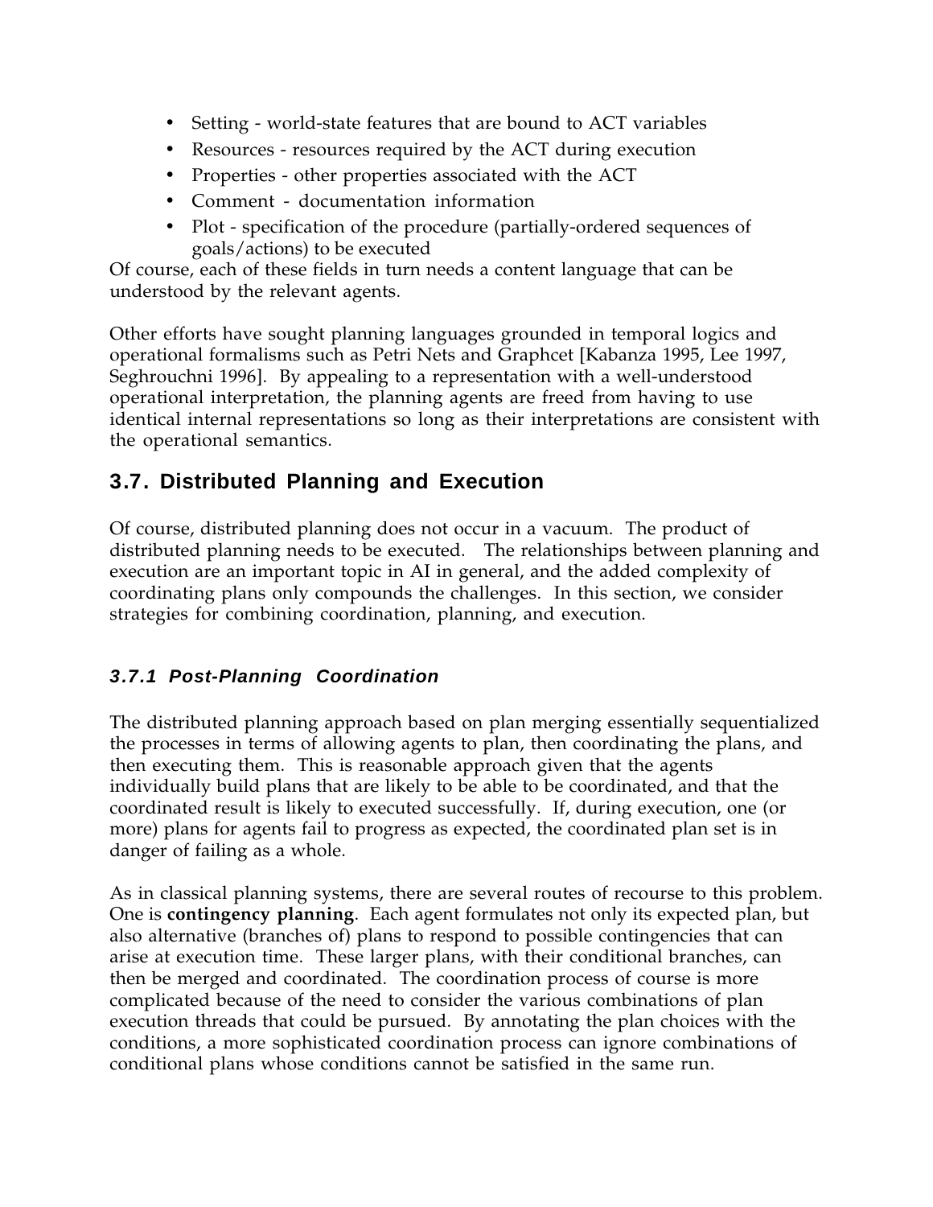- Setting - world-state features that are bound to ACT variables
- Resources - resources required by the ACT during execution
- Properties - other properties associated with the ACT
- Comment - documentation information
- Plot - specification of the procedure (partially-ordered sequences of goals/actions) to be executed

Of course, each of these fields in turn needs a content language that can be understood by the relevant agents.

Other efforts have sought planning languages grounded in temporal logics and operational formalisms such as Petri Nets and Graphcet [Kabanza 1995, Lee 1997, Seghrouchni 1996]. By appealing to a representation with a well-understood operational interpretation, the planning agents are freed from having to use identical internal representations so long as their interpretations are consistent with the operational semantics.

## 3.7. Distributed Planning and Execution

Of course, distributed planning does not occur in a vacuum. The product of distributed planning needs to be executed. The relationships between planning and execution are an important topic in AI in general, and the added complexity of coordinating plans only compounds the challenges. In this section, we consider strategies for combining coordination, planning, and execution.

### *3.7.1 Post-Planning Coordination*

The distributed planning approach based on plan merging essentially sequentialized the processes in terms of allowing agents to plan, then coordinating the plans, and then executing them. This is reasonable approach given that the agents individually build plans that are likely to be able to be coordinated, and that the coordinated result is likely to executed successfully. If, during execution, one (or more) plans for agents fail to progress as expected, the coordinated plan set is in danger of failing as a whole.

As in classical planning systems, there are several routes of recourse to this problem. One is **contingency planning**. Each agent formulates not only its expected plan, but also alternative (branches of) plans to respond to possible contingencies that can arise at execution time. These larger plans, with their conditional branches, can then be merged and coordinated. The coordination process of course is more complicated because of the need to consider the various combinations of plan execution threads that could be pursued. By annotating the plan choices with the conditions, a more sophisticated coordination process can ignore combinations of conditional plans whose conditions cannot be satisfied in the same run.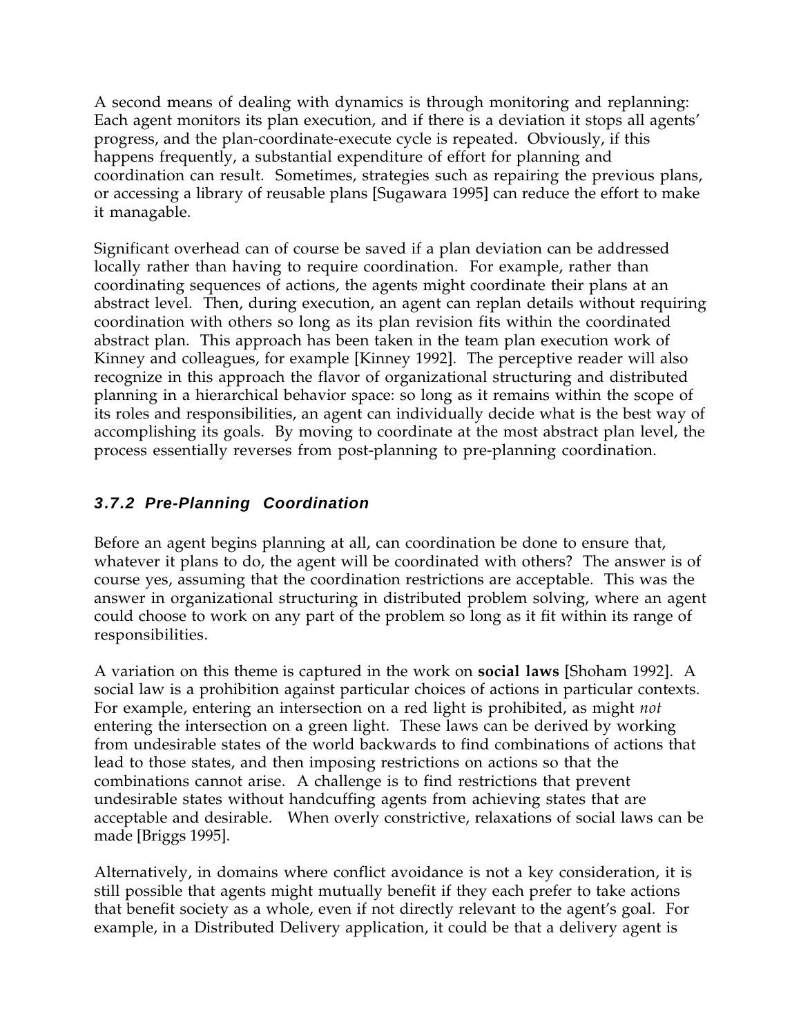A second means of dealing with dynamics is through monitoring and replanning: Each agent monitors its plan execution, and if there is a deviation it stops all agents' progress, and the plan-coordinate-execute cycle is repeated. Obviously, if this happens frequently, a substantial expenditure of effort for planning and coordination can result. Sometimes, strategies such as repairing the previous plans, or accessing a library of reusable plans [Sugawara 1995] can reduce the effort to make it managable.

Significant overhead can of course be saved if a plan deviation can be addressed locally rather than having to require coordination. For example, rather than coordinating sequences of actions, the agents might coordinate their plans at an abstract level. Then, during execution, an agent can replan details without requiring coordination with others so long as its plan revision fits within the coordinated abstract plan. This approach has been taken in the team plan execution work of Kinney and colleagues, for example [Kinney 1992]. The perceptive reader will also recognize in this approach the flavor of organizational structuring and distributed planning in a hierarchical behavior space: so long as it remains within the scope of its roles and responsibilities, an agent can individually decide what is the best way of accomplishing its goals. By moving to coordinate at the most abstract plan level, the process essentially reverses from post-planning to pre-planning coordination.

### *3.7.2 Pre-Planning Coordination*

Before an agent begins planning at all, can coordination be done to ensure that, whatever it plans to do, the agent will be coordinated with others? The answer is of course yes, assuming that the coordination restrictions are acceptable. This was the answer in organizational structuring in distributed problem solving, where an agent could choose to work on any part of the problem so long as it fit within its range of responsibilities.

A variation on this theme is captured in the work on **social laws** [Shoham 1992]. A social law is a prohibition against particular choices of actions in particular contexts. For example, entering an intersection on a red light is prohibited, as might *not* entering the intersection on a green light. These laws can be derived by working from undesirable states of the world backwards to find combinations of actions that lead to those states, and then imposing restrictions on actions so that the combinations cannot arise. A challenge is to find restrictions that prevent undesirable states without handcuffing agents from achieving states that are acceptable and desirable. When overly constrictive, relaxations of social laws can be made [Briggs 1995].

Alternatively, in domains where conflict avoidance is not a key consideration, it is still possible that agents might mutually benefit if they each prefer to take actions that benefit society as a whole, even if not directly relevant to the agent's goal. For example, in a Distributed Delivery application, it could be that a delivery agent is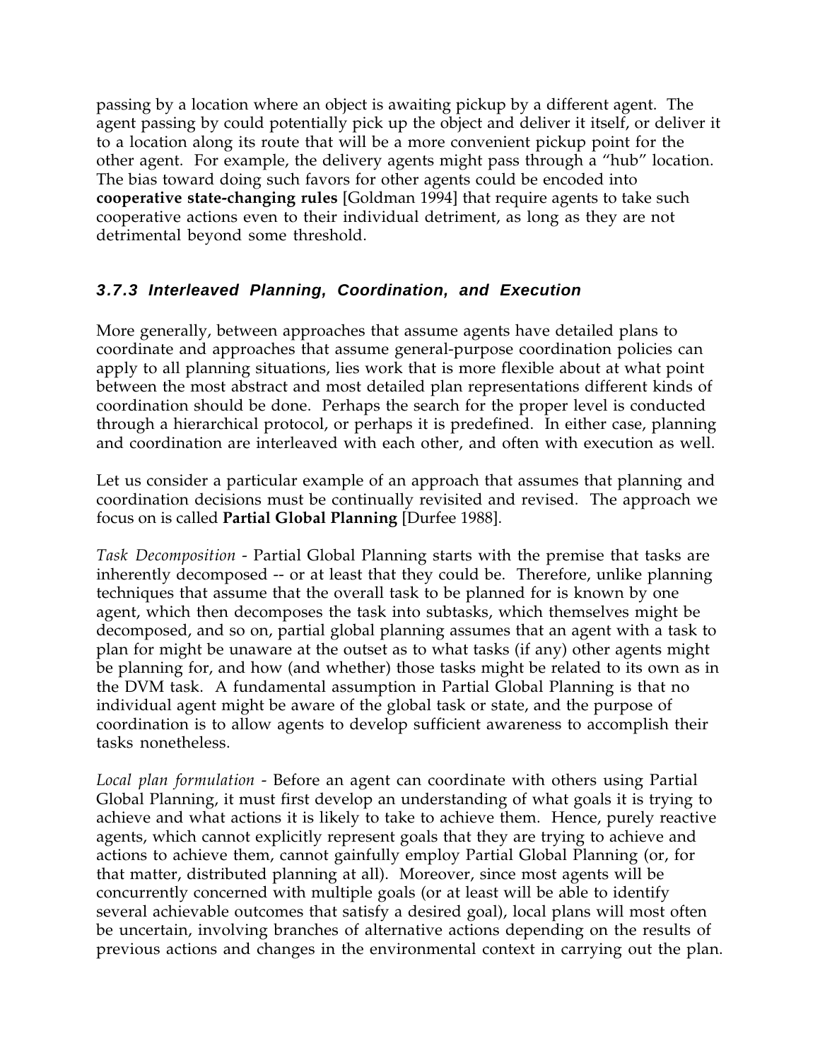passing by a location where an object is awaiting pickup by a different agent. The agent passing by could potentially pick up the object and deliver it itself, or deliver it to a location along its route that will be a more convenient pickup point for the other agent. For example, the delivery agents might pass through a "hub" location. The bias toward doing such favors for other agents could be encoded into **cooperative state-changing rules** [Goldman 1994] that require agents to take such cooperative actions even to their individual detriment, as long as they are not detrimental beyond some threshold.

### *3.7.3 Interleaved Planning, Coordination, and Execution*

More generally, between approaches that assume agents have detailed plans to coordinate and approaches that assume general-purpose coordination policies can apply to all planning situations, lies work that is more flexible about at what point between the most abstract and most detailed plan representations different kinds of coordination should be done. Perhaps the search for the proper level is conducted through a hierarchical protocol, or perhaps it is predefined. In either case, planning and coordination are interleaved with each other, and often with execution as well.

Let us consider a particular example of an approach that assumes that planning and coordination decisions must be continually revisited and revised. The approach we focus on is called **Partial Global Planning** [Durfee 1988].

*Task Decomposition* - Partial Global Planning starts with the premise that tasks are inherently decomposed -- or at least that they could be. Therefore, unlike planning techniques that assume that the overall task to be planned for is known by one agent, which then decomposes the task into subtasks, which themselves might be decomposed, and so on, partial global planning assumes that an agent with a task to plan for might be unaware at the outset as to what tasks (if any) other agents might be planning for, and how (and whether) those tasks might be related to its own as in the DVM task. A fundamental assumption in Partial Global Planning is that no individual agent might be aware of the global task or state, and the purpose of coordination is to allow agents to develop sufficient awareness to accomplish their tasks nonetheless.

*Local plan formulation* - Before an agent can coordinate with others using Partial Global Planning, it must first develop an understanding of what goals it is trying to achieve and what actions it is likely to take to achieve them. Hence, purely reactive agents, which cannot explicitly represent goals that they are trying to achieve and actions to achieve them, cannot gainfully employ Partial Global Planning (or, for that matter, distributed planning at all). Moreover, since most agents will be concurrently concerned with multiple goals (or at least will be able to identify several achievable outcomes that satisfy a desired goal), local plans will most often be uncertain, involving branches of alternative actions depending on the results of previous actions and changes in the environmental context in carrying out the plan.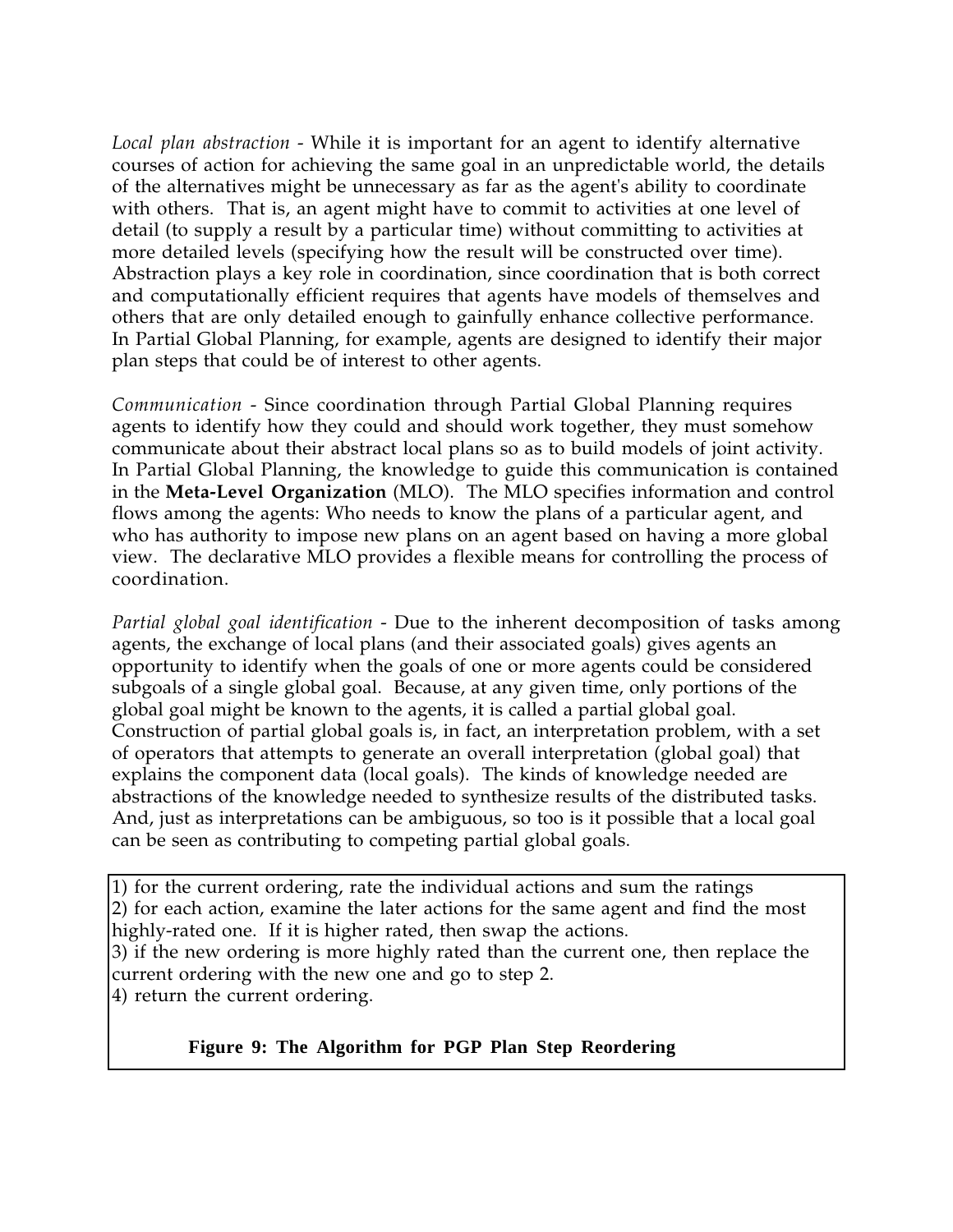*Local plan abstraction* - While it is important for an agent to identify alternative courses of action for achieving the same goal in an unpredictable world, the details of the alternatives might be unnecessary as far as the agent's ability to coordinate with others. That is, an agent might have to commit to activities at one level of detail (to supply a result by a particular time) without committing to activities at more detailed levels (specifying how the result will be constructed over time). Abstraction plays a key role in coordination, since coordination that is both correct and computationally efficient requires that agents have models of themselves and others that are only detailed enough to gainfully enhance collective performance. In Partial Global Planning, for example, agents are designed to identify their major plan steps that could be of interest to other agents.

*Communication* - Since coordination through Partial Global Planning requires agents to identify how they could and should work together, they must somehow communicate about their abstract local plans so as to build models of joint activity. In Partial Global Planning, the knowledge to guide this communication is contained in the **Meta-Level Organization** (MLO). The MLO specifies information and control flows among the agents: Who needs to know the plans of a particular agent, and who has authority to impose new plans on an agent based on having a more global view. The declarative MLO provides a flexible means for controlling the process of coordination.

*Partial global goal identification* - Due to the inherent decomposition of tasks among agents, the exchange of local plans (and their associated goals) gives agents an opportunity to identify when the goals of one or more agents could be considered subgoals of a single global goal. Because, at any given time, only portions of the global goal might be known to the agents, it is called a partial global goal. Construction of partial global goals is, in fact, an interpretation problem, with a set of operators that attempts to generate an overall interpretation (global goal) that explains the component data (local goals). The kinds of knowledge needed are abstractions of the knowledge needed to synthesize results of the distributed tasks. And, just as interpretations can be ambiguous, so too is it possible that a local goal can be seen as contributing to competing partial global goals.

1) for the current ordering, rate the individual actions and sum the ratings
2) for each action, examine the later actions for the same agent and find the most highly-rated one. If it is higher rated, then swap the actions.
3) if the new ordering is more highly rated than the current one, then replace the current ordering with the new one and go to step 2.
4) return the current ordering.

**Figure 9: The Algorithm for PGP Plan Step Reordering**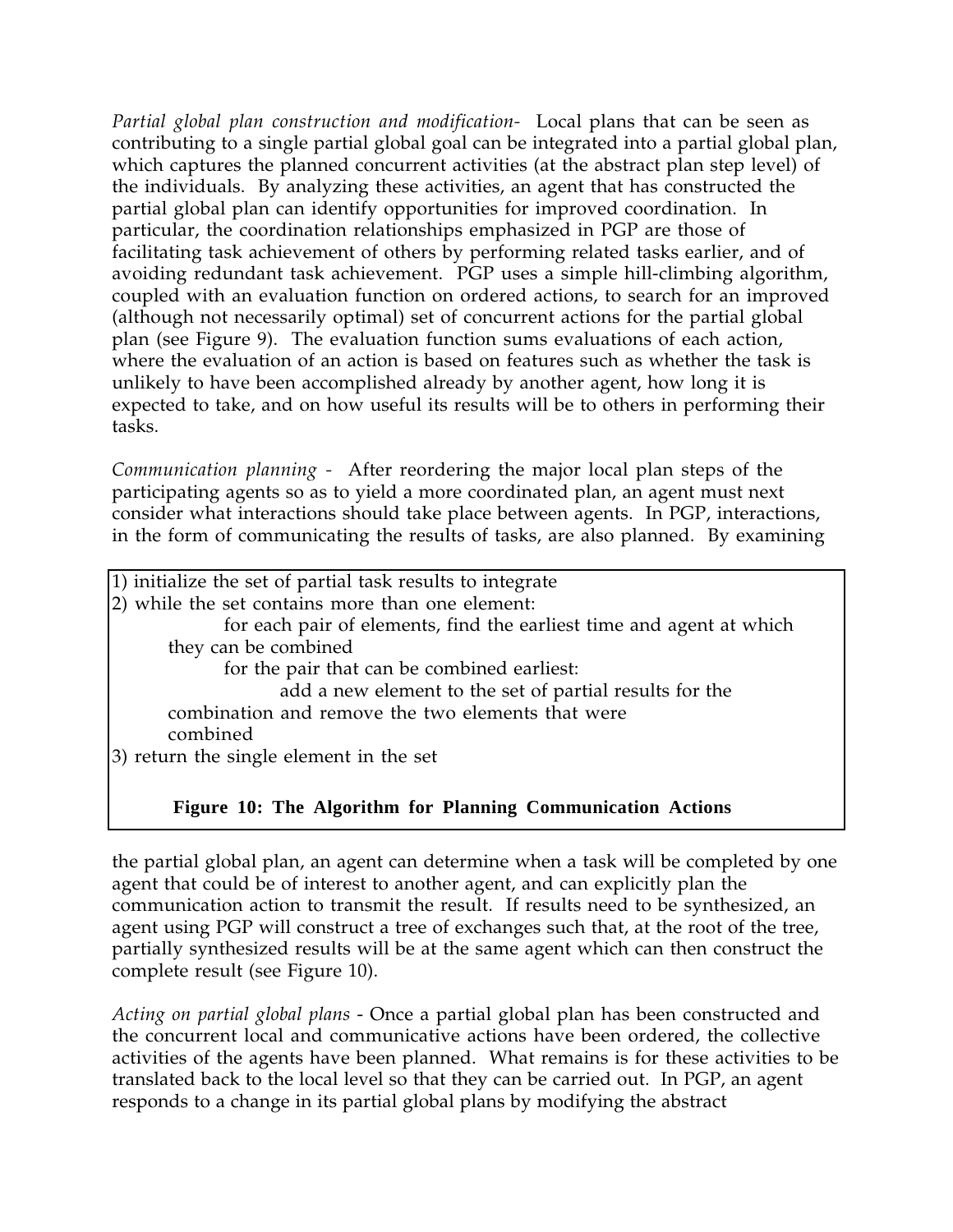*Partial global plan construction and modification-* Local plans that can be seen as contributing to a single partial global goal can be integrated into a partial global plan, which captures the planned concurrent activities (at the abstract plan step level) of the individuals. By analyzing these activities, an agent that has constructed the partial global plan can identify opportunities for improved coordination. In particular, the coordination relationships emphasized in PGP are those of facilitating task achievement of others by performing related tasks earlier, and of avoiding redundant task achievement. PGP uses a simple hill-climbing algorithm, coupled with an evaluation function on ordered actions, to search for an improved (although not necessarily optimal) set of concurrent actions for the partial global plan (see Figure 9). The evaluation function sums evaluations of each action, where the evaluation of an action is based on features such as whether the task is unlikely to have been accomplished already by another agent, how long it is expected to take, and on how useful its results will be to others in performing their tasks.

*Communication planning -* After reordering the major local plan steps of the participating agents so as to yield a more coordinated plan, an agent must next consider what interactions should take place between agents. In PGP, interactions, in the form of communicating the results of tasks, are also planned. By examining

```
1) initialize the set of partial task results to integrate
2) while the set contains more than one element:
        for each pair of elements, find the earliest time and agent at which
    they can be combined
        for the pair that can be combined earliest:
            add a new element to the set of partial results for the
    combination and remove the two elements that were
    combined
3) return the single element in the set
```

**Figure 10: The Algorithm for Planning Communication Actions**

the partial global plan, an agent can determine when a task will be completed by one agent that could be of interest to another agent, and can explicitly plan the communication action to transmit the result. If results need to be synthesized, an agent using PGP will construct a tree of exchanges such that, at the root of the tree, partially synthesized results will be at the same agent which can then construct the complete result (see Figure 10).

*Acting on partial global plans* - Once a partial global plan has been constructed and the concurrent local and communicative actions have been ordered, the collective activities of the agents have been planned. What remains is for these activities to be translated back to the local level so that they can be carried out. In PGP, an agent responds to a change in its partial global plans by modifying the abstract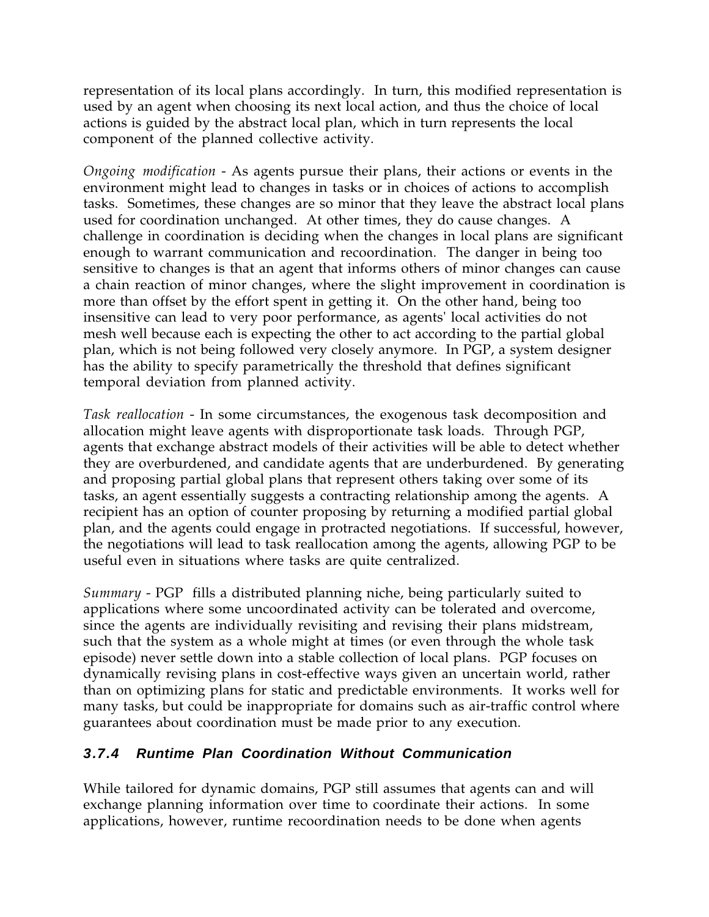representation of its local plans accordingly. In turn, this modified representation is used by an agent when choosing its next local action, and thus the choice of local actions is guided by the abstract local plan, which in turn represents the local component of the planned collective activity.

*Ongoing modification* - As agents pursue their plans, their actions or events in the environment might lead to changes in tasks or in choices of actions to accomplish tasks. Sometimes, these changes are so minor that they leave the abstract local plans used for coordination unchanged. At other times, they do cause changes. A challenge in coordination is deciding when the changes in local plans are significant enough to warrant communication and recoordination. The danger in being too sensitive to changes is that an agent that informs others of minor changes can cause a chain reaction of minor changes, where the slight improvement in coordination is more than offset by the effort spent in getting it. On the other hand, being too insensitive can lead to very poor performance, as agents' local activities do not mesh well because each is expecting the other to act according to the partial global plan, which is not being followed very closely anymore. In PGP, a system designer has the ability to specify parametrically the threshold that defines significant temporal deviation from planned activity.

*Task reallocation* - In some circumstances, the exogenous task decomposition and allocation might leave agents with disproportionate task loads. Through PGP, agents that exchange abstract models of their activities will be able to detect whether they are overburdened, and candidate agents that are underburdened. By generating and proposing partial global plans that represent others taking over some of its tasks, an agent essentially suggests a contracting relationship among the agents. A recipient has an option of counter proposing by returning a modified partial global plan, and the agents could engage in protracted negotiations. If successful, however, the negotiations will lead to task reallocation among the agents, allowing PGP to be useful even in situations where tasks are quite centralized.

*Summary* - PGP fills a distributed planning niche, being particularly suited to applications where some uncoordinated activity can be tolerated and overcome, since the agents are individually revisiting and revising their plans midstream, such that the system as a whole might at times (or even through the whole task episode) never settle down into a stable collection of local plans. PGP focuses on dynamically revising plans in cost-effective ways given an uncertain world, rather than on optimizing plans for static and predictable environments. It works well for many tasks, but could be inappropriate for domains such as air-traffic control where guarantees about coordination must be made prior to any execution.

### 3.7.4 Runtime Plan Coordination Without Communication

While tailored for dynamic domains, PGP still assumes that agents can and will exchange planning information over time to coordinate their actions. In some applications, however, runtime recoordination needs to be done when agents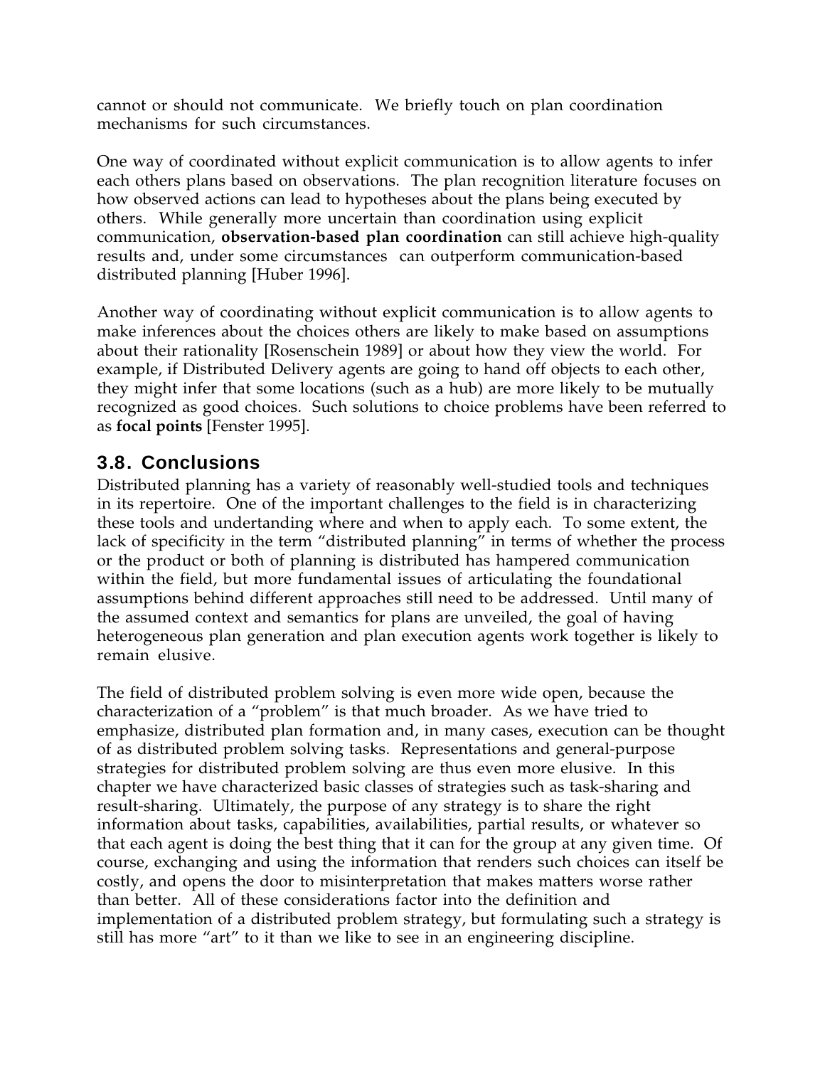cannot or should not communicate. We briefly touch on plan coordination mechanisms for such circumstances.

One way of coordinated without explicit communication is to allow agents to infer each others plans based on observations. The plan recognition literature focuses on how observed actions can lead to hypotheses about the plans being executed by others. While generally more uncertain than coordination using explicit communication, **observation-based plan coordination** can still achieve high-quality results and, under some circumstances can outperform communication-based distributed planning [Huber 1996].

Another way of coordinating without explicit communication is to allow agents to make inferences about the choices others are likely to make based on assumptions about their rationality [Rosenschein 1989] or about how they view the world. For example, if Distributed Delivery agents are going to hand off objects to each other, they might infer that some locations (such as a hub) are more likely to be mutually recognized as good choices. Such solutions to choice problems have been referred to as **focal points** [Fenster 1995].

## 3.8. Conclusions

Distributed planning has a variety of reasonably well-studied tools and techniques in its repertoire. One of the important challenges to the field is in characterizing these tools and undertanding where and when to apply each. To some extent, the lack of specificity in the term "distributed planning" in terms of whether the process or the product or both of planning is distributed has hampered communication within the field, but more fundamental issues of articulating the foundational assumptions behind different approaches still need to be addressed. Until many of the assumed context and semantics for plans are unveiled, the goal of having heterogeneous plan generation and plan execution agents work together is likely to remain elusive.

The field of distributed problem solving is even more wide open, because the characterization of a "problem" is that much broader. As we have tried to emphasize, distributed plan formation and, in many cases, execution can be thought of as distributed problem solving tasks. Representations and general-purpose strategies for distributed problem solving are thus even more elusive. In this chapter we have characterized basic classes of strategies such as task-sharing and result-sharing. Ultimately, the purpose of any strategy is to share the right information about tasks, capabilities, availabilities, partial results, or whatever so that each agent is doing the best thing that it can for the group at any given time. Of course, exchanging and using the information that renders such choices can itself be costly, and opens the door to misinterpretation that makes matters worse rather than better. All of these considerations factor into the definition and implementation of a distributed problem strategy, but formulating such a strategy is still has more "art" to it than we like to see in an engineering discipline.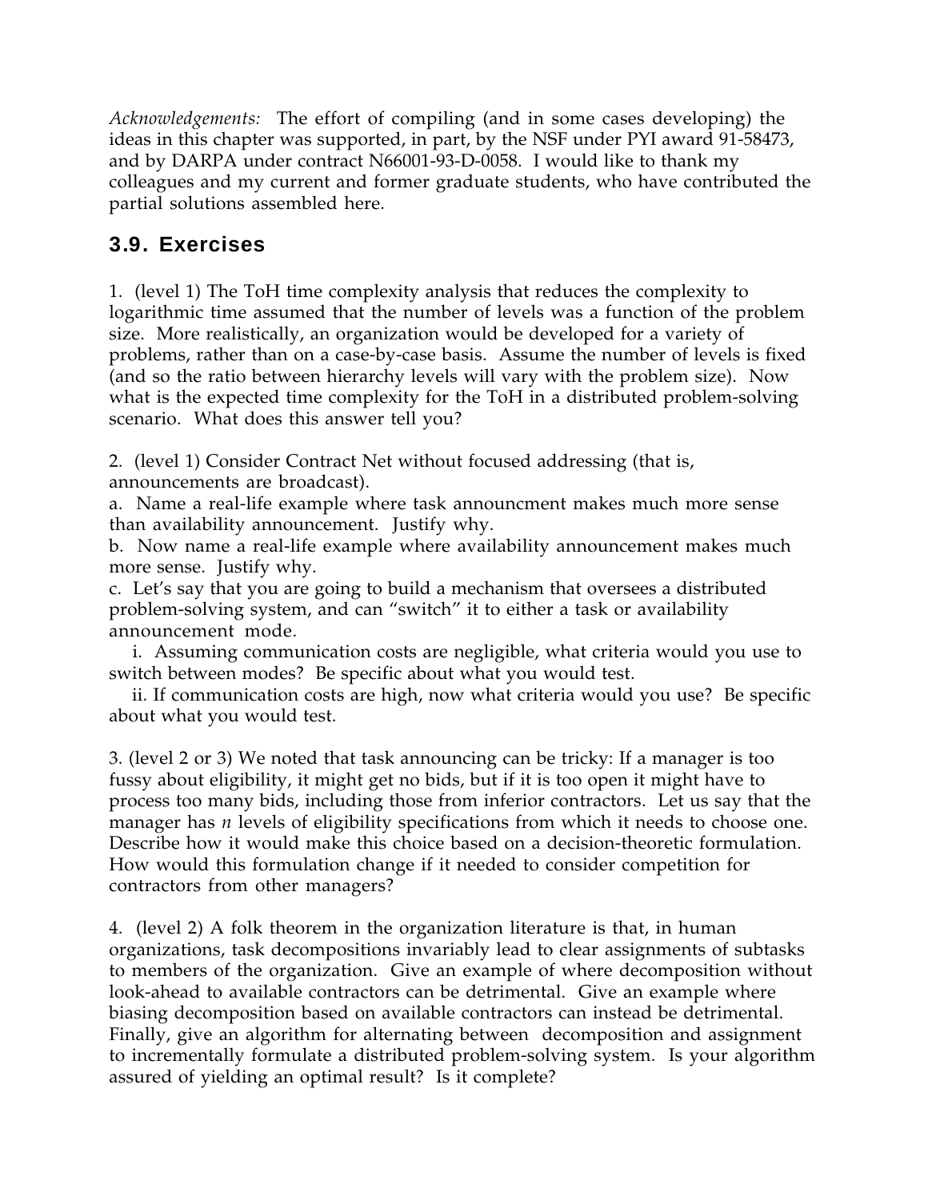*Acknowledgements:* The effort of compiling (and in some cases developing) the ideas in this chapter was supported, in part, by the NSF under PYI award 91-58473, and by DARPA under contract N66001-93-D-0058. I would like to thank my colleagues and my current and former graduate students, who have contributed the partial solutions assembled here.

## 3.9. Exercises

1. (level 1) The ToH time complexity analysis that reduces the complexity to logarithmic time assumed that the number of levels was a function of the problem size. More realistically, an organization would be developed for a variety of problems, rather than on a case-by-case basis. Assume the number of levels is fixed (and so the ratio between hierarchy levels will vary with the problem size). Now what is the expected time complexity for the ToH in a distributed problem-solving scenario. What does this answer tell you?

2. (level 1) Consider Contract Net without focused addressing (that is, announcements are broadcast).
a. Name a real-life example where task announcment makes much more sense than availability announcement. Justify why.
b. Now name a real-life example where availability announcement makes much more sense. Justify why.
c. Let's say that you are going to build a mechanism that oversees a distributed problem-solving system, and can "switch" it to either a task or availability announcement mode.
   i. Assuming communication costs are negligible, what criteria would you use to switch between modes? Be specific about what you would test.
   ii. If communication costs are high, now what criteria would you use? Be specific about what you would test.

3. (level 2 or 3) We noted that task announcing can be tricky: If a manager is too fussy about eligibility, it might get no bids, but if it is too open it might have to process too many bids, including those from inferior contractors. Let us say that the manager has *n* levels of eligibility specifications from which it needs to choose one. Describe how it would make this choice based on a decision-theoretic formulation. How would this formulation change if it needed to consider competition for contractors from other managers?

4. (level 2) A folk theorem in the organization literature is that, in human organizations, task decompositions invariably lead to clear assignments of subtasks to members of the organization. Give an example of where decomposition without look-ahead to available contractors can be detrimental. Give an example where biasing decomposition based on available contractors can instead be detrimental. Finally, give an algorithm for alternating between decomposition and assignment to incrementally formulate a distributed problem-solving system. Is your algorithm assured of yielding an optimal result? Is it complete?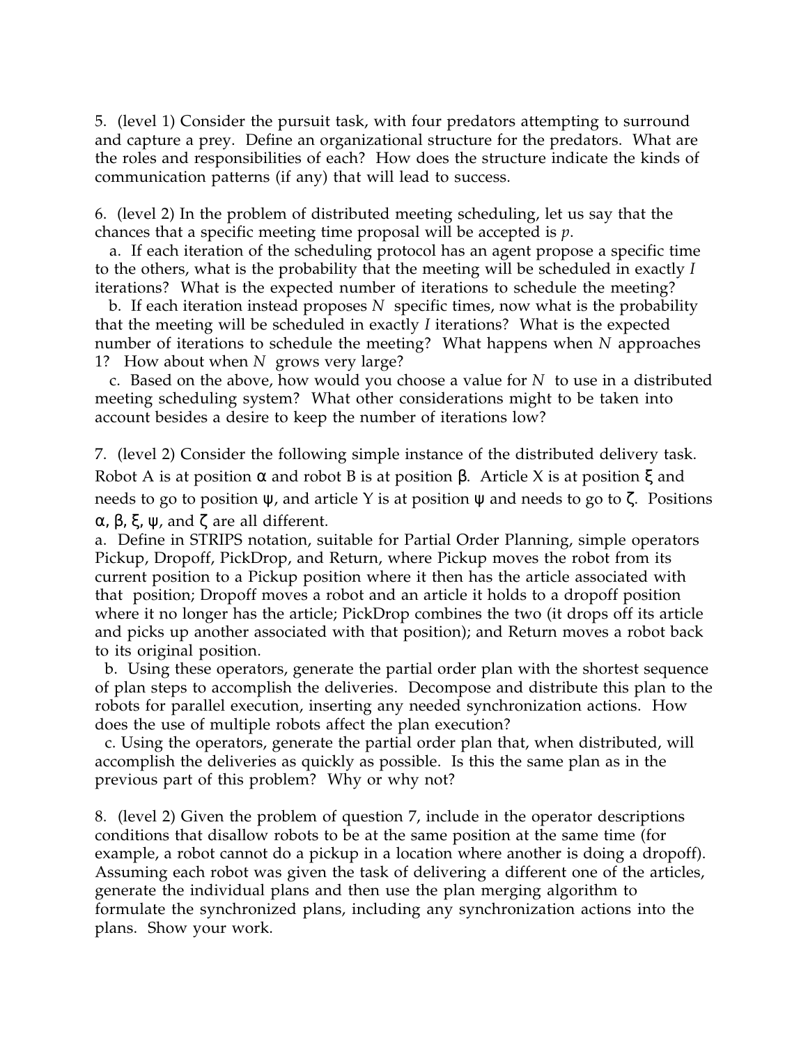5. (level 1) Consider the pursuit task, with four predators attempting to surround and capture a prey. Define an organizational structure for the predators. What are the roles and responsibilities of each? How does the structure indicate the kinds of communication patterns (if any) that will lead to success.

6. (level 2) In the problem of distributed meeting scheduling, let us say that the chances that a specific meeting time proposal will be accepted is $p$.

   a. If each iteration of the scheduling protocol has an agent propose a specific time to the others, what is the probability that the meeting will be scheduled in exactly $I$ iterations? What is the expected number of iterations to schedule the meeting?

   b. If each iteration instead proposes $N$ specific times, now what is the probability that the meeting will be scheduled in exactly $I$ iterations? What is the expected number of iterations to schedule the meeting? What happens when $N$ approaches 1? How about when $N$ grows very large?

   c. Based on the above, how would you choose a value for $N$ to use in a distributed meeting scheduling system? What other considerations might to be taken into account besides a desire to keep the number of iterations low?

7. (level 2) Consider the following simple instance of the distributed delivery task. Robot A is at position $\alpha$ and robot B is at position $\beta$. Article X is at position $\xi$ and needs to go to position $\psi$, and article Y is at position $\psi$ and needs to go to $\zeta$. Positions $\alpha$, $\beta$, $\xi$, $\psi$, and $\zeta$ are all different.

a. Define in STRIPS notation, suitable for Partial Order Planning, simple operators Pickup, Dropoff, PickDrop, and Return, where Pickup moves the robot from its current position to a Pickup position where it then has the article associated with that position; Dropoff moves a robot and an article it holds to a dropoff position where it no longer has the article; PickDrop combines the two (it drops off its article and picks up another associated with that position); and Return moves a robot back to its original position.

   b. Using these operators, generate the partial order plan with the shortest sequence of plan steps to accomplish the deliveries. Decompose and distribute this plan to the robots for parallel execution, inserting any needed synchronization actions. How does the use of multiple robots affect the plan execution?

   c. Using the operators, generate the partial order plan that, when distributed, will accomplish the deliveries as quickly as possible. Is this the same plan as in the previous part of this problem? Why or why not?

8. (level 2) Given the problem of question 7, include in the operator descriptions conditions that disallow robots to be at the same position at the same time (for example, a robot cannot do a pickup in a location where another is doing a dropoff). Assuming each robot was given the task of delivering a different one of the articles, generate the individual plans and then use the plan merging algorithm to formulate the synchronized plans, including any synchronization actions into the plans. Show your work.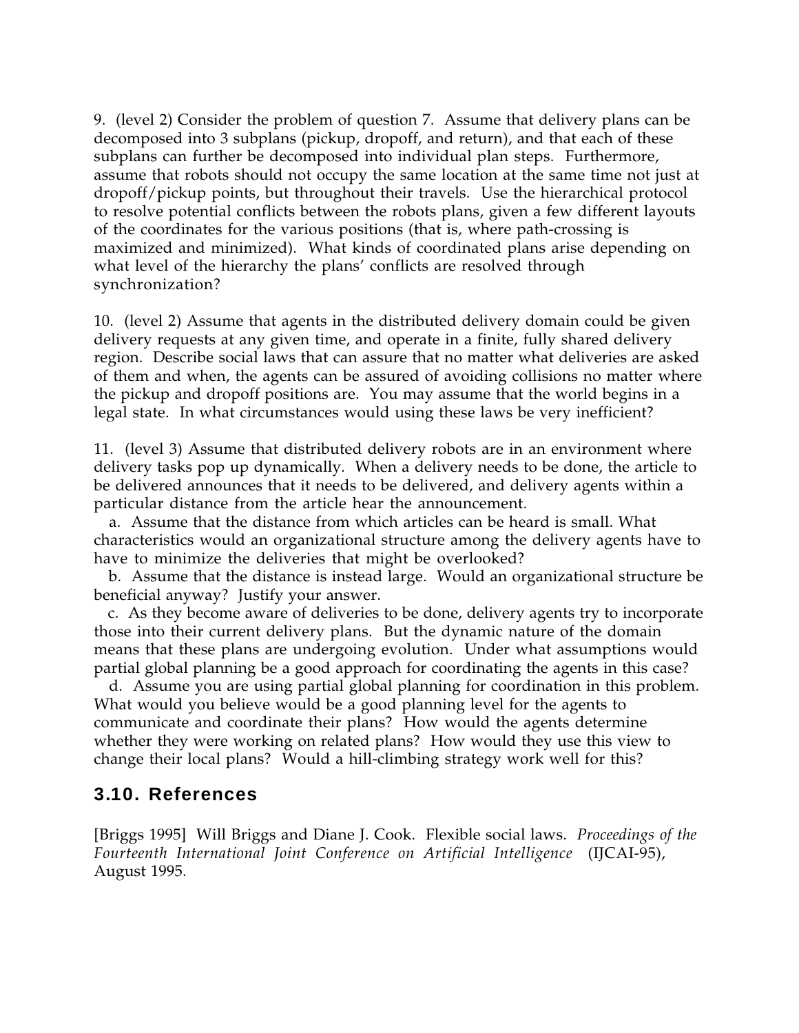9. (level 2) Consider the problem of question 7. Assume that delivery plans can be decomposed into 3 subplans (pickup, dropoff, and return), and that each of these subplans can further be decomposed into individual plan steps. Furthermore, assume that robots should not occupy the same location at the same time not just at dropoff/pickup points, but throughout their travels. Use the hierarchical protocol to resolve potential conflicts between the robots plans, given a few different layouts of the coordinates for the various positions (that is, where path-crossing is maximized and minimized). What kinds of coordinated plans arise depending on what level of the hierarchy the plans' conflicts are resolved through synchronization?

10. (level 2) Assume that agents in the distributed delivery domain could be given delivery requests at any given time, and operate in a finite, fully shared delivery region. Describe social laws that can assure that no matter what deliveries are asked of them and when, the agents can be assured of avoiding collisions no matter where the pickup and dropoff positions are. You may assume that the world begins in a legal state. In what circumstances would using these laws be very inefficient?

11. (level 3) Assume that distributed delivery robots are in an environment where delivery tasks pop up dynamically. When a delivery needs to be done, the article to be delivered announces that it needs to be delivered, and delivery agents within a particular distance from the article hear the announcement.

a. Assume that the distance from which articles can be heard is small. What characteristics would an organizational structure among the delivery agents have to have to minimize the deliveries that might be overlooked?

b. Assume that the distance is instead large. Would an organizational structure be beneficial anyway? Justify your answer.

c. As they become aware of deliveries to be done, delivery agents try to incorporate those into their current delivery plans. But the dynamic nature of the domain means that these plans are undergoing evolution. Under what assumptions would partial global planning be a good approach for coordinating the agents in this case?

d. Assume you are using partial global planning for coordination in this problem. What would you believe would be a good planning level for the agents to communicate and coordinate their plans? How would the agents determine whether they were working on related plans? How would they use this view to change their local plans? Would a hill-climbing strategy work well for this?

## 3.10. References

[Briggs 1995] Will Briggs and Diane J. Cook. Flexible social laws. *Proceedings of the Fourteenth International Joint Conference on Artificial Intelligence* (IJCAI-95), August 1995.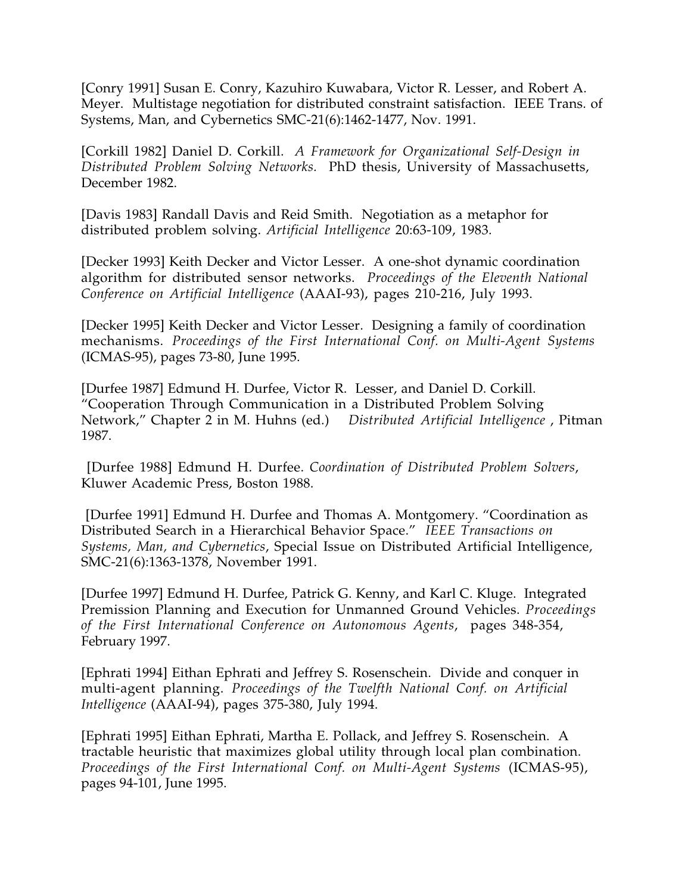[Conry 1991] Susan E. Conry, Kazuhiro Kuwabara, Victor R. Lesser, and Robert A. Meyer. Multistage negotiation for distributed constraint satisfaction. IEEE Trans. of Systems, Man, and Cybernetics SMC-21(6):1462-1477, Nov. 1991.

[Corkill 1982] Daniel D. Corkill. *A Framework for Organizational Self-Design in Distributed Problem Solving Networks.* PhD thesis, University of Massachusetts, December 1982.

[Davis 1983] Randall Davis and Reid Smith. Negotiation as a metaphor for distributed problem solving. *Artificial Intelligence* 20:63-109, 1983.

[Decker 1993] Keith Decker and Victor Lesser. A one-shot dynamic coordination algorithm for distributed sensor networks. *Proceedings of the Eleventh National Conference on Artificial Intelligence* (AAAI-93), pages 210-216, July 1993.

[Decker 1995] Keith Decker and Victor Lesser. Designing a family of coordination mechanisms. *Proceedings of the First International Conf. on Multi-Agent Systems* (ICMAS-95), pages 73-80, June 1995.

[Durfee 1987] Edmund H. Durfee, Victor R. Lesser, and Daniel D. Corkill. "Cooperation Through Communication in a Distributed Problem Solving Network," Chapter 2 in M. Huhns (ed.) *Distributed Artificial Intelligence*, Pitman 1987.

[Durfee 1988] Edmund H. Durfee. *Coordination of Distributed Problem Solvers*, Kluwer Academic Press, Boston 1988.

[Durfee 1991] Edmund H. Durfee and Thomas A. Montgomery. "Coordination as Distributed Search in a Hierarchical Behavior Space." *IEEE Transactions on Systems, Man, and Cybernetics*, Special Issue on Distributed Artificial Intelligence, SMC-21(6):1363-1378, November 1991.

[Durfee 1997] Edmund H. Durfee, Patrick G. Kenny, and Karl C. Kluge. Integrated Premission Planning and Execution for Unmanned Ground Vehicles. *Proceedings of the First International Conference on Autonomous Agents*, pages 348-354, February 1997.

[Ephrati 1994] Eithan Ephrati and Jeffrey S. Rosenschein. Divide and conquer in multi-agent planning. *Proceedings of the Twelfth National Conf. on Artificial Intelligence* (AAAI-94), pages 375-380, July 1994.

[Ephrati 1995] Eithan Ephrati, Martha E. Pollack, and Jeffrey S. Rosenschein. A tractable heuristic that maximizes global utility through local plan combination. *Proceedings of the First International Conf. on Multi-Agent Systems* (ICMAS-95), pages 94-101, June 1995.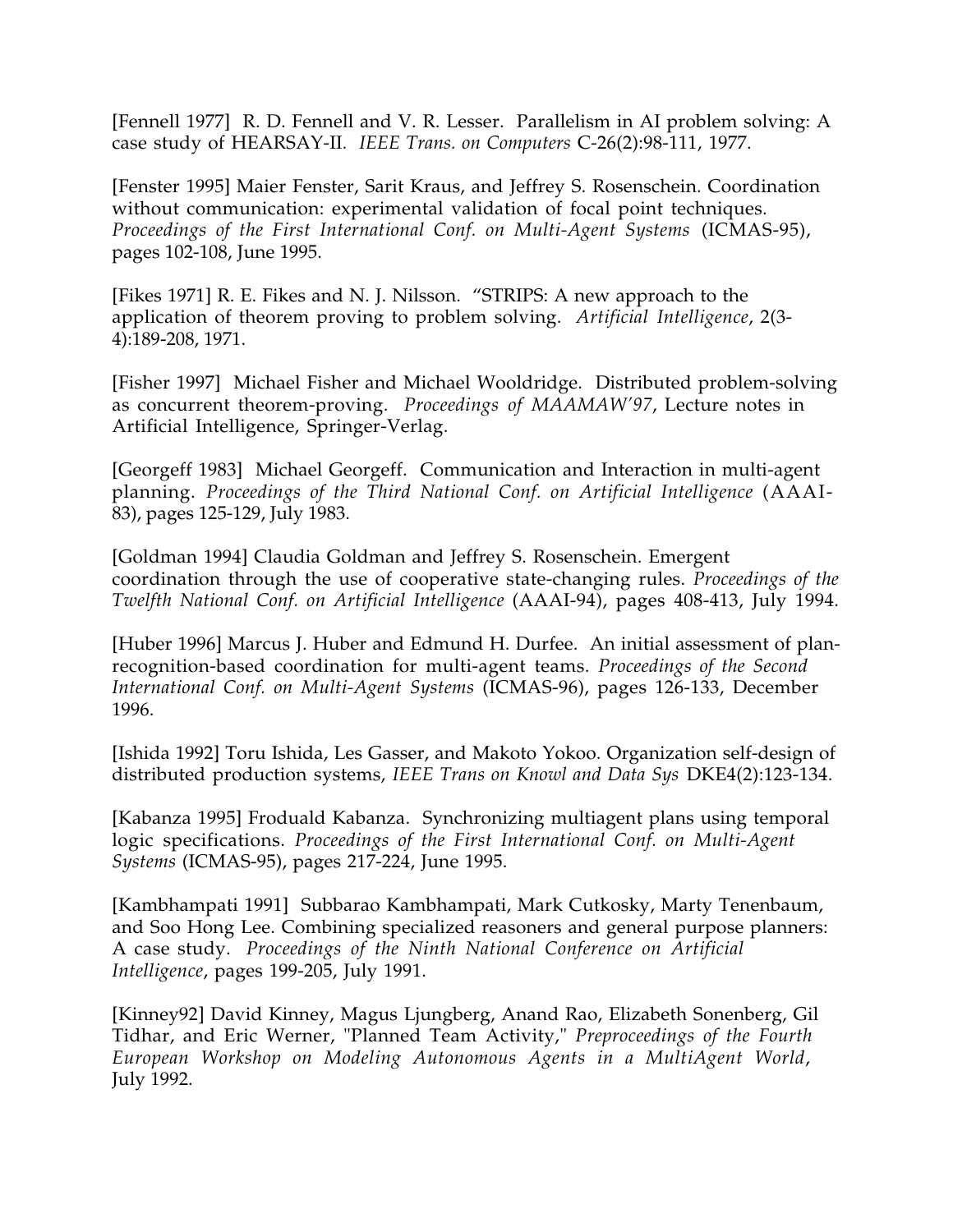[Fennell 1977] R. D. Fennell and V. R. Lesser. Parallelism in AI problem solving: A case study of HEARSAY-II. *IEEE Trans. on Computers* C-26(2):98-111, 1977.

[Fenster 1995] Maier Fenster, Sarit Kraus, and Jeffrey S. Rosenschein. Coordination without communication: experimental validation of focal point techniques. *Proceedings of the First International Conf. on Multi-Agent Systems* (ICMAS-95), pages 102-108, June 1995.

[Fikes 1971] R. E. Fikes and N. J. Nilsson. "STRIPS: A new approach to the application of theorem proving to problem solving. *Artificial Intelligence*, 2(3-4):189-208, 1971.

[Fisher 1997] Michael Fisher and Michael Wooldridge. Distributed problem-solving as concurrent theorem-proving. *Proceedings of MAAMAW'97*, Lecture notes in Artificial Intelligence, Springer-Verlag.

[Georgeff 1983] Michael Georgeff. Communication and Interaction in multi-agent planning. *Proceedings of the Third National Conf. on Artificial Intelligence* (AAAI-83), pages 125-129, July 1983.

[Goldman 1994] Claudia Goldman and Jeffrey S. Rosenschein. Emergent coordination through the use of cooperative state-changing rules. *Proceedings of the Twelfth National Conf. on Artificial Intelligence* (AAAI-94), pages 408-413, July 1994.

[Huber 1996] Marcus J. Huber and Edmund H. Durfee. An initial assessment of plan-recognition-based coordination for multi-agent teams. *Proceedings of the Second International Conf. on Multi-Agent Systems* (ICMAS-96), pages 126-133, December 1996.

[Ishida 1992] Toru Ishida, Les Gasser, and Makoto Yokoo. Organization self-design of distributed production systems, *IEEE Trans on Knowl and Data Sys* DKE4(2):123-134.

[Kabanza 1995] Froduald Kabanza. Synchronizing multiagent plans using temporal logic specifications. *Proceedings of the First International Conf. on Multi-Agent Systems* (ICMAS-95), pages 217-224, June 1995.

[Kambhampati 1991] Subbarao Kambhampati, Mark Cutkosky, Marty Tenenbaum, and Soo Hong Lee. Combining specialized reasoners and general purpose planners: A case study. *Proceedings of the Ninth National Conference on Artificial Intelligence*, pages 199-205, July 1991.

[Kinney92] David Kinney, Magus Ljungberg, Anand Rao, Elizabeth Sonenberg, Gil Tidhar, and Eric Werner, "Planned Team Activity," *Preproceedings of the Fourth European Workshop on Modeling Autonomous Agents in a MultiAgent World*, July 1992.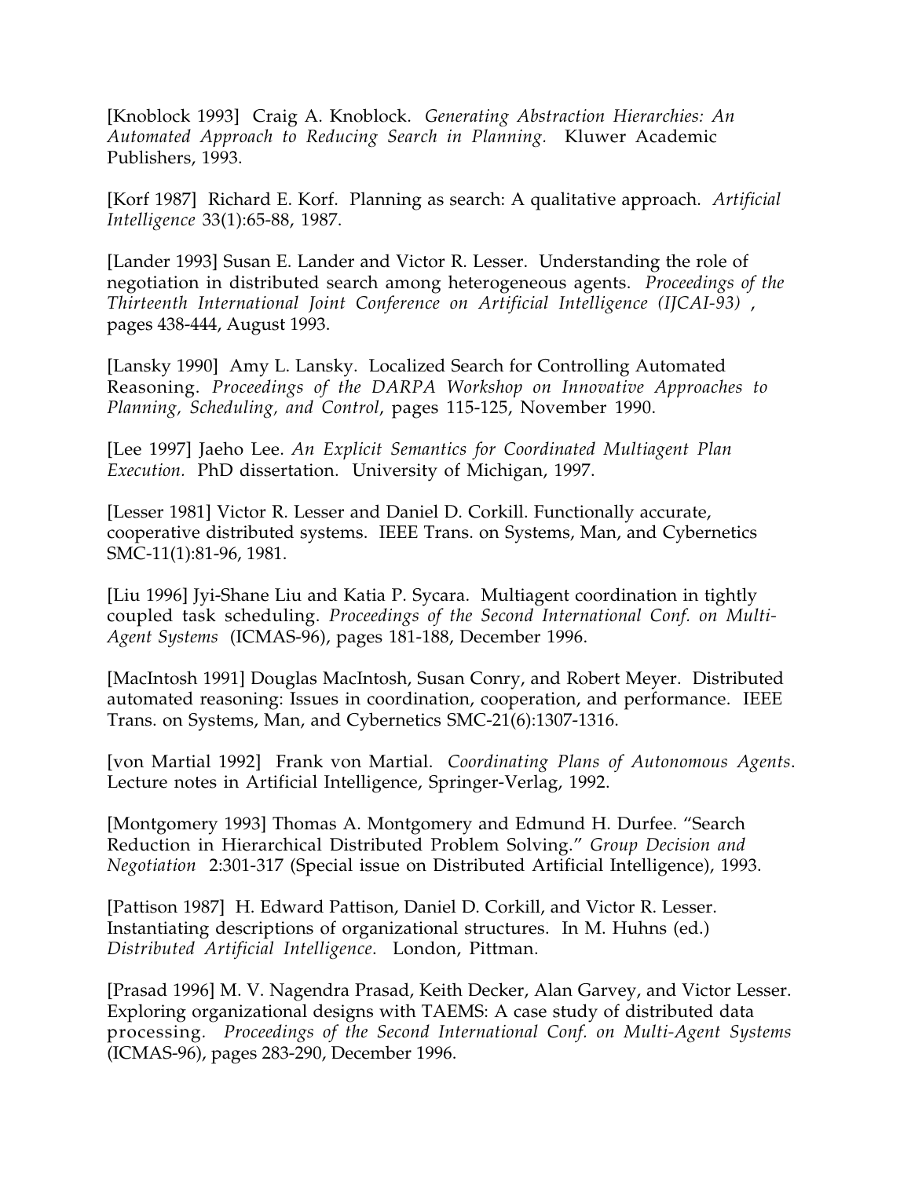[Knoblock 1993] Craig A. Knoblock. *Generating Abstraction Hierarchies: An Automated Approach to Reducing Search in Planning.* Kluwer Academic Publishers, 1993.

[Korf 1987] Richard E. Korf. Planning as search: A qualitative approach. *Artificial Intelligence* 33(1):65-88, 1987.

[Lander 1993] Susan E. Lander and Victor R. Lesser. Understanding the role of negotiation in distributed search among heterogeneous agents. *Proceedings of the Thirteenth International Joint Conference on Artificial Intelligence (IJCAI-93)*, pages 438-444, August 1993.

[Lansky 1990] Amy L. Lansky. Localized Search for Controlling Automated Reasoning. *Proceedings of the DARPA Workshop on Innovative Approaches to Planning, Scheduling, and Control*, pages 115-125, November 1990.

[Lee 1997] Jaeho Lee. *An Explicit Semantics for Coordinated Multiagent Plan Execution.* PhD dissertation. University of Michigan, 1997.

[Lesser 1981] Victor R. Lesser and Daniel D. Corkill. Functionally accurate, cooperative distributed systems. IEEE Trans. on Systems, Man, and Cybernetics SMC-11(1):81-96, 1981.

[Liu 1996] Jyi-Shane Liu and Katia P. Sycara. Multiagent coordination in tightly coupled task scheduling. *Proceedings of the Second International Conf. on Multi-Agent Systems* (ICMAS-96), pages 181-188, December 1996.

[MacIntosh 1991] Douglas MacIntosh, Susan Conry, and Robert Meyer. Distributed automated reasoning: Issues in coordination, cooperation, and performance. IEEE Trans. on Systems, Man, and Cybernetics SMC-21(6):1307-1316.

[von Martial 1992] Frank von Martial. *Coordinating Plans of Autonomous Agents*. Lecture notes in Artificial Intelligence, Springer-Verlag, 1992.

[Montgomery 1993] Thomas A. Montgomery and Edmund H. Durfee. "Search Reduction in Hierarchical Distributed Problem Solving." *Group Decision and Negotiation* 2:301-317 (Special issue on Distributed Artificial Intelligence), 1993.

[Pattison 1987] H. Edward Pattison, Daniel D. Corkill, and Victor R. Lesser. Instantiating descriptions of organizational structures. In M. Huhns (ed.) *Distributed Artificial Intelligence*. London, Pittman.

[Prasad 1996] M. V. Nagendra Prasad, Keith Decker, Alan Garvey, and Victor Lesser. Exploring organizational designs with TAEMS: A case study of distributed data processing. *Proceedings of the Second International Conf. on Multi-Agent Systems* (ICMAS-96), pages 283-290, December 1996.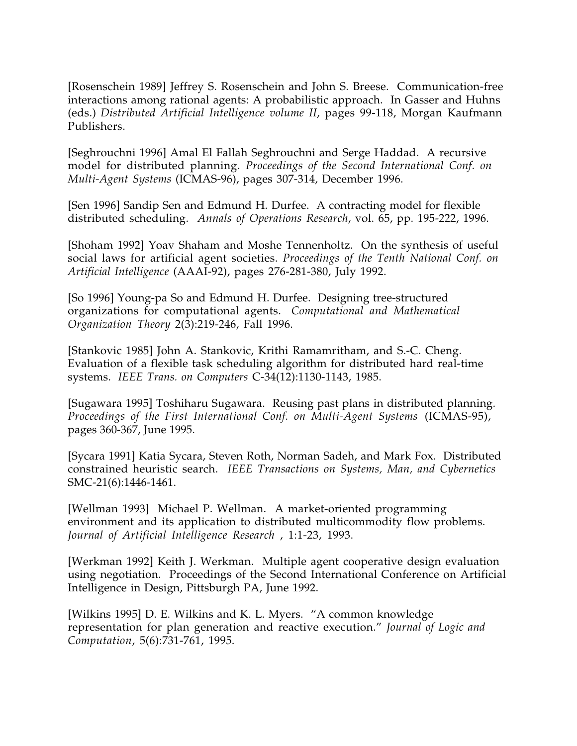[Rosenschein 1989] Jeffrey S. Rosenschein and John S. Breese. Communication-free interactions among rational agents: A probabilistic approach. In Gasser and Huhns (eds.) *Distributed Artificial Intelligence volume II*, pages 99-118, Morgan Kaufmann Publishers.

[Seghrouchni 1996] Amal El Fallah Seghrouchni and Serge Haddad. A recursive model for distributed planning. *Proceedings of the Second International Conf. on Multi-Agent Systems* (ICMAS-96), pages 307-314, December 1996.

[Sen 1996] Sandip Sen and Edmund H. Durfee. A contracting model for flexible distributed scheduling. *Annals of Operations Research*, vol. 65, pp. 195-222, 1996.

[Shoham 1992] Yoav Shaham and Moshe Tennenholtz. On the synthesis of useful social laws for artificial agent societies. *Proceedings of the Tenth National Conf. on Artificial Intelligence* (AAAI-92), pages 276-281-380, July 1992.

[So 1996] Young-pa So and Edmund H. Durfee. Designing tree-structured organizations for computational agents. *Computational and Mathematical Organization Theory* 2(3):219-246, Fall 1996.

[Stankovic 1985] John A. Stankovic, Krithi Ramamritham, and S.-C. Cheng. Evaluation of a flexible task scheduling algorithm for distributed hard real-time systems. *IEEE Trans. on Computers* C-34(12):1130-1143, 1985.

[Sugawara 1995] Toshiharu Sugawara. Reusing past plans in distributed planning. *Proceedings of the First International Conf. on Multi-Agent Systems* (ICMAS-95), pages 360-367, June 1995.

[Sycara 1991] Katia Sycara, Steven Roth, Norman Sadeh, and Mark Fox. Distributed constrained heuristic search. *IEEE Transactions on Systems, Man, and Cybernetics* SMC-21(6):1446-1461.

[Wellman 1993] Michael P. Wellman. A market-oriented programming environment and its application to distributed multicommodity flow problems. *Journal of Artificial Intelligence Research* , 1:1-23, 1993.

[Werkman 1992] Keith J. Werkman. Multiple agent cooperative design evaluation using negotiation. Proceedings of the Second International Conference on Artificial Intelligence in Design, Pittsburgh PA, June 1992.

[Wilkins 1995] D. E. Wilkins and K. L. Myers. "A common knowledge representation for plan generation and reactive execution." *Journal of Logic and Computation*, 5(6):731-761, 1995.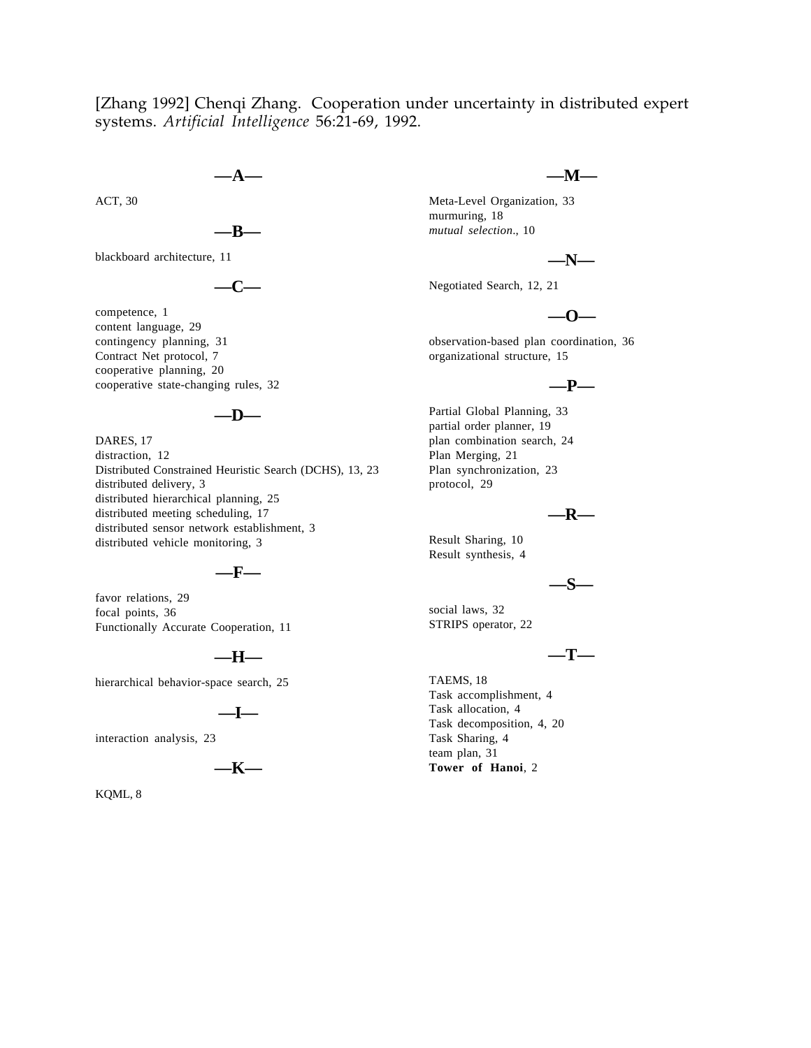[Zhang 1992] Chenqi Zhang. Cooperation under uncertainty in distributed expert systems. *Artificial Intelligence* 56:21-69, 1992.

## —A—

ACT, 30

## —B—

blackboard architecture, 11

## —C—

competence, 1
content language, 29
contingency planning, 31
Contract Net protocol, 7
cooperative planning, 20
cooperative state-changing rules, 32

## —D—

DARES, 17
distraction, 12
Distributed Constrained Heuristic Search (DCHS), 13, 23
distributed delivery, 3
distributed hierarchical planning, 25
distributed meeting scheduling, 17
distributed sensor network establishment, 3
distributed vehicle monitoring, 3

## —F—

favor relations, 29
focal points, 36
Functionally Accurate Cooperation, 11

## —H—

hierarchical behavior-space search, 25

## —I—

interaction analysis, 23

## —K—

KQML, 8

## —M—

Meta-Level Organization, 33
murmuring, 18
*mutual selection*., 10

## —N—

Negotiated Search, 12, 21

## —O—

observation-based plan coordination, 36
organizational structure, 15

## —P—

Partial Global Planning, 33
partial order planner, 19
plan combination search, 24
Plan Merging, 21
Plan synchronization, 23
protocol, 29

## —R—

Result Sharing, 10
Result synthesis, 4

## —S—

social laws, 32
STRIPS operator, 22

## —T—

TAEMS, 18
Task accomplishment, 4
Task allocation, 4
Task decomposition, 4, 20
Task Sharing, 4
team plan, 31
**Tower of Hanoi**, 2